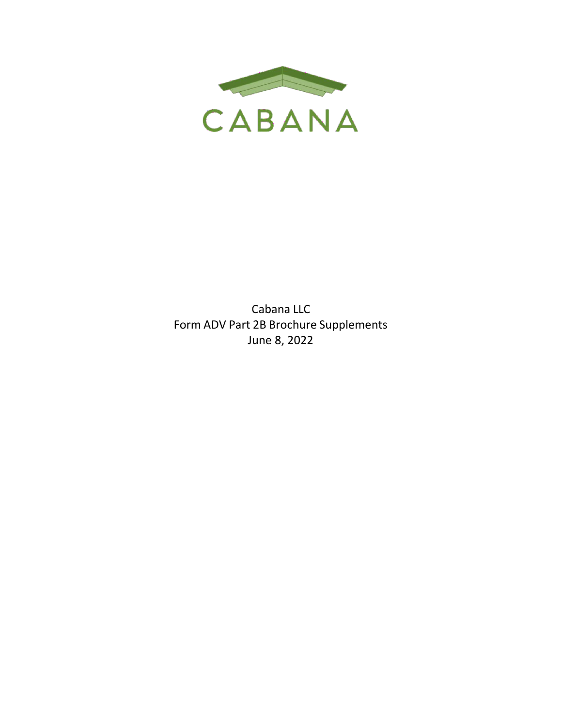CABANA

Cabana LLC
Form ADV Part 2B Brochure Supplements
June 8, 2022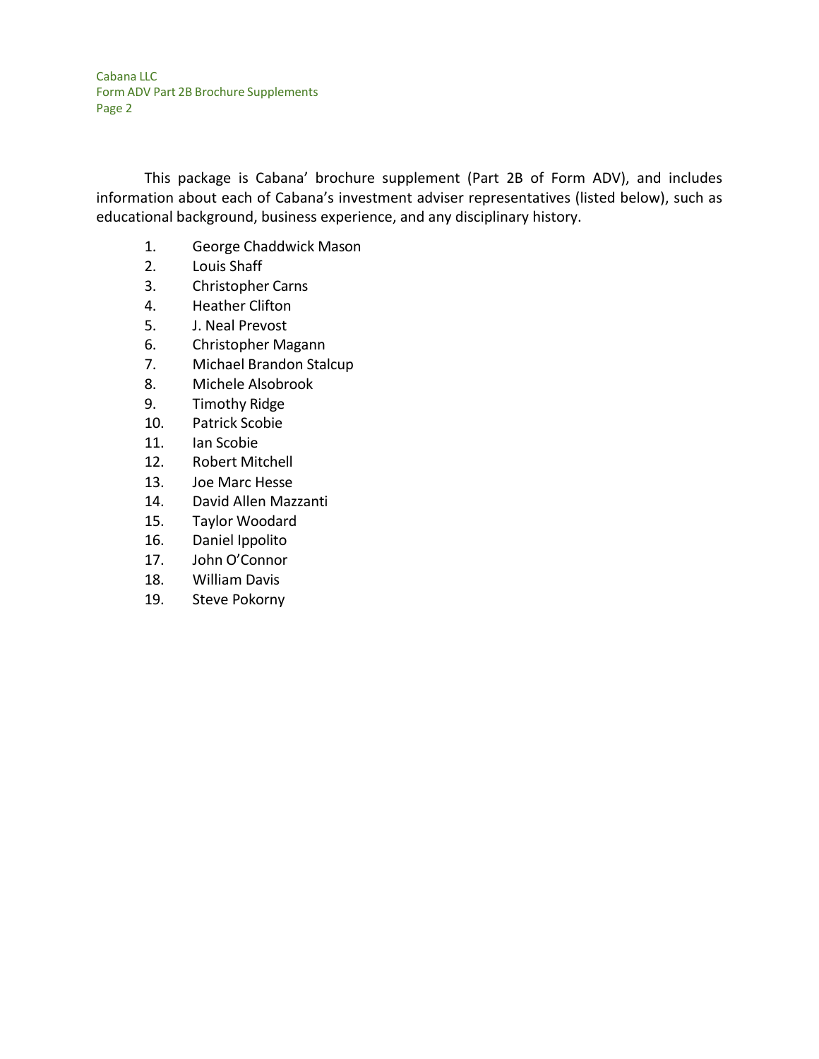This package is Cabana' brochure supplement (Part 2B of Form ADV), and includes information about each of Cabana's investment adviser representatives (listed below), such as educational background, business experience, and any disciplinary history.

1. George Chaddwick Mason
2. Louis Shaff
3. Christopher Carns
4. Heather Clifton
5. J. Neal Prevost
6. Christopher Magann
7. Michael Brandon Stalcup
8. Michele Alsobrook
9. Timothy Ridge
10. Patrick Scobie
11. Ian Scobie
12. Robert Mitchell
13. Joe Marc Hesse
14. David Allen Mazzanti
15. Taylor Woodard
16. Daniel Ippolito
17. John O'Connor
18. William Davis
19. Steve Pokorny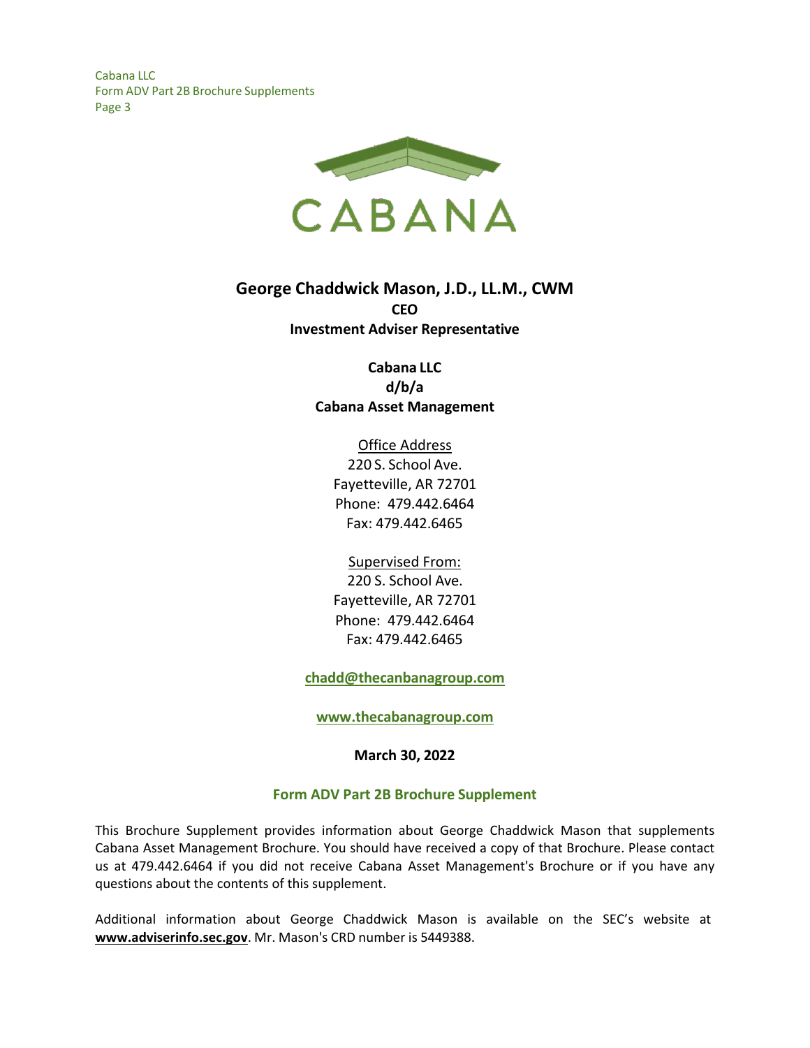CABANA

# George Chaddwick Mason, J.D., LL.M., CWM

**CEO**

**Investment Adviser Representative**

**Cabana LLC**
**d/b/a**
**Cabana Asset Management**

Office Address
220 S. School Ave.
Fayetteville, AR 72701
Phone: 479.442.6464
Fax: 479.442.6465

Supervised From:
220 S. School Ave.
Fayetteville, AR 72701
Phone: 479.442.6464
Fax: 479.442.6465

**chadd@thecanbanagroup.com**

**www.thecabanagroup.com**

**March 30, 2022**

## Form ADV Part 2B Brochure Supplement

This Brochure Supplement provides information about George Chaddwick Mason that supplements Cabana Asset Management Brochure. You should have received a copy of that Brochure. Please contact us at 479.442.6464 if you did not receive Cabana Asset Management's Brochure or if you have any questions about the contents of this supplement.

Additional information about George Chaddwick Mason is available on the SEC's website at **www.adviserinfo.sec.gov**. Mr. Mason's CRD number is 5449388.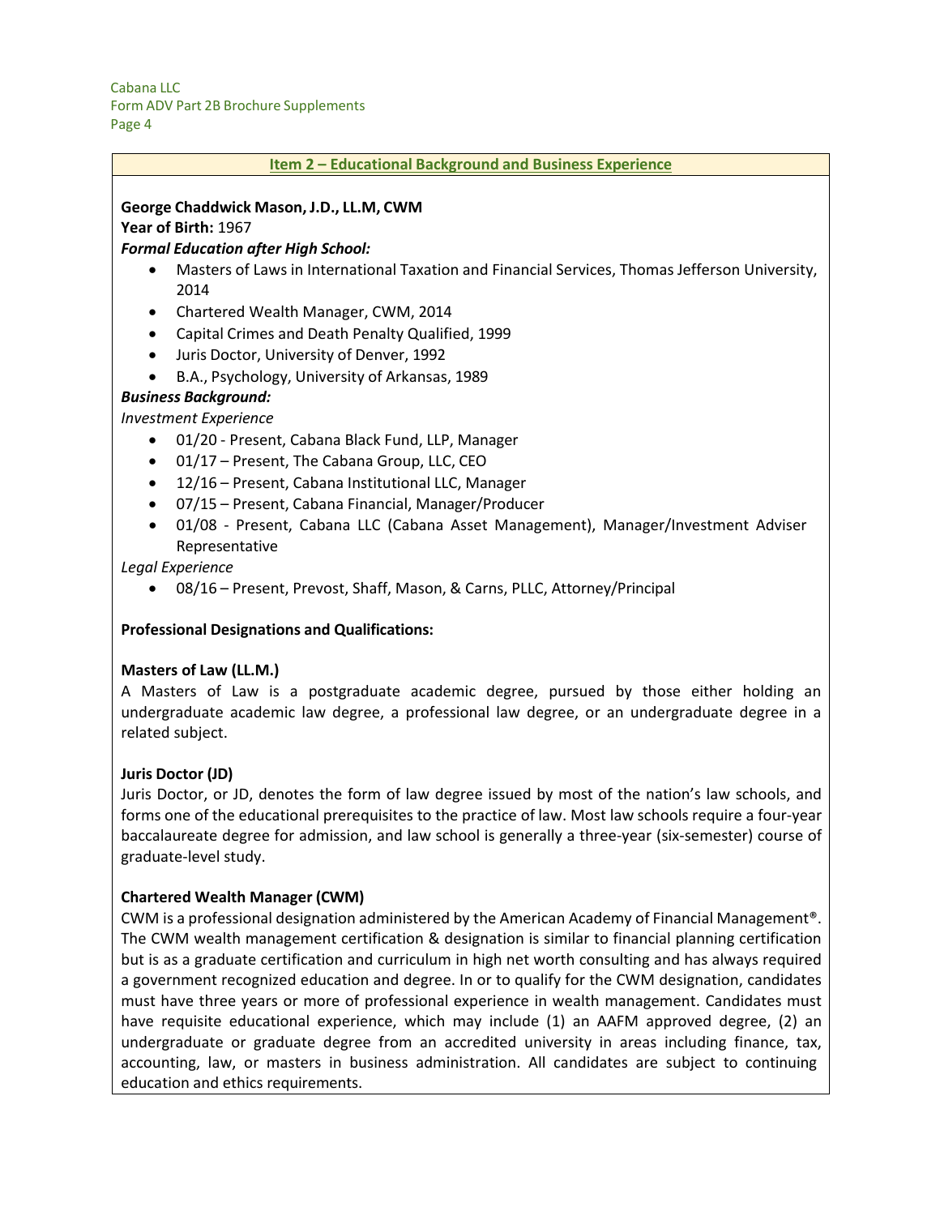## Item 2 – Educational Background and Business Experience

**George Chaddwick Mason, J.D., LL.M, CWM**

**Year of Birth:** 1967

***Formal Education after High School:***

- Masters of Laws in International Taxation and Financial Services, Thomas Jefferson University, 2014
- Chartered Wealth Manager, CWM, 2014
- Capital Crimes and Death Penalty Qualified, 1999
- Juris Doctor, University of Denver, 1992
- B.A., Psychology, University of Arkansas, 1989

***Business Background:***

*Investment Experience*

- 01/20 - Present, Cabana Black Fund, LLP, Manager
- 01/17 – Present, The Cabana Group, LLC, CEO
- 12/16 – Present, Cabana Institutional LLC, Manager
- 07/15 – Present, Cabana Financial, Manager/Producer
- 01/08 - Present, Cabana LLC (Cabana Asset Management), Manager/Investment Adviser Representative

*Legal Experience*

- 08/16 – Present, Prevost, Shaff, Mason, & Carns, PLLC, Attorney/Principal

**Professional Designations and Qualifications:**

**Masters of Law (LL.M.)**

A Masters of Law is a postgraduate academic degree, pursued by those either holding an undergraduate academic law degree, a professional law degree, or an undergraduate degree in a related subject.

**Juris Doctor (JD)**

Juris Doctor, or JD, denotes the form of law degree issued by most of the nation's law schools, and forms one of the educational prerequisites to the practice of law. Most law schools require a four-year baccalaureate degree for admission, and law school is generally a three-year (six-semester) course of graduate-level study.

**Chartered Wealth Manager (CWM)**

CWM is a professional designation administered by the American Academy of Financial Management®. The CWM wealth management certification & designation is similar to financial planning certification but is as a graduate certification and curriculum in high net worth consulting and has always required a government recognized education and degree. In or to qualify for the CWM designation, candidates must have three years or more of professional experience in wealth management. Candidates must have requisite educational experience, which may include (1) an AAFM approved degree, (2) an undergraduate or graduate degree from an accredited university in areas including finance, tax, accounting, law, or masters in business administration. All candidates are subject to continuing education and ethics requirements.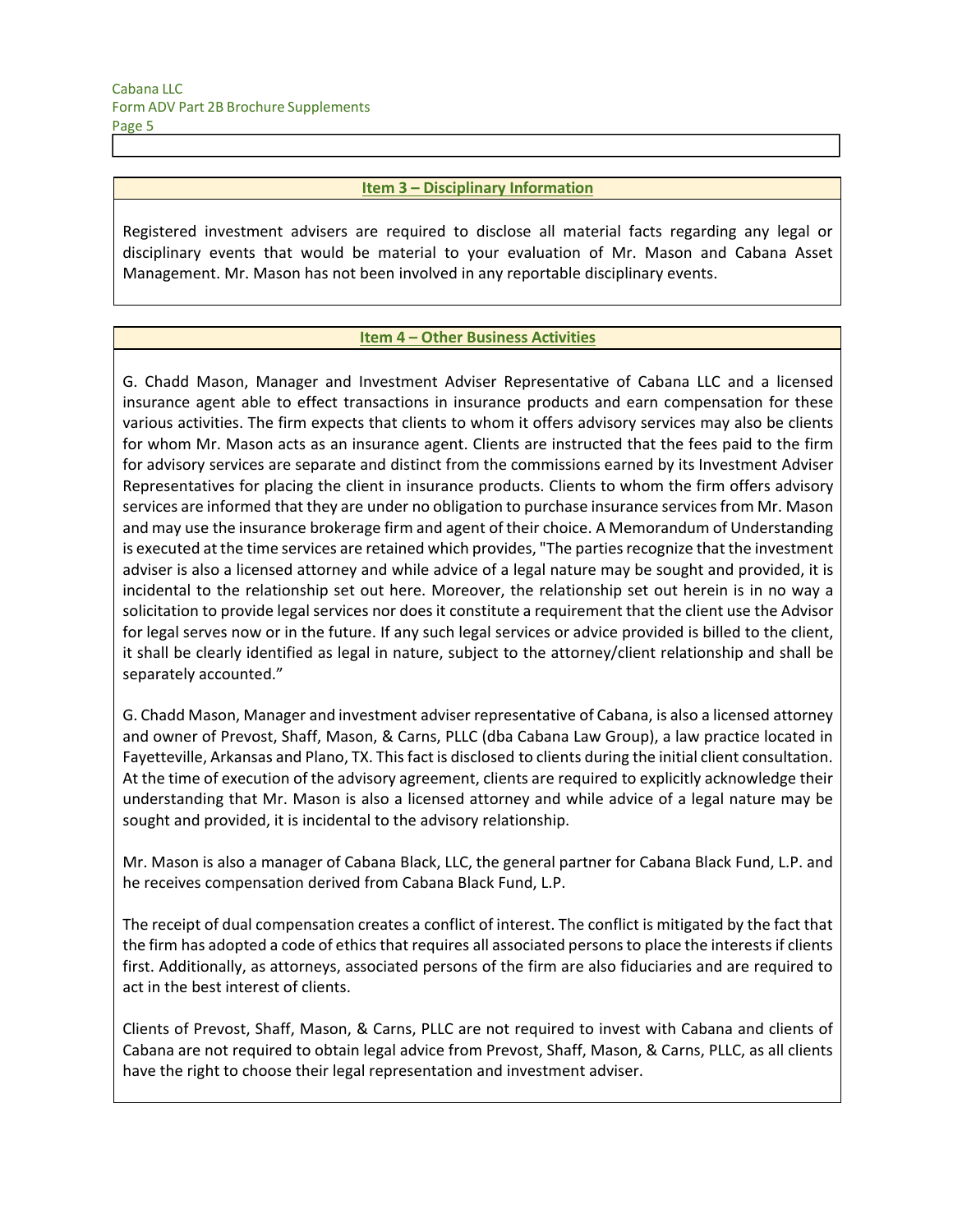## Item 3 – Disciplinary Information

Registered investment advisers are required to disclose all material facts regarding any legal or disciplinary events that would be material to your evaluation of Mr. Mason and Cabana Asset Management. Mr. Mason has not been involved in any reportable disciplinary events.

## Item 4 – Other Business Activities

G. Chadd Mason, Manager and Investment Adviser Representative of Cabana LLC and a licensed insurance agent able to effect transactions in insurance products and earn compensation for these various activities. The firm expects that clients to whom it offers advisory services may also be clients for whom Mr. Mason acts as an insurance agent. Clients are instructed that the fees paid to the firm for advisory services are separate and distinct from the commissions earned by its Investment Adviser Representatives for placing the client in insurance products. Clients to whom the firm offers advisory services are informed that they are under no obligation to purchase insurance services from Mr. Mason and may use the insurance brokerage firm and agent of their choice. A Memorandum of Understanding is executed at the time services are retained which provides, "The parties recognize that the investment adviser is also a licensed attorney and while advice of a legal nature may be sought and provided, it is incidental to the relationship set out here. Moreover, the relationship set out herein is in no way a solicitation to provide legal services nor does it constitute a requirement that the client use the Advisor for legal serves now or in the future. If any such legal services or advice provided is billed to the client, it shall be clearly identified as legal in nature, subject to the attorney/client relationship and shall be separately accounted."

G. Chadd Mason, Manager and investment adviser representative of Cabana, is also a licensed attorney and owner of Prevost, Shaff, Mason, & Carns, PLLC (dba Cabana Law Group), a law practice located in Fayetteville, Arkansas and Plano, TX. This fact is disclosed to clients during the initial client consultation. At the time of execution of the advisory agreement, clients are required to explicitly acknowledge their understanding that Mr. Mason is also a licensed attorney and while advice of a legal nature may be sought and provided, it is incidental to the advisory relationship.

Mr. Mason is also a manager of Cabana Black, LLC, the general partner for Cabana Black Fund, L.P. and he receives compensation derived from Cabana Black Fund, L.P.

The receipt of dual compensation creates a conflict of interest. The conflict is mitigated by the fact that the firm has adopted a code of ethics that requires all associated persons to place the interests if clients first. Additionally, as attorneys, associated persons of the firm are also fiduciaries and are required to act in the best interest of clients.

Clients of Prevost, Shaff, Mason, & Carns, PLLC are not required to invest with Cabana and clients of Cabana are not required to obtain legal advice from Prevost, Shaff, Mason, & Carns, PLLC, as all clients have the right to choose their legal representation and investment adviser.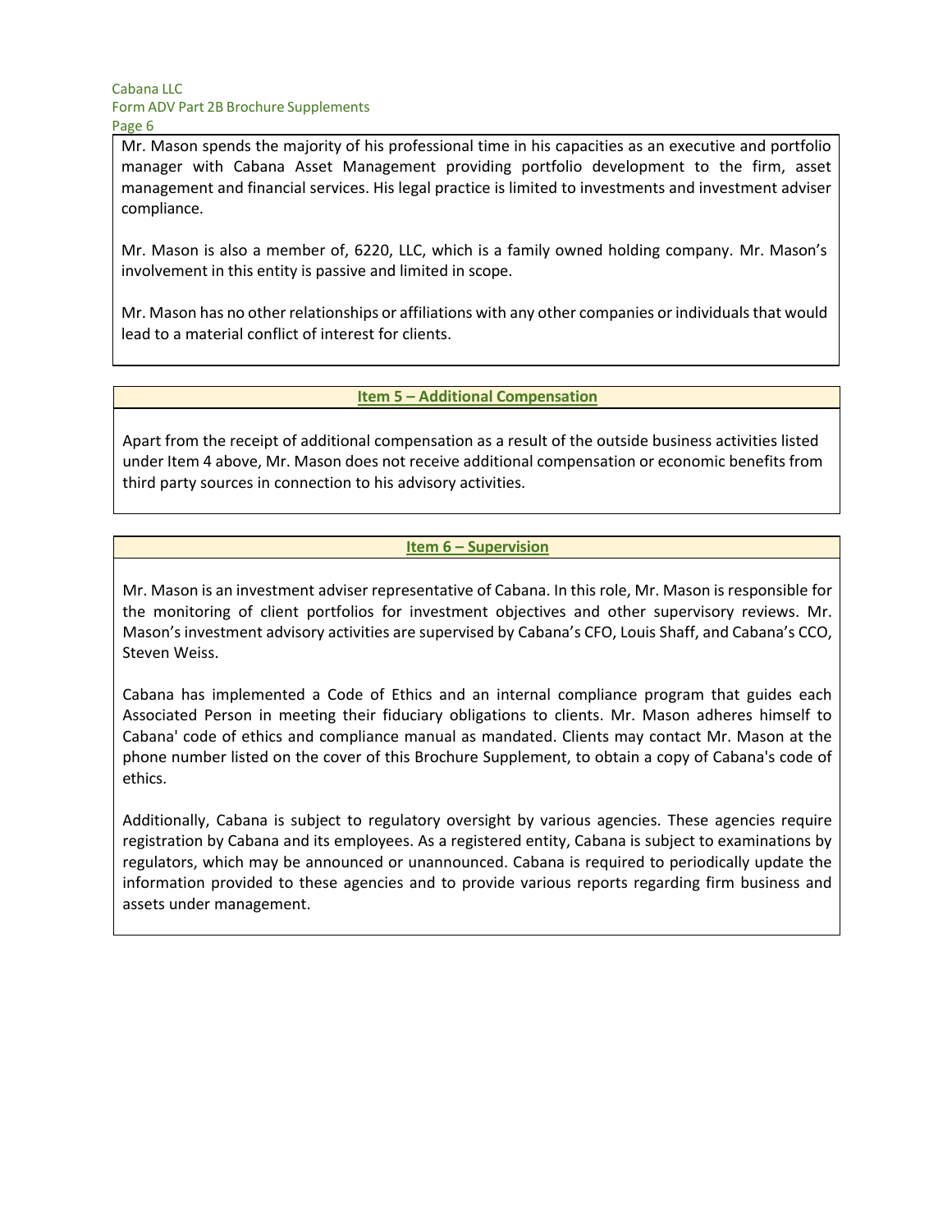Mr. Mason spends the majority of his professional time in his capacities as an executive and portfolio manager with Cabana Asset Management providing portfolio development to the firm, asset management and financial services. His legal practice is limited to investments and investment adviser compliance.

Mr. Mason is also a member of, 6220, LLC, which is a family owned holding company. Mr. Mason's involvement in this entity is passive and limited in scope.

Mr. Mason has no other relationships or affiliations with any other companies or individuals that would lead to a material conflict of interest for clients.

## Item 5 – Additional Compensation

Apart from the receipt of additional compensation as a result of the outside business activities listed under Item 4 above, Mr. Mason does not receive additional compensation or economic benefits from third party sources in connection to his advisory activities.

## Item 6 – Supervision

Mr. Mason is an investment adviser representative of Cabana. In this role, Mr. Mason is responsible for the monitoring of client portfolios for investment objectives and other supervisory reviews. Mr. Mason's investment advisory activities are supervised by Cabana's CFO, Louis Shaff, and Cabana's CCO, Steven Weiss.

Cabana has implemented a Code of Ethics and an internal compliance program that guides each Associated Person in meeting their fiduciary obligations to clients. Mr. Mason adheres himself to Cabana' code of ethics and compliance manual as mandated. Clients may contact Mr. Mason at the phone number listed on the cover of this Brochure Supplement, to obtain a copy of Cabana's code of ethics.

Additionally, Cabana is subject to regulatory oversight by various agencies. These agencies require registration by Cabana and its employees. As a registered entity, Cabana is subject to examinations by regulators, which may be announced or unannounced. Cabana is required to periodically update the information provided to these agencies and to provide various reports regarding firm business and assets under management.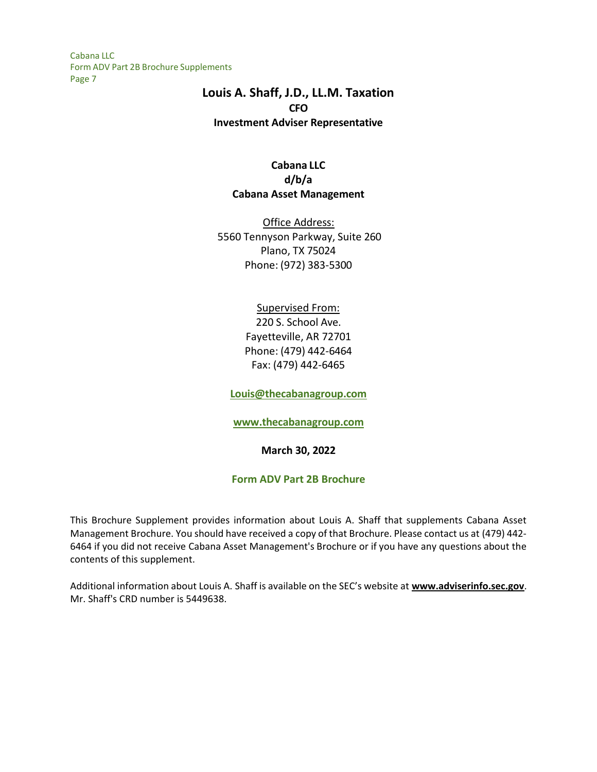# Louis A. Shaff, J.D., LL.M. Taxation

**CFO**

**Investment Adviser Representative**

**Cabana LLC**
**d/b/a**
**Cabana Asset Management**

Office Address:
5560 Tennyson Parkway, Suite 260
Plano, TX 75024
Phone: (972) 383-5300

Supervised From:
220 S. School Ave.
Fayetteville, AR 72701
Phone: (479) 442-6464
Fax: (479) 442-6465

**Louis@thecabanagroup.com**

**www.thecabanagroup.com**

**March 30, 2022**

**Form ADV Part 2B Brochure**

This Brochure Supplement provides information about Louis A. Shaff that supplements Cabana Asset Management Brochure. You should have received a copy of that Brochure. Please contact us at (479) 442-6464 if you did not receive Cabana Asset Management's Brochure or if you have any questions about the contents of this supplement.

Additional information about Louis A. Shaff is available on the SEC's website at **www.adviserinfo.sec.gov**. Mr. Shaff's CRD number is 5449638.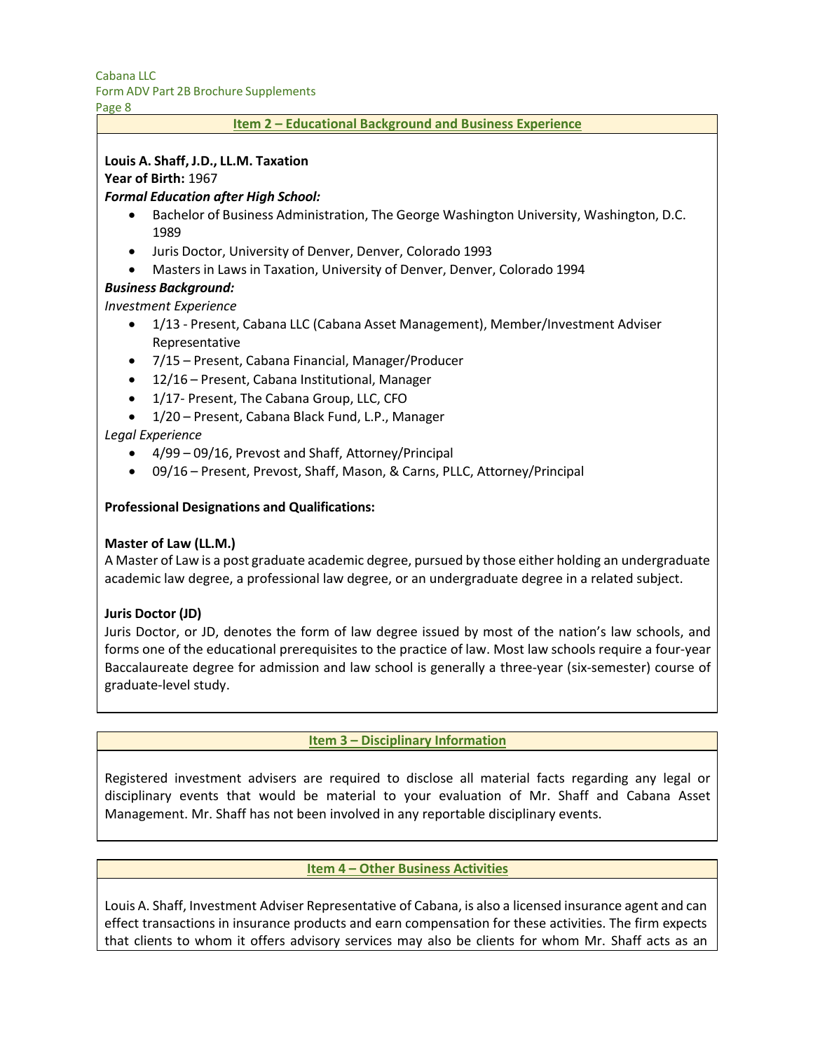## Item 2 – Educational Background and Business Experience

**Louis A. Shaff, J.D., LL.M. Taxation**
**Year of Birth:** 1967

***Formal Education after High School:***

- Bachelor of Business Administration, The George Washington University, Washington, D.C. 1989
- Juris Doctor, University of Denver, Denver, Colorado 1993
- Masters in Laws in Taxation, University of Denver, Denver, Colorado 1994

***Business Background:***

*Investment Experience*

- 1/13 - Present, Cabana LLC (Cabana Asset Management), Member/Investment Adviser Representative
- 7/15 – Present, Cabana Financial, Manager/Producer
- 12/16 – Present, Cabana Institutional, Manager
- 1/17- Present, The Cabana Group, LLC, CFO
- 1/20 – Present, Cabana Black Fund, L.P., Manager

*Legal Experience*

- 4/99 – 09/16, Prevost and Shaff, Attorney/Principal
- 09/16 – Present, Prevost, Shaff, Mason, & Carns, PLLC, Attorney/Principal

**Professional Designations and Qualifications:**

**Master of Law (LL.M.)**
A Master of Law is a post graduate academic degree, pursued by those either holding an undergraduate academic law degree, a professional law degree, or an undergraduate degree in a related subject.

**Juris Doctor (JD)**
Juris Doctor, or JD, denotes the form of law degree issued by most of the nation's law schools, and forms one of the educational prerequisites to the practice of law. Most law schools require a four-year Baccalaureate degree for admission and law school is generally a three-year (six-semester) course of graduate-level study.

## Item 3 – Disciplinary Information

Registered investment advisers are required to disclose all material facts regarding any legal or disciplinary events that would be material to your evaluation of Mr. Shaff and Cabana Asset Management. Mr. Shaff has not been involved in any reportable disciplinary events.

## Item 4 – Other Business Activities

Louis A. Shaff, Investment Adviser Representative of Cabana, is also a licensed insurance agent and can effect transactions in insurance products and earn compensation for these activities. The firm expects that clients to whom it offers advisory services may also be clients for whom Mr. Shaff acts as an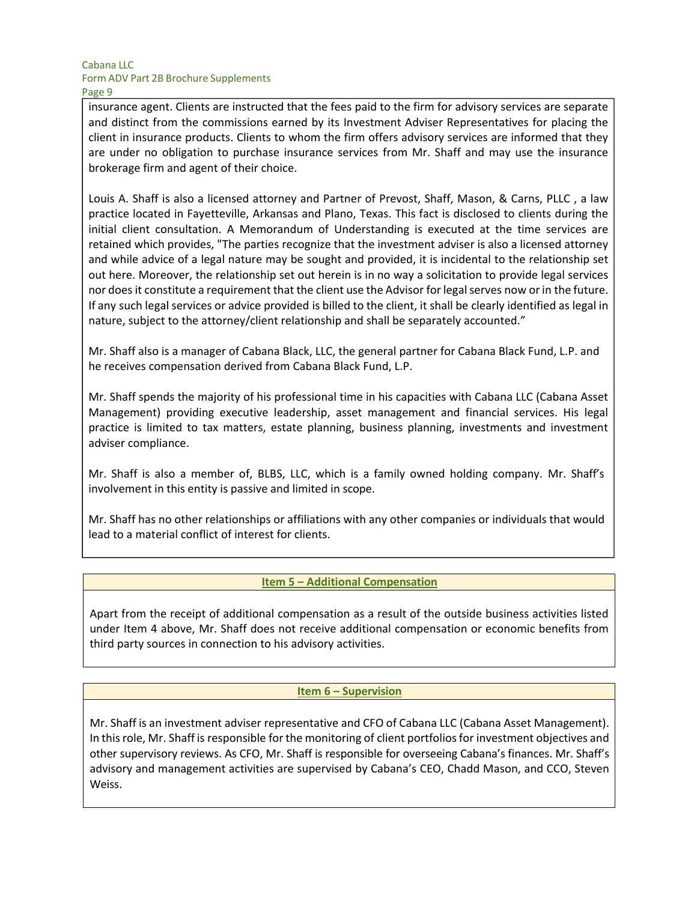insurance agent. Clients are instructed that the fees paid to the firm for advisory services are separate and distinct from the commissions earned by its Investment Adviser Representatives for placing the client in insurance products. Clients to whom the firm offers advisory services are informed that they are under no obligation to purchase insurance services from Mr. Shaff and may use the insurance brokerage firm and agent of their choice.

Louis A. Shaff is also a licensed attorney and Partner of Prevost, Shaff, Mason, & Carns, PLLC , a law practice located in Fayetteville, Arkansas and Plano, Texas. This fact is disclosed to clients during the initial client consultation. A Memorandum of Understanding is executed at the time services are retained which provides, "The parties recognize that the investment adviser is also a licensed attorney and while advice of a legal nature may be sought and provided, it is incidental to the relationship set out here. Moreover, the relationship set out herein is in no way a solicitation to provide legal services nor does it constitute a requirement that the client use the Advisor for legal serves now or in the future. If any such legal services or advice provided is billed to the client, it shall be clearly identified as legal in nature, subject to the attorney/client relationship and shall be separately accounted."

Mr. Shaff also is a manager of Cabana Black, LLC, the general partner for Cabana Black Fund, L.P. and he receives compensation derived from Cabana Black Fund, L.P.

Mr. Shaff spends the majority of his professional time in his capacities with Cabana LLC (Cabana Asset Management) providing executive leadership, asset management and financial services. His legal practice is limited to tax matters, estate planning, business planning, investments and investment adviser compliance.

Mr. Shaff is also a member of, BLBS, LLC, which is a family owned holding company. Mr. Shaff's involvement in this entity is passive and limited in scope.

Mr. Shaff has no other relationships or affiliations with any other companies or individuals that would lead to a material conflict of interest for clients.

## Item 5 – Additional Compensation

Apart from the receipt of additional compensation as a result of the outside business activities listed under Item 4 above, Mr. Shaff does not receive additional compensation or economic benefits from third party sources in connection to his advisory activities.

## Item 6 – Supervision

Mr. Shaff is an investment adviser representative and CFO of Cabana LLC (Cabana Asset Management). In this role, Mr. Shaff is responsible for the monitoring of client portfolios for investment objectives and other supervisory reviews. As CFO, Mr. Shaff is responsible for overseeing Cabana's finances. Mr. Shaff's advisory and management activities are supervised by Cabana's CEO, Chadd Mason, and CCO, Steven Weiss.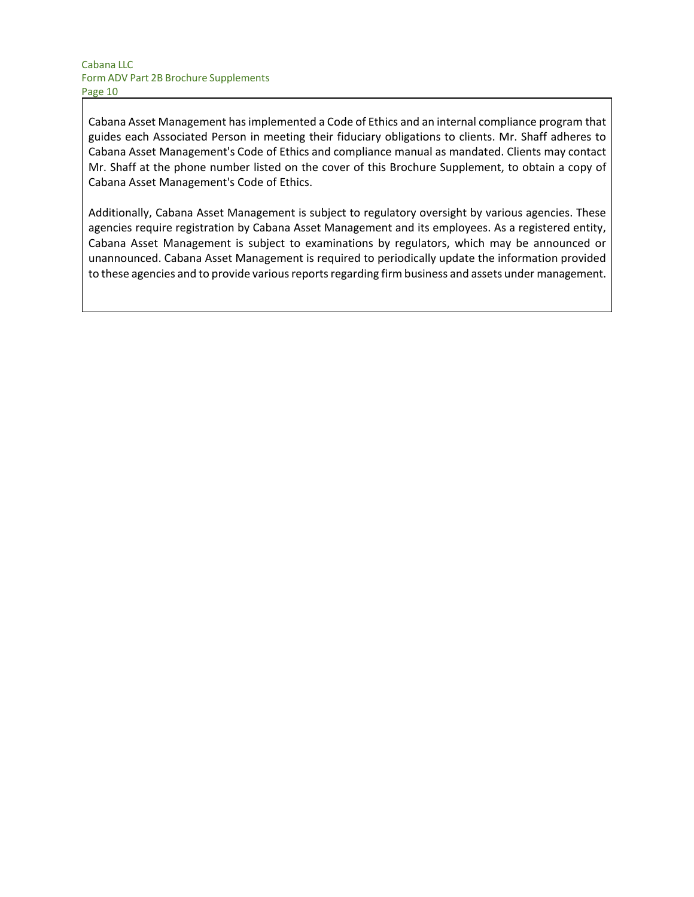Cabana Asset Management has implemented a Code of Ethics and an internal compliance program that guides each Associated Person in meeting their fiduciary obligations to clients. Mr. Shaff adheres to Cabana Asset Management's Code of Ethics and compliance manual as mandated. Clients may contact Mr. Shaff at the phone number listed on the cover of this Brochure Supplement, to obtain a copy of Cabana Asset Management's Code of Ethics.

Additionally, Cabana Asset Management is subject to regulatory oversight by various agencies. These agencies require registration by Cabana Asset Management and its employees. As a registered entity, Cabana Asset Management is subject to examinations by regulators, which may be announced or unannounced. Cabana Asset Management is required to periodically update the information provided to these agencies and to provide various reports regarding firm business and assets under management.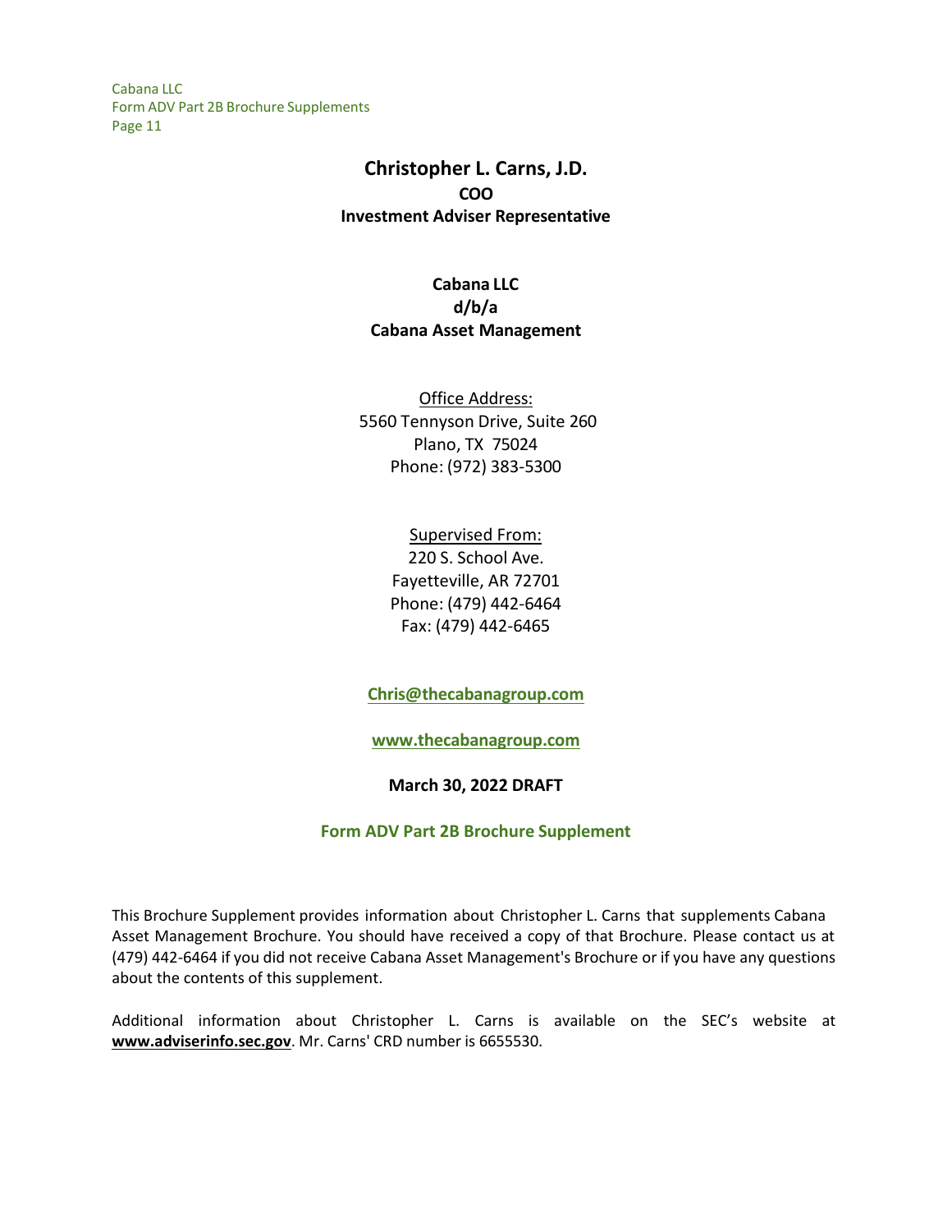# Christopher L. Carns, J.D.

**COO**

**Investment Adviser Representative**

**Cabana LLC**
**d/b/a**
**Cabana Asset Management**

Office Address:
5560 Tennyson Drive, Suite 260
Plano, TX 75024
Phone: (972) 383-5300

Supervised From:
220 S. School Ave.
Fayetteville, AR 72701
Phone: (479) 442-6464
Fax: (479) 442-6465

**Chris@thecabanagroup.com**

**www.thecabanagroup.com**

**March 30, 2022 DRAFT**

**Form ADV Part 2B Brochure Supplement**

This Brochure Supplement provides information about Christopher L. Carns that supplements Cabana Asset Management Brochure. You should have received a copy of that Brochure. Please contact us at (479) 442-6464 if you did not receive Cabana Asset Management's Brochure or if you have any questions about the contents of this supplement.

Additional information about Christopher L. Carns is available on the SEC's website at **www.adviserinfo.sec.gov**. Mr. Carns' CRD number is 6655530.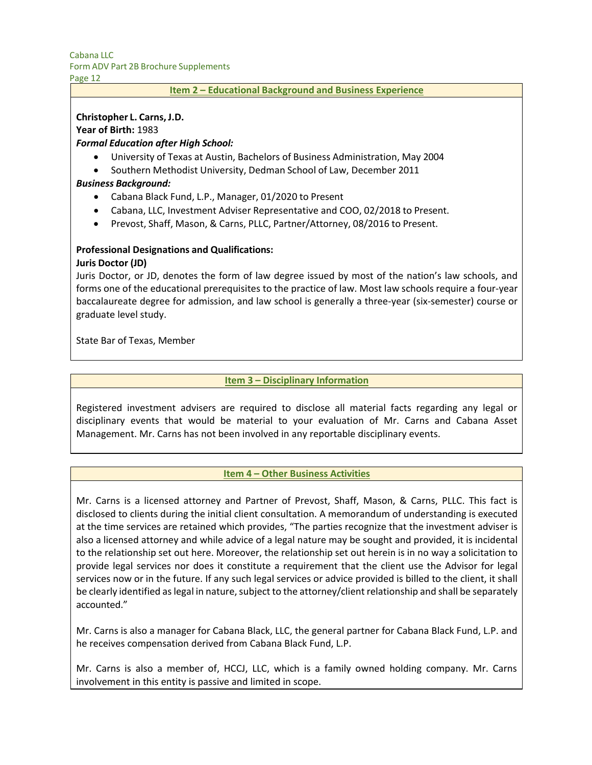## Item 2 – Educational Background and Business Experience

**Christopher L. Carns, J.D.**
**Year of Birth:** 1983
***Formal Education after High School:***

- University of Texas at Austin, Bachelors of Business Administration, May 2004
- Southern Methodist University, Dedman School of Law, December 2011

***Business Background:***

- Cabana Black Fund, L.P., Manager, 01/2020 to Present
- Cabana, LLC, Investment Adviser Representative and COO, 02/2018 to Present.
- Prevost, Shaff, Mason, & Carns, PLLC, Partner/Attorney, 08/2016 to Present.

**Professional Designations and Qualifications:**
**Juris Doctor (JD)**
Juris Doctor, or JD, denotes the form of law degree issued by most of the nation's law schools, and forms one of the educational prerequisites to the practice of law. Most law schools require a four-year baccalaureate degree for admission, and law school is generally a three-year (six-semester) course or graduate level study.

State Bar of Texas, Member

## Item 3 – Disciplinary Information

Registered investment advisers are required to disclose all material facts regarding any legal or disciplinary events that would be material to your evaluation of Mr. Carns and Cabana Asset Management. Mr. Carns has not been involved in any reportable disciplinary events.

## Item 4 – Other Business Activities

Mr. Carns is a licensed attorney and Partner of Prevost, Shaff, Mason, & Carns, PLLC. This fact is disclosed to clients during the initial client consultation. A memorandum of understanding is executed at the time services are retained which provides, "The parties recognize that the investment adviser is also a licensed attorney and while advice of a legal nature may be sought and provided, it is incidental to the relationship set out here. Moreover, the relationship set out herein is in no way a solicitation to provide legal services nor does it constitute a requirement that the client use the Advisor for legal services now or in the future. If any such legal services or advice provided is billed to the client, it shall be clearly identified as legal in nature, subject to the attorney/client relationship and shall be separately accounted."

Mr. Carns is also a manager for Cabana Black, LLC, the general partner for Cabana Black Fund, L.P. and he receives compensation derived from Cabana Black Fund, L.P.

Mr. Carns is also a member of, HCCJ, LLC, which is a family owned holding company. Mr. Carns involvement in this entity is passive and limited in scope.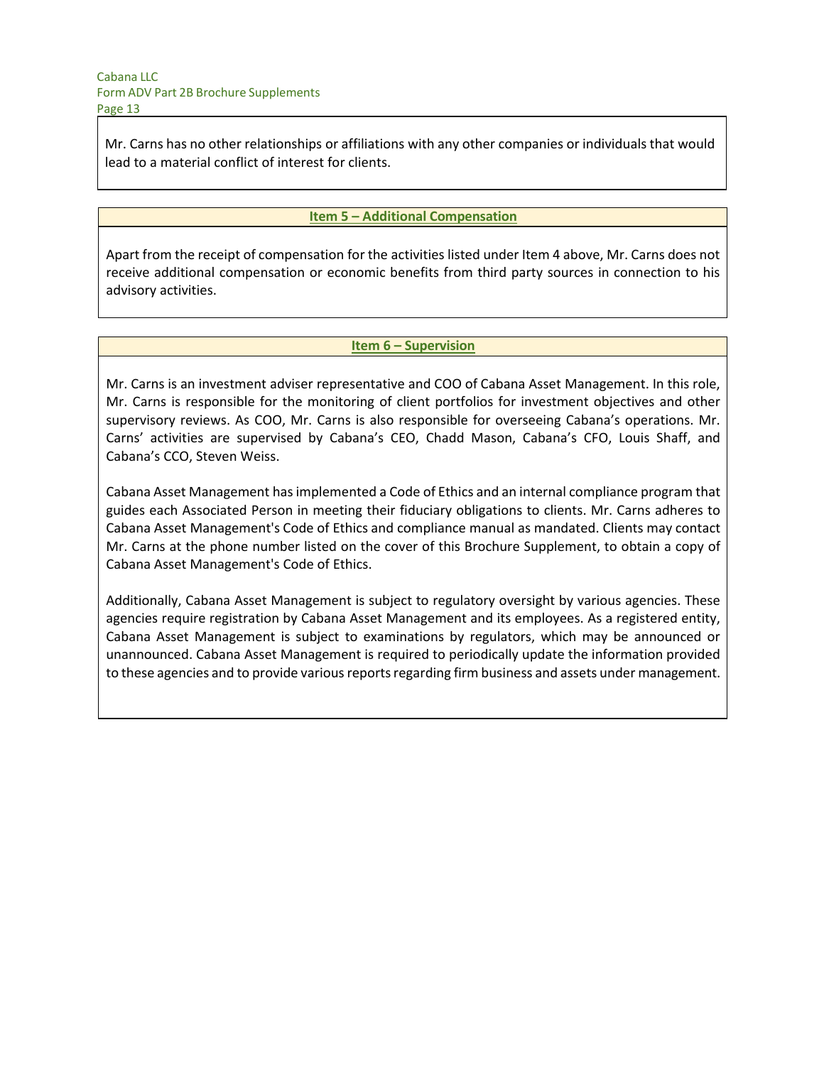Mr. Carns has no other relationships or affiliations with any other companies or individuals that would lead to a material conflict of interest for clients.

## Item 5 – Additional Compensation

Apart from the receipt of compensation for the activities listed under Item 4 above, Mr. Carns does not receive additional compensation or economic benefits from third party sources in connection to his advisory activities.

## Item 6 – Supervision

Mr. Carns is an investment adviser representative and COO of Cabana Asset Management. In this role, Mr. Carns is responsible for the monitoring of client portfolios for investment objectives and other supervisory reviews. As COO, Mr. Carns is also responsible for overseeing Cabana's operations. Mr. Carns' activities are supervised by Cabana's CEO, Chadd Mason, Cabana's CFO, Louis Shaff, and Cabana's CCO, Steven Weiss.

Cabana Asset Management has implemented a Code of Ethics and an internal compliance program that guides each Associated Person in meeting their fiduciary obligations to clients. Mr. Carns adheres to Cabana Asset Management's Code of Ethics and compliance manual as mandated. Clients may contact Mr. Carns at the phone number listed on the cover of this Brochure Supplement, to obtain a copy of Cabana Asset Management's Code of Ethics.

Additionally, Cabana Asset Management is subject to regulatory oversight by various agencies. These agencies require registration by Cabana Asset Management and its employees. As a registered entity, Cabana Asset Management is subject to examinations by regulators, which may be announced or unannounced. Cabana Asset Management is required to periodically update the information provided to these agencies and to provide various reports regarding firm business and assets under management.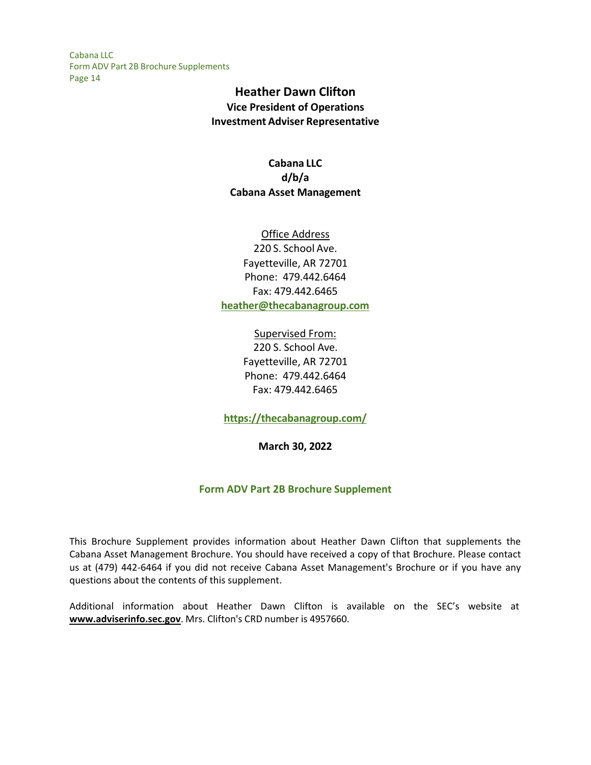# Heather Dawn Clifton

**Vice President of Operations**
**Investment Adviser Representative**

**Cabana LLC**
**d/b/a**
**Cabana Asset Management**

Office Address
220 S. School Ave.
Fayetteville, AR 72701
Phone: 479.442.6464
Fax: 479.442.6465
**heather@thecabanagroup.com**

Supervised From:
220 S. School Ave.
Fayetteville, AR 72701
Phone: 479.442.6464
Fax: 479.442.6465

**https://thecabanagroup.com/**

**March 30, 2022**

## Form ADV Part 2B Brochure Supplement

This Brochure Supplement provides information about Heather Dawn Clifton that supplements the Cabana Asset Management Brochure. You should have received a copy of that Brochure. Please contact us at (479) 442-6464 if you did not receive Cabana Asset Management's Brochure or if you have any questions about the contents of this supplement.

Additional information about Heather Dawn Clifton is available on the SEC's website at **www.adviserinfo.sec.gov**. Mrs. Clifton's CRD number is 4957660.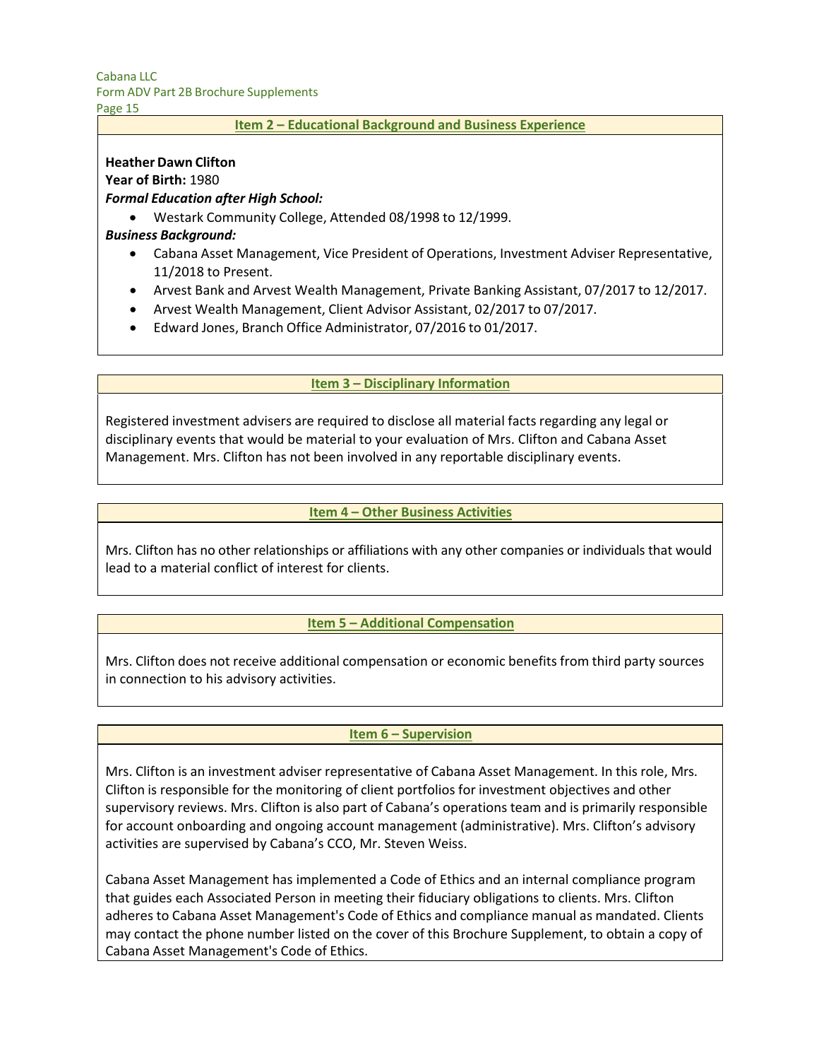## Item 2 – Educational Background and Business Experience

**Heather Dawn Clifton**
**Year of Birth:** 1980
***Formal Education after High School:***

- Westark Community College, Attended 08/1998 to 12/1999.

***Business Background:***

- Cabana Asset Management, Vice President of Operations, Investment Adviser Representative, 11/2018 to Present.
- Arvest Bank and Arvest Wealth Management, Private Banking Assistant, 07/2017 to 12/2017.
- Arvest Wealth Management, Client Advisor Assistant, 02/2017 to 07/2017.
- Edward Jones, Branch Office Administrator, 07/2016 to 01/2017.

## Item 3 – Disciplinary Information

Registered investment advisers are required to disclose all material facts regarding any legal or disciplinary events that would be material to your evaluation of Mrs. Clifton and Cabana Asset Management. Mrs. Clifton has not been involved in any reportable disciplinary events.

## Item 4 – Other Business Activities

Mrs. Clifton has no other relationships or affiliations with any other companies or individuals that would lead to a material conflict of interest for clients.

## Item 5 – Additional Compensation

Mrs. Clifton does not receive additional compensation or economic benefits from third party sources in connection to his advisory activities.

## Item 6 – Supervision

Mrs. Clifton is an investment adviser representative of Cabana Asset Management. In this role, Mrs. Clifton is responsible for the monitoring of client portfolios for investment objectives and other supervisory reviews. Mrs. Clifton is also part of Cabana's operations team and is primarily responsible for account onboarding and ongoing account management (administrative). Mrs. Clifton's advisory activities are supervised by Cabana's CCO, Mr. Steven Weiss.

Cabana Asset Management has implemented a Code of Ethics and an internal compliance program that guides each Associated Person in meeting their fiduciary obligations to clients. Mrs. Clifton adheres to Cabana Asset Management's Code of Ethics and compliance manual as mandated. Clients may contact the phone number listed on the cover of this Brochure Supplement, to obtain a copy of Cabana Asset Management's Code of Ethics.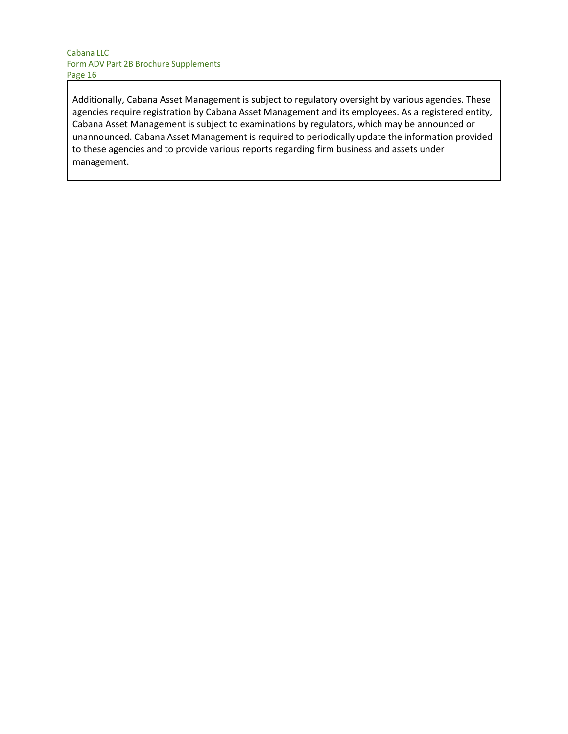Additionally, Cabana Asset Management is subject to regulatory oversight by various agencies. These agencies require registration by Cabana Asset Management and its employees. As a registered entity, Cabana Asset Management is subject to examinations by regulators, which may be announced or unannounced. Cabana Asset Management is required to periodically update the information provided to these agencies and to provide various reports regarding firm business and assets under management.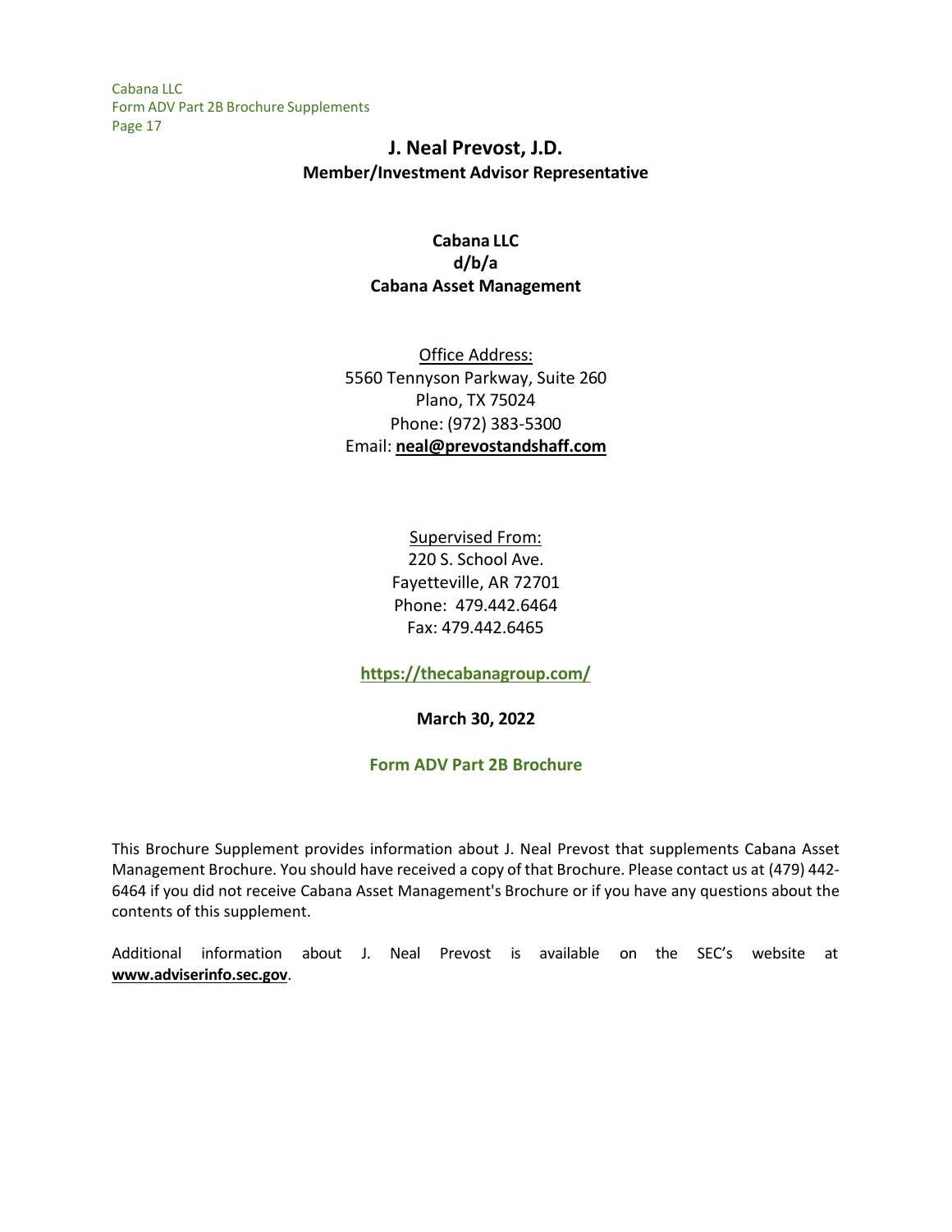# J. Neal Prevost, J.D.

**Member/Investment Advisor Representative**

**Cabana LLC**
**d/b/a**
**Cabana Asset Management**

Office Address:
5560 Tennyson Parkway, Suite 260
Plano, TX 75024
Phone: (972) 383-5300
Email: **neal@prevostandshaff.com**

Supervised From:
220 S. School Ave.
Fayetteville, AR 72701
Phone: 479.442.6464
Fax: 479.442.6465

**https://thecabanagroup.com/**

**March 30, 2022**

**Form ADV Part 2B Brochure**

This Brochure Supplement provides information about J. Neal Prevost that supplements Cabana Asset Management Brochure. You should have received a copy of that Brochure. Please contact us at (479) 442-6464 if you did not receive Cabana Asset Management's Brochure or if you have any questions about the contents of this supplement.

Additional information about J. Neal Prevost is available on the SEC's website at **www.adviserinfo.sec.gov**.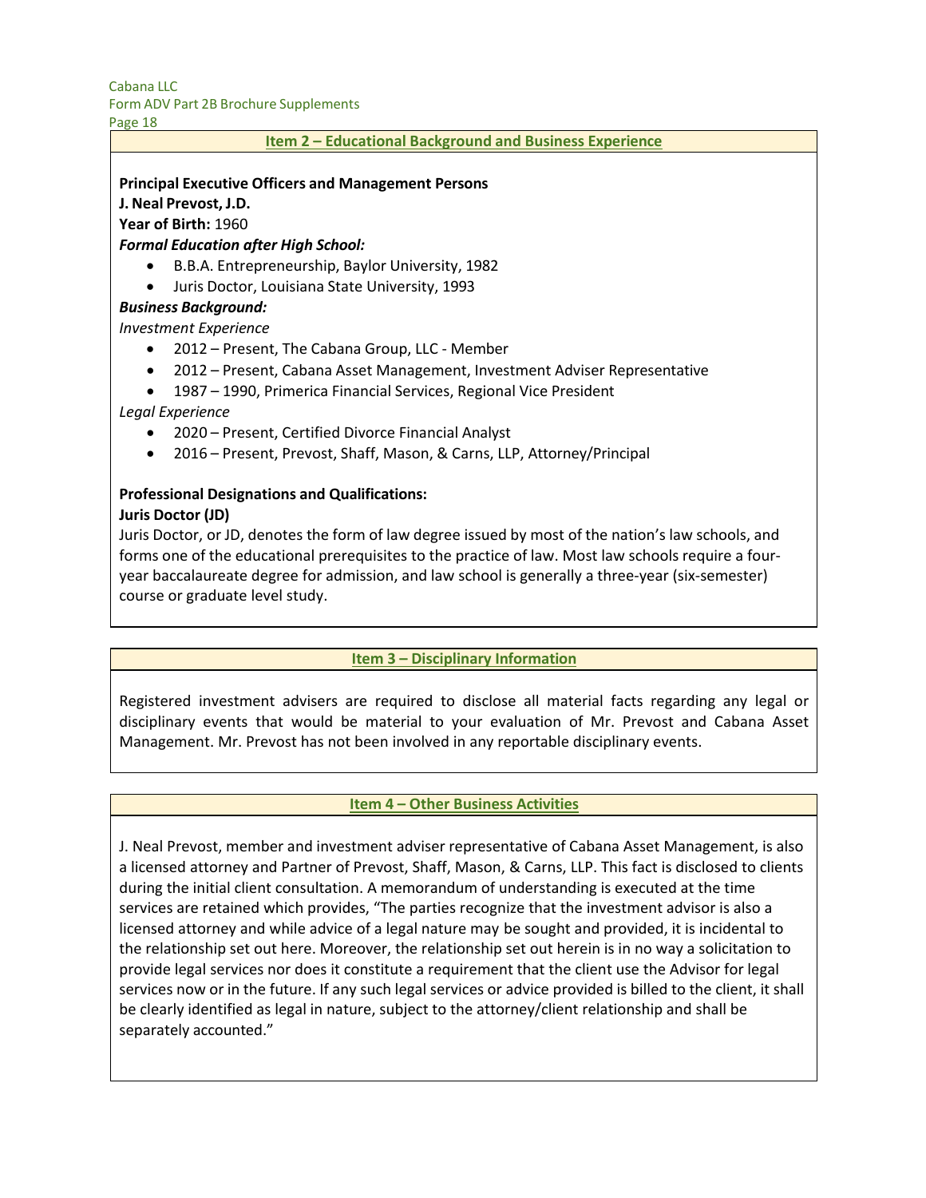## Item 2 – Educational Background and Business Experience

**Principal Executive Officers and Management Persons**

**J. Neal Prevost, J.D.**

**Year of Birth:** 1960

***Formal Education after High School:***

- B.B.A. Entrepreneurship, Baylor University, 1982
- Juris Doctor, Louisiana State University, 1993

***Business Background:***

*Investment Experience*

- 2012 – Present, The Cabana Group, LLC - Member
- 2012 – Present, Cabana Asset Management, Investment Adviser Representative
- 1987 – 1990, Primerica Financial Services, Regional Vice President

*Legal Experience*

- 2020 – Present, Certified Divorce Financial Analyst
- 2016 – Present, Prevost, Shaff, Mason, & Carns, LLP, Attorney/Principal

**Professional Designations and Qualifications:**

**Juris Doctor (JD)**

Juris Doctor, or JD, denotes the form of law degree issued by most of the nation's law schools, and forms one of the educational prerequisites to the practice of law. Most law schools require a four-year baccalaureate degree for admission, and law school is generally a three-year (six-semester) course or graduate level study.

## Item 3 – Disciplinary Information

Registered investment advisers are required to disclose all material facts regarding any legal or disciplinary events that would be material to your evaluation of Mr. Prevost and Cabana Asset Management. Mr. Prevost has not been involved in any reportable disciplinary events.

## Item 4 – Other Business Activities

J. Neal Prevost, member and investment adviser representative of Cabana Asset Management, is also a licensed attorney and Partner of Prevost, Shaff, Mason, & Carns, LLP. This fact is disclosed to clients during the initial client consultation. A memorandum of understanding is executed at the time services are retained which provides, "The parties recognize that the investment advisor is also a licensed attorney and while advice of a legal nature may be sought and provided, it is incidental to the relationship set out here. Moreover, the relationship set out herein is in no way a solicitation to provide legal services nor does it constitute a requirement that the client use the Advisor for legal services now or in the future. If any such legal services or advice provided is billed to the client, it shall be clearly identified as legal in nature, subject to the attorney/client relationship and shall be separately accounted."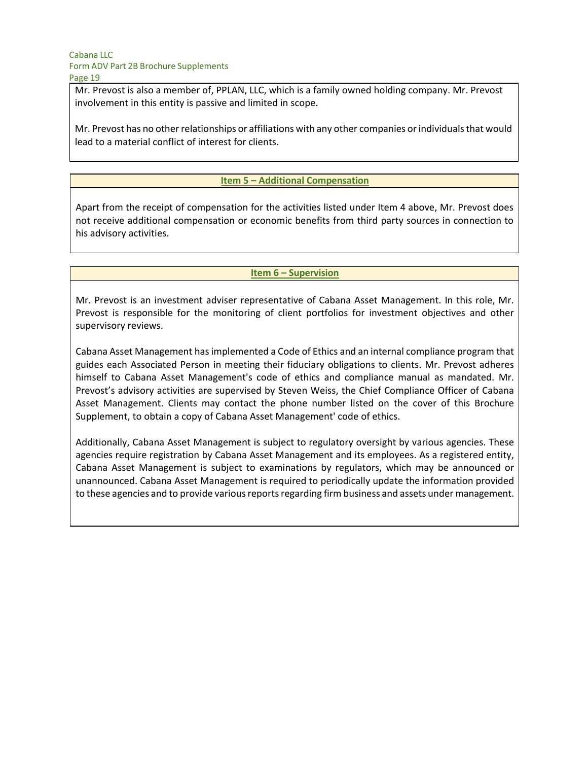Mr. Prevost is also a member of, PPLAN, LLC, which is a family owned holding company. Mr. Prevost involvement in this entity is passive and limited in scope.

Mr. Prevost has no other relationships or affiliations with any other companies or individuals that would lead to a material conflict of interest for clients.

## Item 5 – Additional Compensation

Apart from the receipt of compensation for the activities listed under Item 4 above, Mr. Prevost does not receive additional compensation or economic benefits from third party sources in connection to his advisory activities.

## Item 6 – Supervision

Mr. Prevost is an investment adviser representative of Cabana Asset Management. In this role, Mr. Prevost is responsible for the monitoring of client portfolios for investment objectives and other supervisory reviews.

Cabana Asset Management has implemented a Code of Ethics and an internal compliance program that guides each Associated Person in meeting their fiduciary obligations to clients. Mr. Prevost adheres himself to Cabana Asset Management's code of ethics and compliance manual as mandated. Mr. Prevost's advisory activities are supervised by Steven Weiss, the Chief Compliance Officer of Cabana Asset Management. Clients may contact the phone number listed on the cover of this Brochure Supplement, to obtain a copy of Cabana Asset Management' code of ethics.

Additionally, Cabana Asset Management is subject to regulatory oversight by various agencies. These agencies require registration by Cabana Asset Management and its employees. As a registered entity, Cabana Asset Management is subject to examinations by regulators, which may be announced or unannounced. Cabana Asset Management is required to periodically update the information provided to these agencies and to provide various reports regarding firm business and assets under management.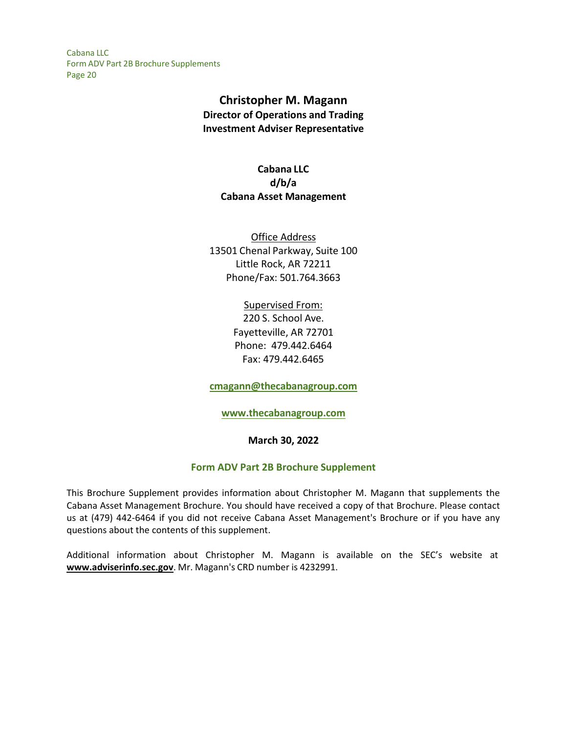# Christopher M. Magann

**Director of Operations and Trading**
**Investment Adviser Representative**

**Cabana LLC**
**d/b/a**
**Cabana Asset Management**

Office Address
13501 Chenal Parkway, Suite 100
Little Rock, AR 72211
Phone/Fax: 501.764.3663

Supervised From:
220 S. School Ave.
Fayetteville, AR 72701
Phone: 479.442.6464
Fax: 479.442.6465

**cmagann@thecabanagroup.com**

**www.thecabanagroup.com**

**March 30, 2022**

## Form ADV Part 2B Brochure Supplement

This Brochure Supplement provides information about Christopher M. Magann that supplements the Cabana Asset Management Brochure. You should have received a copy of that Brochure. Please contact us at (479) 442-6464 if you did not receive Cabana Asset Management's Brochure or if you have any questions about the contents of this supplement.

Additional information about Christopher M. Magann is available on the SEC's website at **www.adviserinfo.sec.gov**. Mr. Magann's CRD number is 4232991.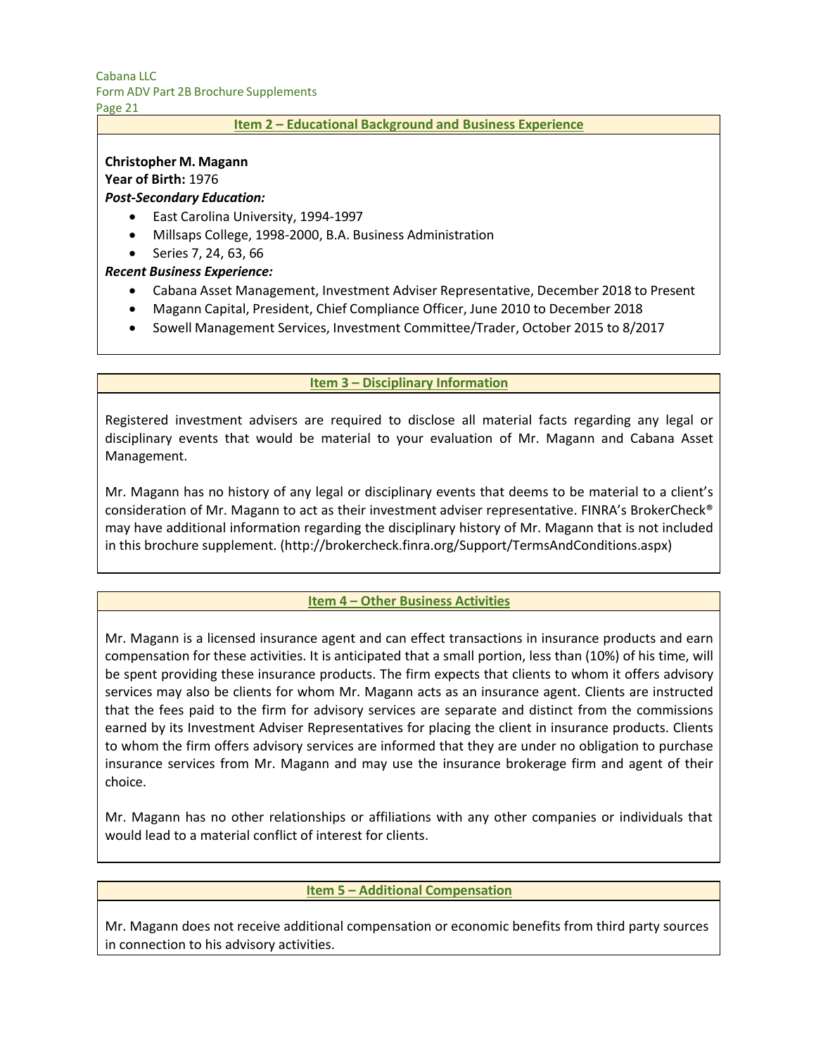## Item 2 – Educational Background and Business Experience

**Christopher M. Magann**
**Year of Birth:** 1976
***Post-Secondary Education:***

- East Carolina University, 1994-1997
- Millsaps College, 1998-2000, B.A. Business Administration
- Series 7, 24, 63, 66

***Recent Business Experience:***

- Cabana Asset Management, Investment Adviser Representative, December 2018 to Present
- Magann Capital, President, Chief Compliance Officer, June 2010 to December 2018
- Sowell Management Services, Investment Committee/Trader, October 2015 to 8/2017

## Item 3 – Disciplinary Information

Registered investment advisers are required to disclose all material facts regarding any legal or disciplinary events that would be material to your evaluation of Mr. Magann and Cabana Asset Management.

Mr. Magann has no history of any legal or disciplinary events that deems to be material to a client's consideration of Mr. Magann to act as their investment adviser representative. FINRA's BrokerCheck® may have additional information regarding the disciplinary history of Mr. Magann that is not included in this brochure supplement. (http://brokercheck.finra.org/Support/TermsAndConditions.aspx)

## Item 4 – Other Business Activities

Mr. Magann is a licensed insurance agent and can effect transactions in insurance products and earn compensation for these activities. It is anticipated that a small portion, less than (10%) of his time, will be spent providing these insurance products. The firm expects that clients to whom it offers advisory services may also be clients for whom Mr. Magann acts as an insurance agent. Clients are instructed that the fees paid to the firm for advisory services are separate and distinct from the commissions earned by its Investment Adviser Representatives for placing the client in insurance products. Clients to whom the firm offers advisory services are informed that they are under no obligation to purchase insurance services from Mr. Magann and may use the insurance brokerage firm and agent of their choice.

Mr. Magann has no other relationships or affiliations with any other companies or individuals that would lead to a material conflict of interest for clients.

## Item 5 – Additional Compensation

Mr. Magann does not receive additional compensation or economic benefits from third party sources in connection to his advisory activities.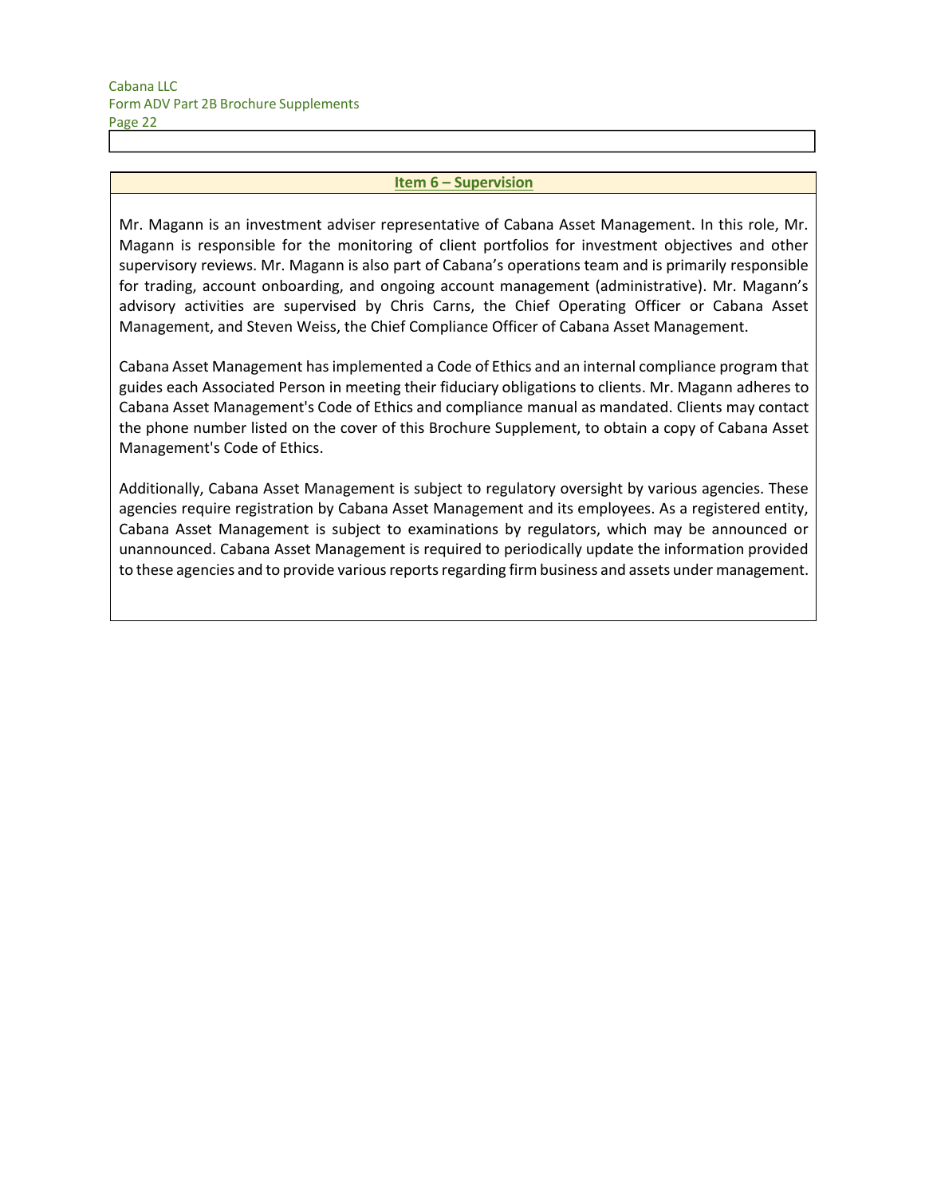## Item 6 – Supervision

Mr. Magann is an investment adviser representative of Cabana Asset Management. In this role, Mr. Magann is responsible for the monitoring of client portfolios for investment objectives and other supervisory reviews. Mr. Magann is also part of Cabana's operations team and is primarily responsible for trading, account onboarding, and ongoing account management (administrative). Mr. Magann's advisory activities are supervised by Chris Carns, the Chief Operating Officer or Cabana Asset Management, and Steven Weiss, the Chief Compliance Officer of Cabana Asset Management.

Cabana Asset Management has implemented a Code of Ethics and an internal compliance program that guides each Associated Person in meeting their fiduciary obligations to clients. Mr. Magann adheres to Cabana Asset Management's Code of Ethics and compliance manual as mandated. Clients may contact the phone number listed on the cover of this Brochure Supplement, to obtain a copy of Cabana Asset Management's Code of Ethics.

Additionally, Cabana Asset Management is subject to regulatory oversight by various agencies. These agencies require registration by Cabana Asset Management and its employees. As a registered entity, Cabana Asset Management is subject to examinations by regulators, which may be announced or unannounced. Cabana Asset Management is required to periodically update the information provided to these agencies and to provide various reports regarding firm business and assets under management.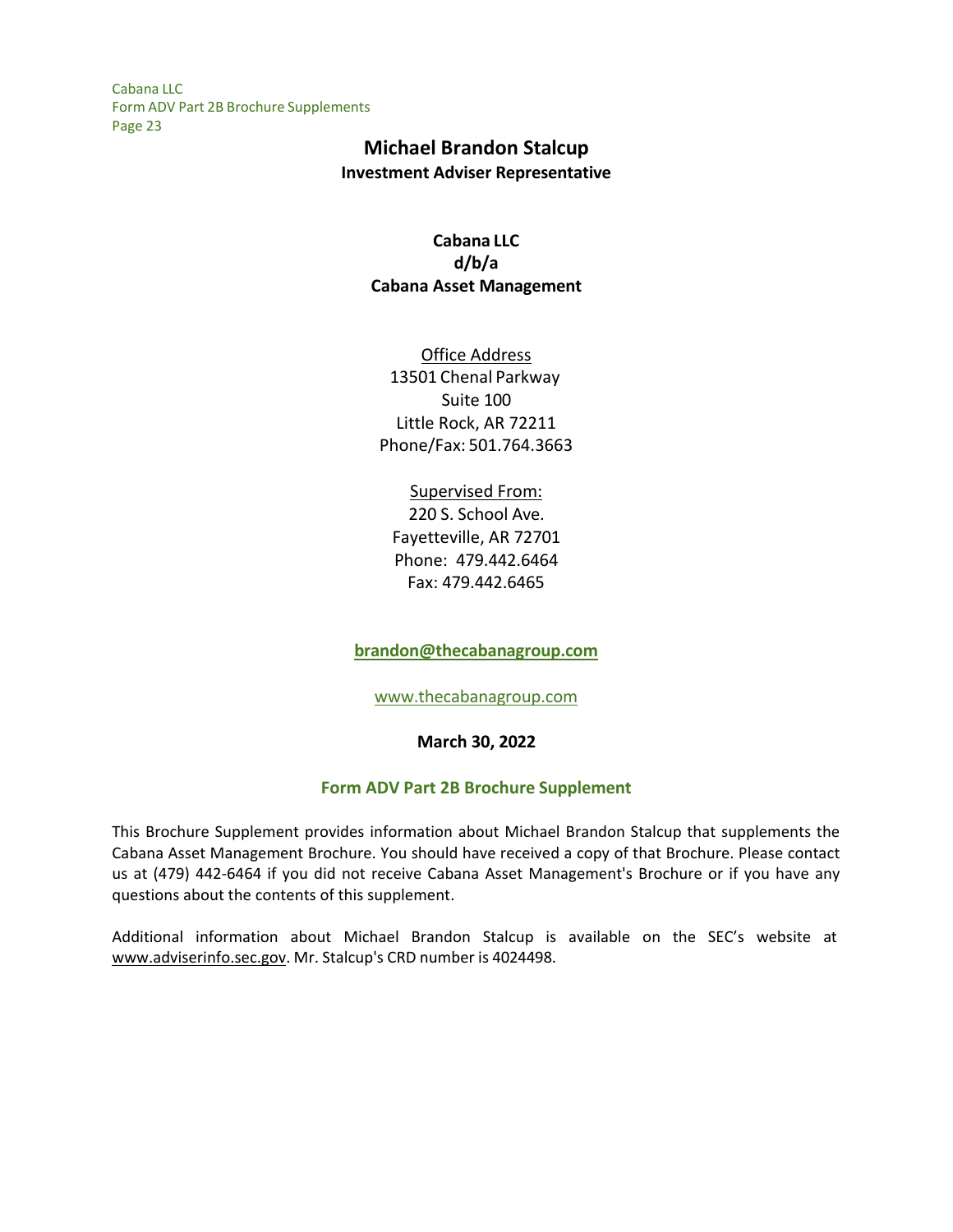# Michael Brandon Stalcup

**Investment Adviser Representative**

**Cabana LLC**
**d/b/a**
**Cabana Asset Management**

Office Address
13501 Chenal Parkway
Suite 100
Little Rock, AR 72211
Phone/Fax: 501.764.3663

Supervised From:
220 S. School Ave.
Fayetteville, AR 72701
Phone: 479.442.6464
Fax: 479.442.6465

**brandon@thecabanagroup.com**

www.thecabanagroup.com

**March 30, 2022**

## Form ADV Part 2B Brochure Supplement

This Brochure Supplement provides information about Michael Brandon Stalcup that supplements the Cabana Asset Management Brochure. You should have received a copy of that Brochure. Please contact us at (479) 442-6464 if you did not receive Cabana Asset Management's Brochure or if you have any questions about the contents of this supplement.

Additional information about Michael Brandon Stalcup is available on the SEC's website at www.adviserinfo.sec.gov. Mr. Stalcup's CRD number is 4024498.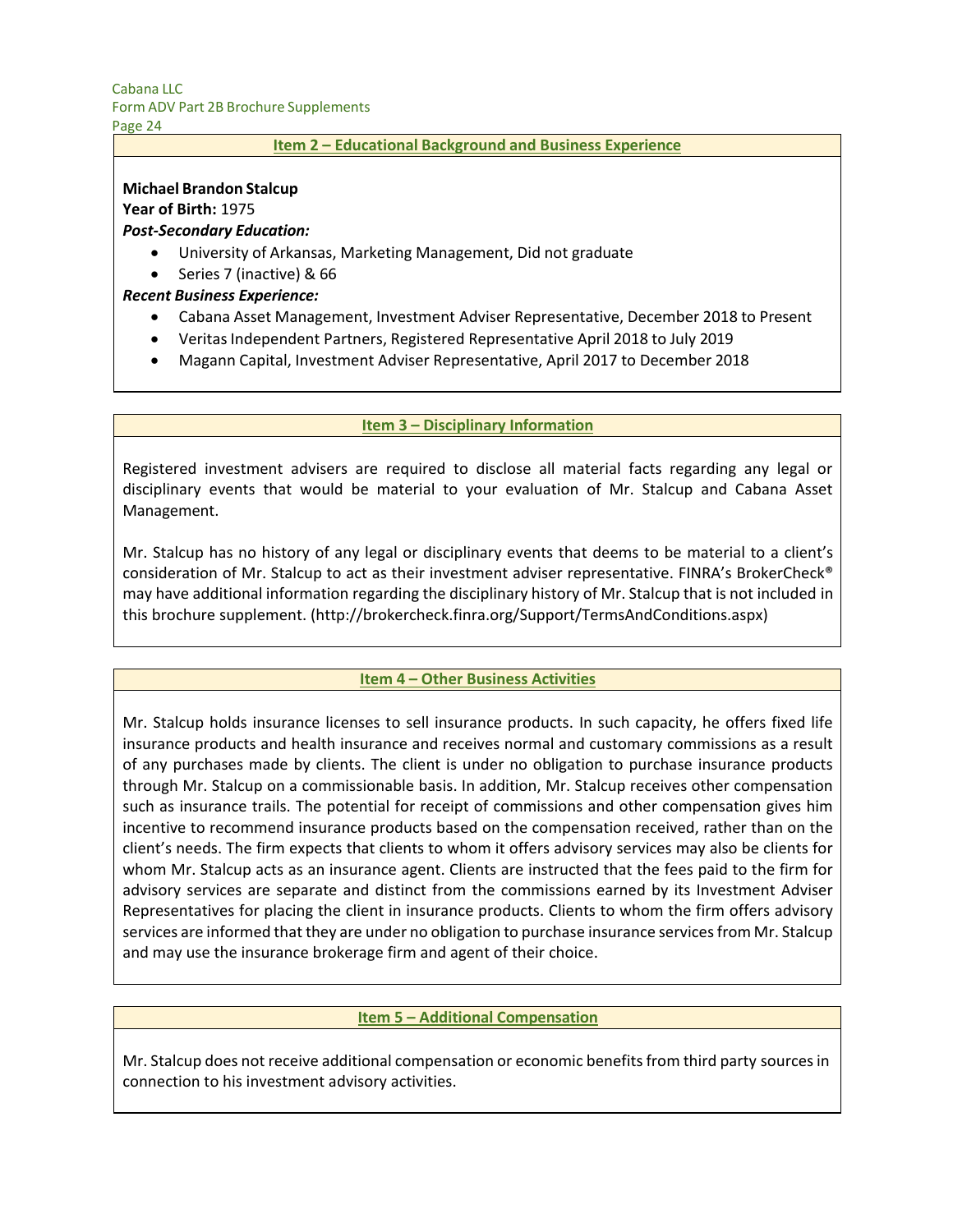## Item 2 – Educational Background and Business Experience

**Michael Brandon Stalcup**
**Year of Birth:** 1975
***Post-Secondary Education:***

- University of Arkansas, Marketing Management, Did not graduate
- Series 7 (inactive) & 66

***Recent Business Experience:***

- Cabana Asset Management, Investment Adviser Representative, December 2018 to Present
- Veritas Independent Partners, Registered Representative April 2018 to July 2019
- Magann Capital, Investment Adviser Representative, April 2017 to December 2018

## Item 3 – Disciplinary Information

Registered investment advisers are required to disclose all material facts regarding any legal or disciplinary events that would be material to your evaluation of Mr. Stalcup and Cabana Asset Management.

Mr. Stalcup has no history of any legal or disciplinary events that deems to be material to a client's consideration of Mr. Stalcup to act as their investment adviser representative. FINRA's BrokerCheck® may have additional information regarding the disciplinary history of Mr. Stalcup that is not included in this brochure supplement. (http://brokercheck.finra.org/Support/TermsAndConditions.aspx)

## Item 4 – Other Business Activities

Mr. Stalcup holds insurance licenses to sell insurance products. In such capacity, he offers fixed life insurance products and health insurance and receives normal and customary commissions as a result of any purchases made by clients. The client is under no obligation to purchase insurance products through Mr. Stalcup on a commissionable basis. In addition, Mr. Stalcup receives other compensation such as insurance trails. The potential for receipt of commissions and other compensation gives him incentive to recommend insurance products based on the compensation received, rather than on the client's needs. The firm expects that clients to whom it offers advisory services may also be clients for whom Mr. Stalcup acts as an insurance agent. Clients are instructed that the fees paid to the firm for advisory services are separate and distinct from the commissions earned by its Investment Adviser Representatives for placing the client in insurance products. Clients to whom the firm offers advisory services are informed that they are under no obligation to purchase insurance services from Mr. Stalcup and may use the insurance brokerage firm and agent of their choice.

## Item 5 – Additional Compensation

Mr. Stalcup does not receive additional compensation or economic benefits from third party sources in connection to his investment advisory activities.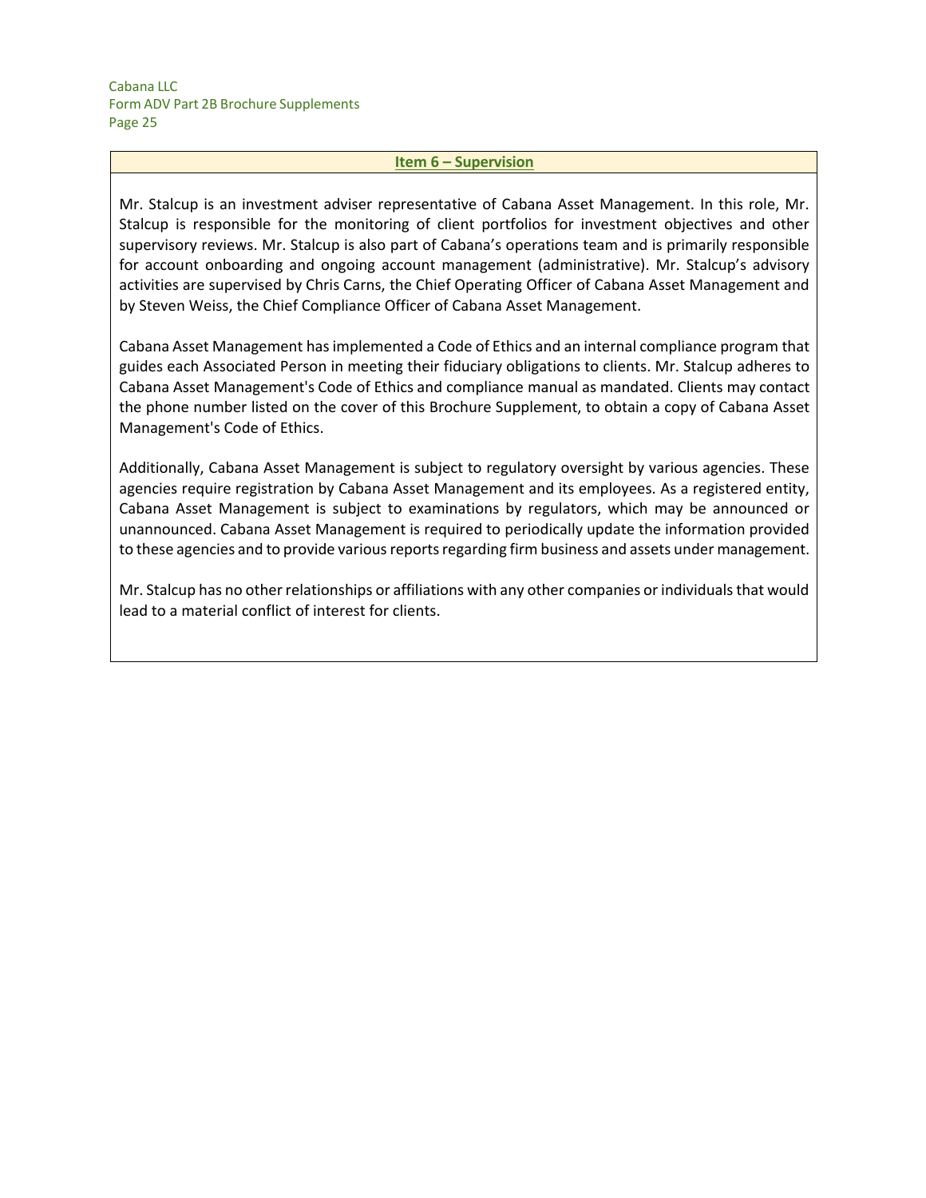## Item 6 – Supervision

Mr. Stalcup is an investment adviser representative of Cabana Asset Management. In this role, Mr. Stalcup is responsible for the monitoring of client portfolios for investment objectives and other supervisory reviews. Mr. Stalcup is also part of Cabana's operations team and is primarily responsible for account onboarding and ongoing account management (administrative). Mr. Stalcup's advisory activities are supervised by Chris Carns, the Chief Operating Officer of Cabana Asset Management and by Steven Weiss, the Chief Compliance Officer of Cabana Asset Management.

Cabana Asset Management has implemented a Code of Ethics and an internal compliance program that guides each Associated Person in meeting their fiduciary obligations to clients. Mr. Stalcup adheres to Cabana Asset Management's Code of Ethics and compliance manual as mandated. Clients may contact the phone number listed on the cover of this Brochure Supplement, to obtain a copy of Cabana Asset Management's Code of Ethics.

Additionally, Cabana Asset Management is subject to regulatory oversight by various agencies. These agencies require registration by Cabana Asset Management and its employees. As a registered entity, Cabana Asset Management is subject to examinations by regulators, which may be announced or unannounced. Cabana Asset Management is required to periodically update the information provided to these agencies and to provide various reports regarding firm business and assets under management.

Mr. Stalcup has no other relationships or affiliations with any other companies or individuals that would lead to a material conflict of interest for clients.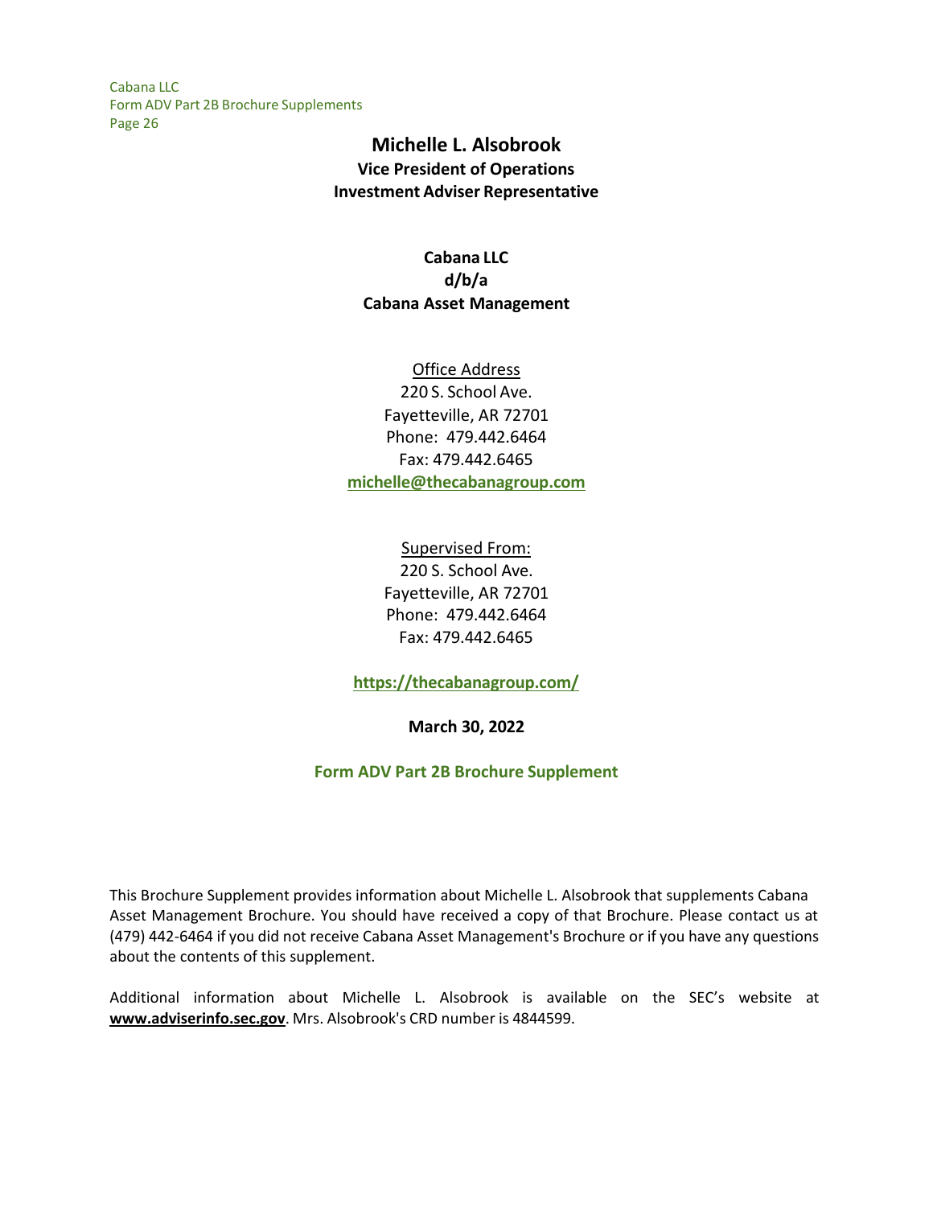# Michelle L. Alsobrook

**Vice President of Operations**
**Investment Adviser Representative**

**Cabana LLC**
**d/b/a**
**Cabana Asset Management**

Office Address
220 S. School Ave.
Fayetteville, AR 72701
Phone: 479.442.6464
Fax: 479.442.6465
**michelle@thecabanagroup.com**

Supervised From:
220 S. School Ave.
Fayetteville, AR 72701
Phone: 479.442.6464
Fax: 479.442.6465

**https://thecabanagroup.com/**

**March 30, 2022**

**Form ADV Part 2B Brochure Supplement**

This Brochure Supplement provides information about Michelle L. Alsobrook that supplements Cabana Asset Management Brochure. You should have received a copy of that Brochure. Please contact us at (479) 442-6464 if you did not receive Cabana Asset Management's Brochure or if you have any questions about the contents of this supplement.

Additional information about Michelle L. Alsobrook is available on the SEC's website at **www.adviserinfo.sec.gov**. Mrs. Alsobrook's CRD number is 4844599.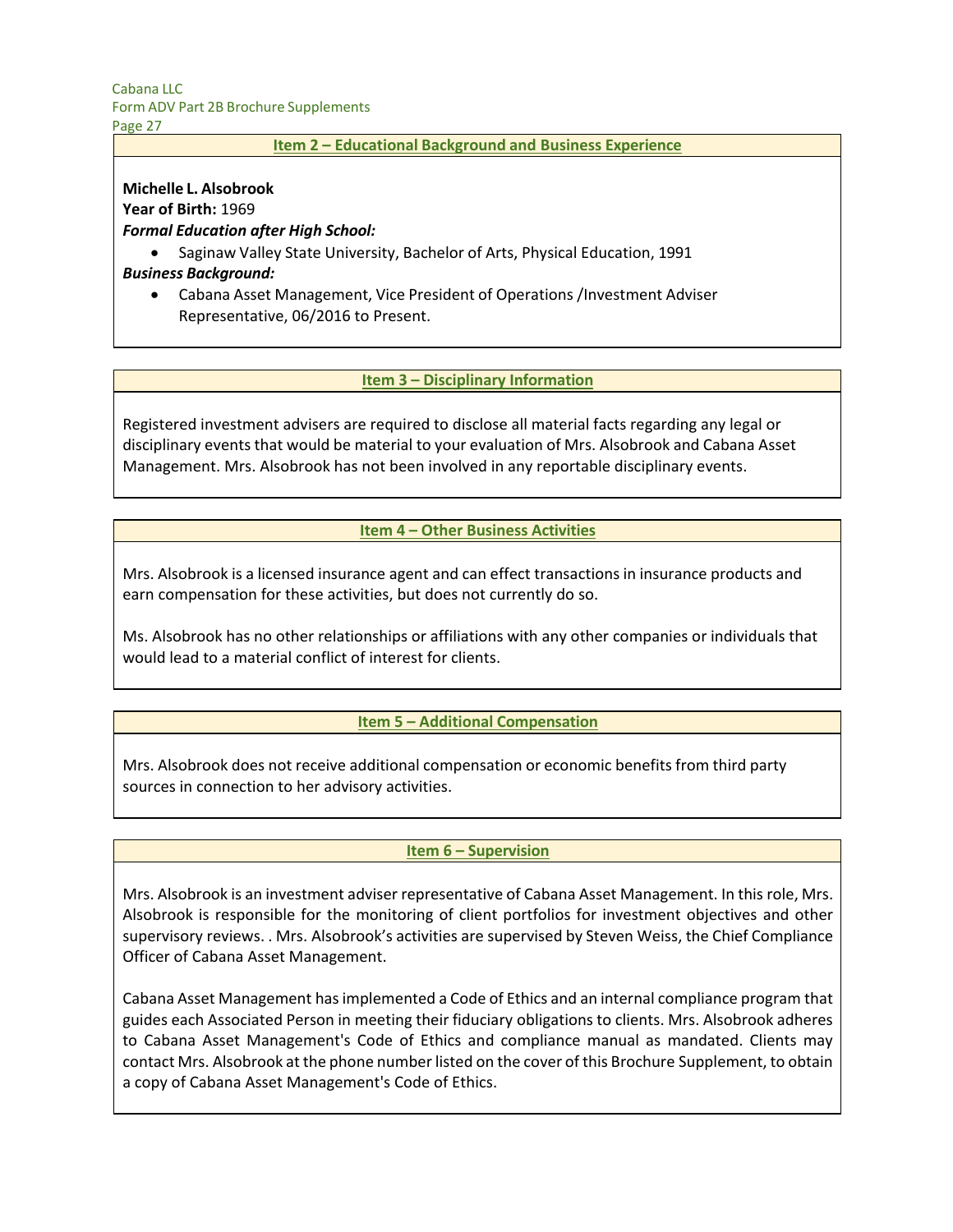## Item 2 – Educational Background and Business Experience

**Michelle L. Alsobrook**
**Year of Birth:** 1969
***Formal Education after High School:***

- Saginaw Valley State University, Bachelor of Arts, Physical Education, 1991

***Business Background:***

- Cabana Asset Management, Vice President of Operations /Investment Adviser Representative, 06/2016 to Present.

## Item 3 – Disciplinary Information

Registered investment advisers are required to disclose all material facts regarding any legal or disciplinary events that would be material to your evaluation of Mrs. Alsobrook and Cabana Asset Management. Mrs. Alsobrook has not been involved in any reportable disciplinary events.

## Item 4 – Other Business Activities

Mrs. Alsobrook is a licensed insurance agent and can effect transactions in insurance products and earn compensation for these activities, but does not currently do so.

Ms. Alsobrook has no other relationships or affiliations with any other companies or individuals that would lead to a material conflict of interest for clients.

## Item 5 – Additional Compensation

Mrs. Alsobrook does not receive additional compensation or economic benefits from third party sources in connection to her advisory activities.

## Item 6 – Supervision

Mrs. Alsobrook is an investment adviser representative of Cabana Asset Management. In this role, Mrs. Alsobrook is responsible for the monitoring of client portfolios for investment objectives and other supervisory reviews. . Mrs. Alsobrook's activities are supervised by Steven Weiss, the Chief Compliance Officer of Cabana Asset Management.

Cabana Asset Management has implemented a Code of Ethics and an internal compliance program that guides each Associated Person in meeting their fiduciary obligations to clients. Mrs. Alsobrook adheres to Cabana Asset Management's Code of Ethics and compliance manual as mandated. Clients may contact Mrs. Alsobrook at the phone number listed on the cover of this Brochure Supplement, to obtain a copy of Cabana Asset Management's Code of Ethics.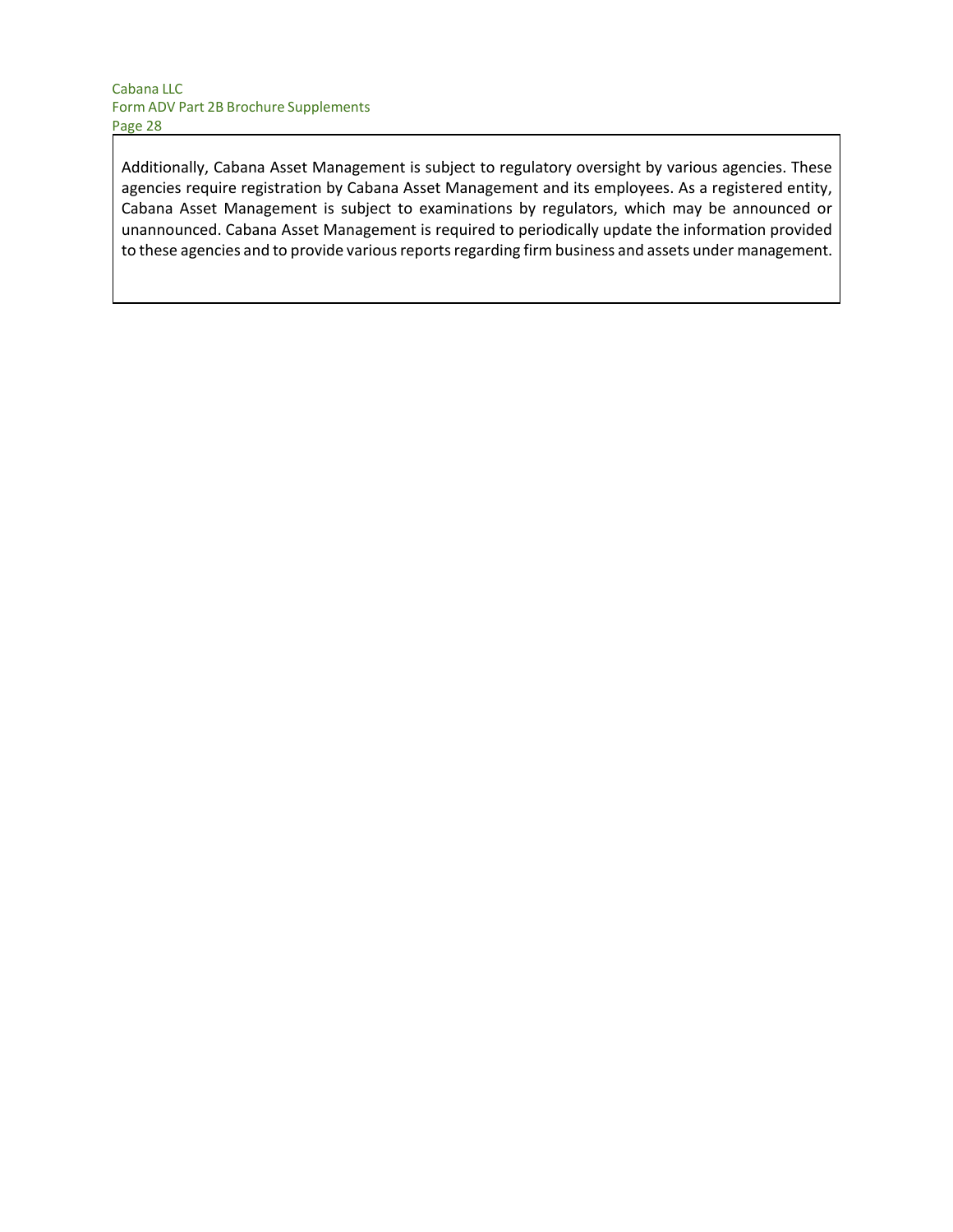Additionally, Cabana Asset Management is subject to regulatory oversight by various agencies. These agencies require registration by Cabana Asset Management and its employees. As a registered entity, Cabana Asset Management is subject to examinations by regulators, which may be announced or unannounced. Cabana Asset Management is required to periodically update the information provided to these agencies and to provide various reports regarding firm business and assets under management.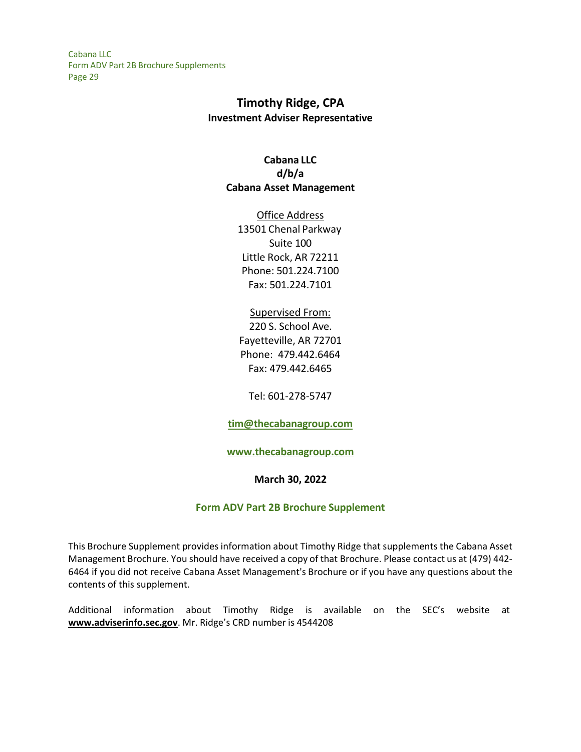# Timothy Ridge, CPA

**Investment Adviser Representative**

**Cabana LLC**
**d/b/a**
**Cabana Asset Management**

Office Address
13501 Chenal Parkway
Suite 100
Little Rock, AR 72211
Phone: 501.224.7100
Fax: 501.224.7101

Supervised From:
220 S. School Ave.
Fayetteville, AR 72701
Phone: 479.442.6464
Fax: 479.442.6465

Tel: 601-278-5747

**tim@thecabanagroup.com**

**www.thecabanagroup.com**

**March 30, 2022**

## Form ADV Part 2B Brochure Supplement

This Brochure Supplement provides information about Timothy Ridge that supplements the Cabana Asset Management Brochure. You should have received a copy of that Brochure. Please contact us at (479) 442-6464 if you did not receive Cabana Asset Management's Brochure or if you have any questions about the contents of this supplement.

Additional information about Timothy Ridge is available on the SEC's website at **www.adviserinfo.sec.gov**. Mr. Ridge's CRD number is 4544208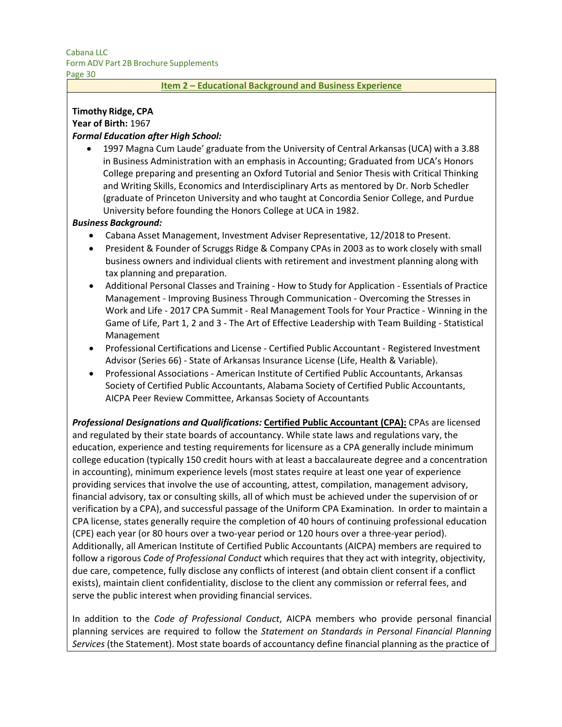## Item 2 – Educational Background and Business Experience

**Timothy Ridge, CPA**
**Year of Birth:** 1967
***Formal Education after High School:***

- 1997 Magna Cum Laude' graduate from the University of Central Arkansas (UCA) with a 3.88 in Business Administration with an emphasis in Accounting; Graduated from UCA's Honors College preparing and presenting an Oxford Tutorial and Senior Thesis with Critical Thinking and Writing Skills, Economics and Interdisciplinary Arts as mentored by Dr. Norb Schedler (graduate of Princeton University and who taught at Concordia Senior College, and Purdue University before founding the Honors College at UCA in 1982.

***Business Background:***

- Cabana Asset Management, Investment Adviser Representative, 12/2018 to Present.
- President & Founder of Scruggs Ridge & Company CPAs in 2003 as to work closely with small business owners and individual clients with retirement and investment planning along with tax planning and preparation.
- Additional Personal Classes and Training - How to Study for Application - Essentials of Practice Management - Improving Business Through Communication - Overcoming the Stresses in Work and Life - 2017 CPA Summit - Real Management Tools for Your Practice - Winning in the Game of Life, Part 1, 2 and 3 - The Art of Effective Leadership with Team Building - Statistical Management
- Professional Certifications and License - Certified Public Accountant - Registered Investment Advisor (Series 66) - State of Arkansas Insurance License (Life, Health & Variable).
- Professional Associations - American Institute of Certified Public Accountants, Arkansas Society of Certified Public Accountants, Alabama Society of Certified Public Accountants, AICPA Peer Review Committee, Arkansas Society of Accountants

***Professional Designations and Qualifications:*** **Certified Public Accountant (CPA):** CPAs are licensed and regulated by their state boards of accountancy. While state laws and regulations vary, the education, experience and testing requirements for licensure as a CPA generally include minimum college education (typically 150 credit hours with at least a baccalaureate degree and a concentration in accounting), minimum experience levels (most states require at least one year of experience providing services that involve the use of accounting, attest, compilation, management advisory, financial advisory, tax or consulting skills, all of which must be achieved under the supervision of or verification by a CPA), and successful passage of the Uniform CPA Examination. In order to maintain a CPA license, states generally require the completion of 40 hours of continuing professional education (CPE) each year (or 80 hours over a two-year period or 120 hours over a three-year period). Additionally, all American Institute of Certified Public Accountants (AICPA) members are required to follow a rigorous *Code of Professional Conduct* which requires that they act with integrity, objectivity, due care, competence, fully disclose any conflicts of interest (and obtain client consent if a conflict exists), maintain client confidentiality, disclose to the client any commission or referral fees, and serve the public interest when providing financial services.

In addition to the *Code of Professional Conduct*, AICPA members who provide personal financial planning services are required to follow the *Statement on Standards in Personal Financial Planning Services* (the Statement). Most state boards of accountancy define financial planning as the practice of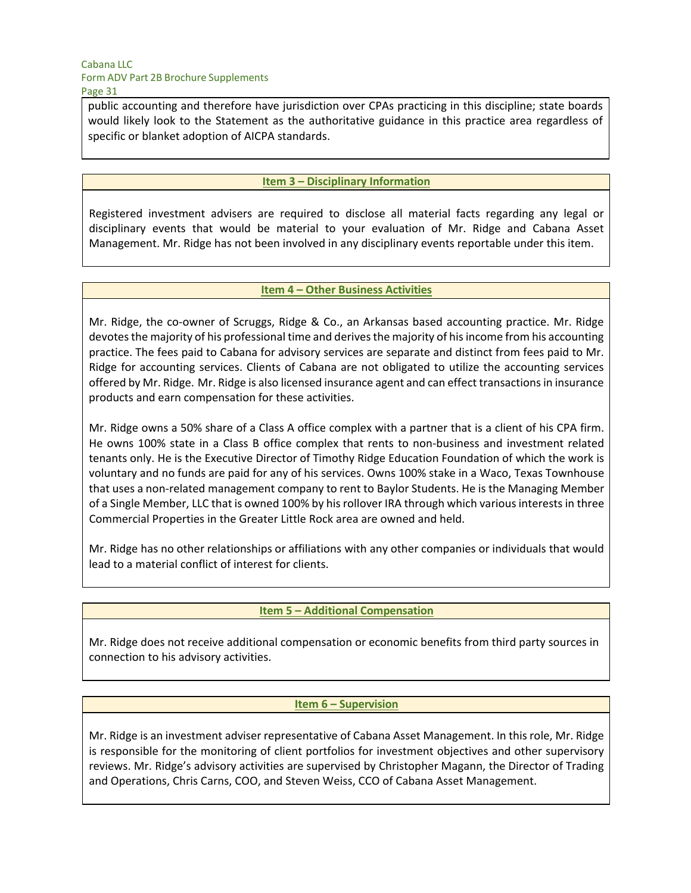public accounting and therefore have jurisdiction over CPAs practicing in this discipline; state boards would likely look to the Statement as the authoritative guidance in this practice area regardless of specific or blanket adoption of AICPA standards.

## Item 3 – Disciplinary Information

Registered investment advisers are required to disclose all material facts regarding any legal or disciplinary events that would be material to your evaluation of Mr. Ridge and Cabana Asset Management. Mr. Ridge has not been involved in any disciplinary events reportable under this item.

## Item 4 – Other Business Activities

Mr. Ridge, the co-owner of Scruggs, Ridge & Co., an Arkansas based accounting practice. Mr. Ridge devotes the majority of his professional time and derives the majority of his income from his accounting practice. The fees paid to Cabana for advisory services are separate and distinct from fees paid to Mr. Ridge for accounting services. Clients of Cabana are not obligated to utilize the accounting services offered by Mr. Ridge. Mr. Ridge is also licensed insurance agent and can effect transactions in insurance products and earn compensation for these activities.

Mr. Ridge owns a 50% share of a Class A office complex with a partner that is a client of his CPA firm. He owns 100% state in a Class B office complex that rents to non-business and investment related tenants only. He is the Executive Director of Timothy Ridge Education Foundation of which the work is voluntary and no funds are paid for any of his services. Owns 100% stake in a Waco, Texas Townhouse that uses a non-related management company to rent to Baylor Students. He is the Managing Member of a Single Member, LLC that is owned 100% by his rollover IRA through which various interests in three Commercial Properties in the Greater Little Rock area are owned and held.

Mr. Ridge has no other relationships or affiliations with any other companies or individuals that would lead to a material conflict of interest for clients.

## Item 5 – Additional Compensation

Mr. Ridge does not receive additional compensation or economic benefits from third party sources in connection to his advisory activities.

## Item 6 – Supervision

Mr. Ridge is an investment adviser representative of Cabana Asset Management. In this role, Mr. Ridge is responsible for the monitoring of client portfolios for investment objectives and other supervisory reviews. Mr. Ridge's advisory activities are supervised by Christopher Magann, the Director of Trading and Operations, Chris Carns, COO, and Steven Weiss, CCO of Cabana Asset Management.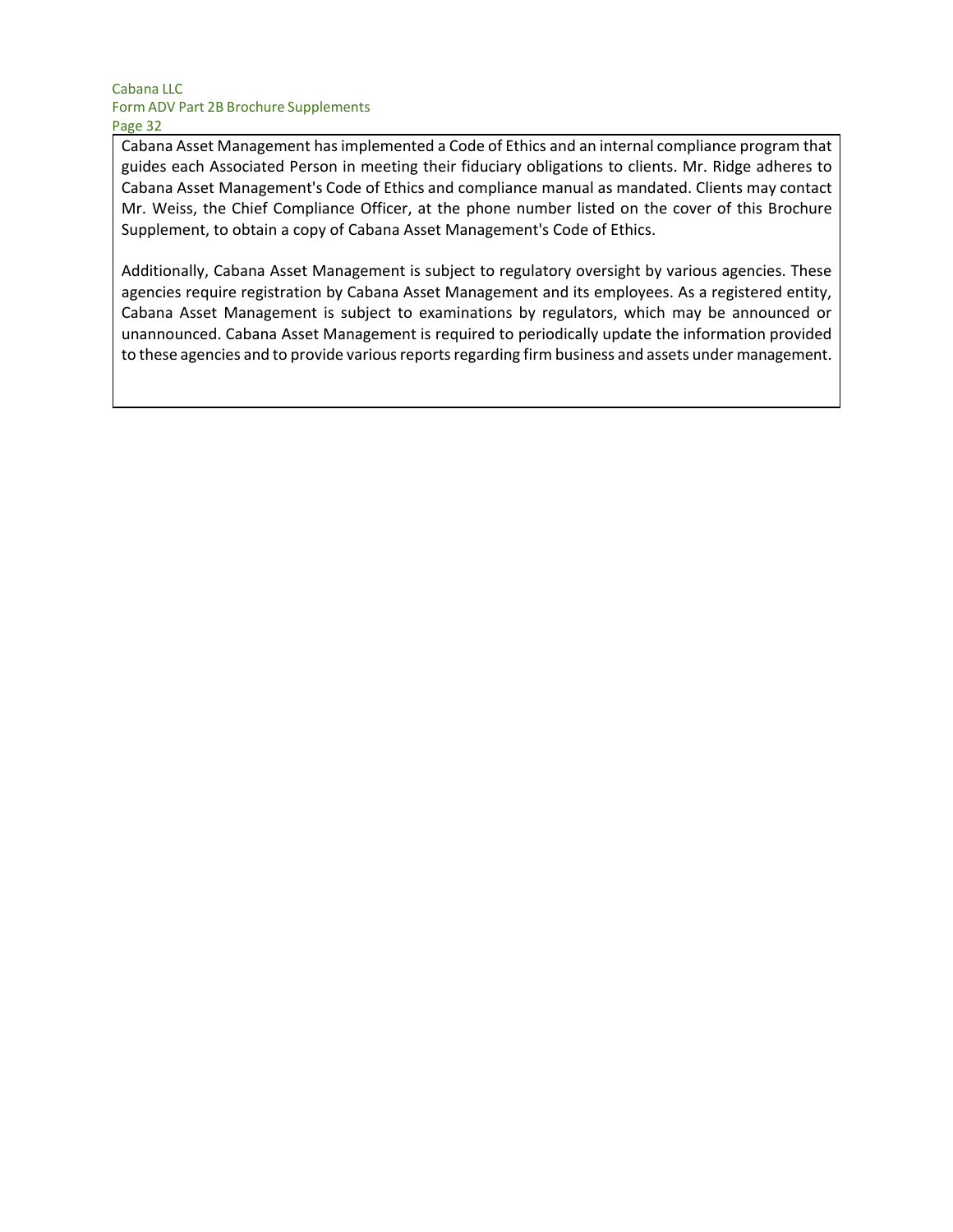Cabana Asset Management has implemented a Code of Ethics and an internal compliance program that guides each Associated Person in meeting their fiduciary obligations to clients. Mr. Ridge adheres to Cabana Asset Management's Code of Ethics and compliance manual as mandated. Clients may contact Mr. Weiss, the Chief Compliance Officer, at the phone number listed on the cover of this Brochure Supplement, to obtain a copy of Cabana Asset Management's Code of Ethics.

Additionally, Cabana Asset Management is subject to regulatory oversight by various agencies. These agencies require registration by Cabana Asset Management and its employees. As a registered entity, Cabana Asset Management is subject to examinations by regulators, which may be announced or unannounced. Cabana Asset Management is required to periodically update the information provided to these agencies and to provide various reports regarding firm business and assets under management.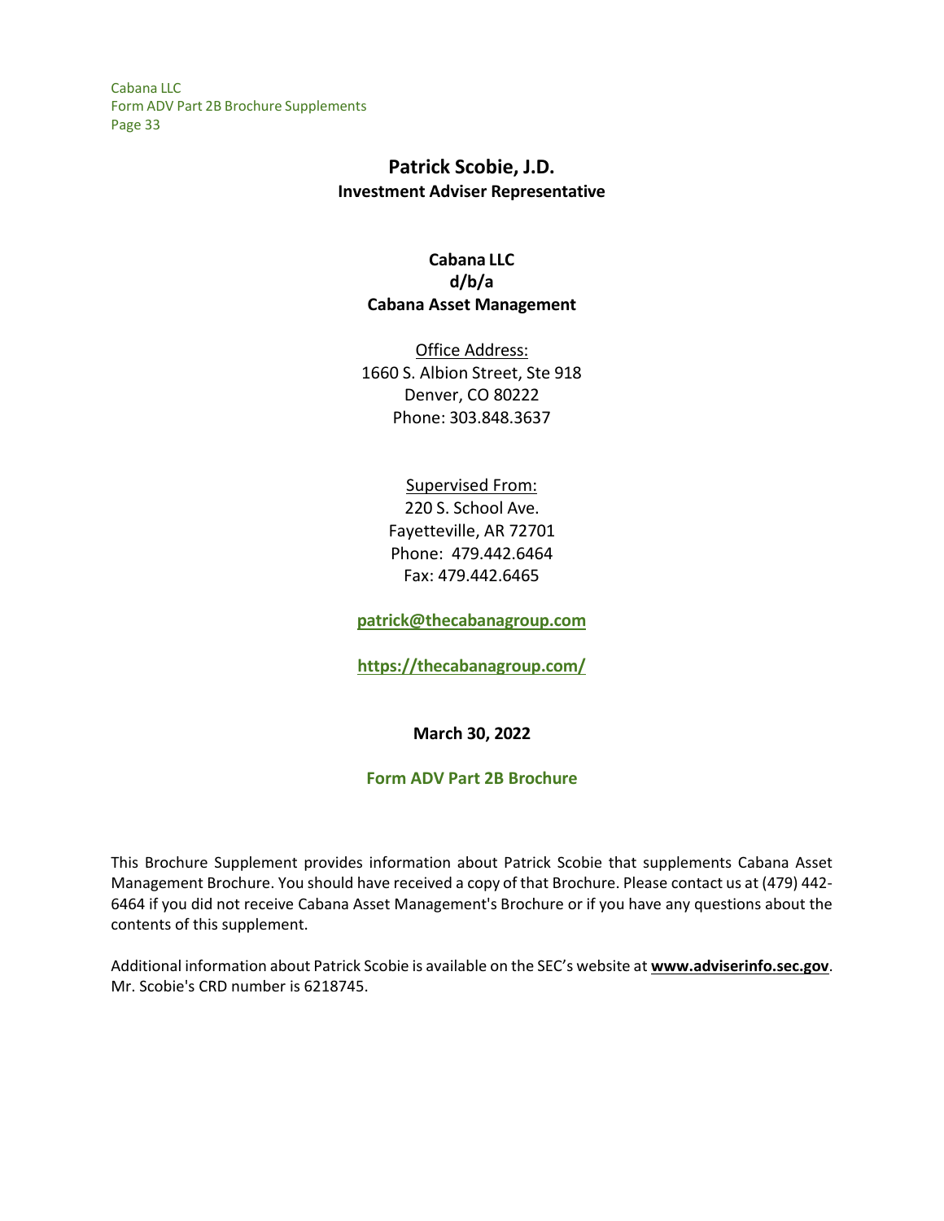# Patrick Scobie, J.D.

**Investment Adviser Representative**

**Cabana LLC**
**d/b/a**
**Cabana Asset Management**

Office Address:
1660 S. Albion Street, Ste 918
Denver, CO 80222
Phone: 303.848.3637

Supervised From:
220 S. School Ave.
Fayetteville, AR 72701
Phone: 479.442.6464
Fax: 479.442.6465

**patrick@thecabanagroup.com**

**https://thecabanagroup.com/**

**March 30, 2022**

**Form ADV Part 2B Brochure**

This Brochure Supplement provides information about Patrick Scobie that supplements Cabana Asset Management Brochure. You should have received a copy of that Brochure. Please contact us at (479) 442-6464 if you did not receive Cabana Asset Management's Brochure or if you have any questions about the contents of this supplement.

Additional information about Patrick Scobie is available on the SEC's website at **www.adviserinfo.sec.gov**. Mr. Scobie's CRD number is 6218745.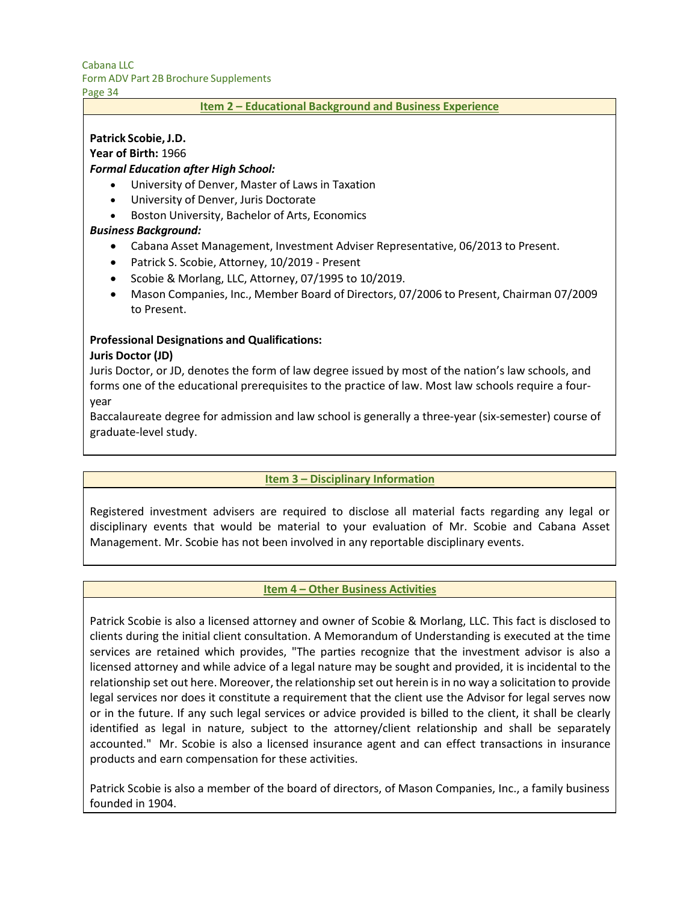## Item 2 – Educational Background and Business Experience

**Patrick Scobie, J.D.**
**Year of Birth:** 1966

***Formal Education after High School:***

- University of Denver, Master of Laws in Taxation
- University of Denver, Juris Doctorate
- Boston University, Bachelor of Arts, Economics

***Business Background:***

- Cabana Asset Management, Investment Adviser Representative, 06/2013 to Present.
- Patrick S. Scobie, Attorney, 10/2019 - Present
- Scobie & Morlang, LLC, Attorney, 07/1995 to 10/2019.
- Mason Companies, Inc., Member Board of Directors, 07/2006 to Present, Chairman 07/2009 to Present.

**Professional Designations and Qualifications:**

**Juris Doctor (JD)**

Juris Doctor, or JD, denotes the form of law degree issued by most of the nation's law schools, and forms one of the educational prerequisites to the practice of law. Most law schools require a four-year

Baccalaureate degree for admission and law school is generally a three-year (six-semester) course of graduate-level study.

## Item 3 – Disciplinary Information

Registered investment advisers are required to disclose all material facts regarding any legal or disciplinary events that would be material to your evaluation of Mr. Scobie and Cabana Asset Management. Mr. Scobie has not been involved in any reportable disciplinary events.

## Item 4 – Other Business Activities

Patrick Scobie is also a licensed attorney and owner of Scobie & Morlang, LLC. This fact is disclosed to clients during the initial client consultation. A Memorandum of Understanding is executed at the time services are retained which provides, "The parties recognize that the investment advisor is also a licensed attorney and while advice of a legal nature may be sought and provided, it is incidental to the relationship set out here. Moreover, the relationship set out herein is in no way a solicitation to provide legal services nor does it constitute a requirement that the client use the Advisor for legal serves now or in the future. If any such legal services or advice provided is billed to the client, it shall be clearly identified as legal in nature, subject to the attorney/client relationship and shall be separately accounted." Mr. Scobie is also a licensed insurance agent and can effect transactions in insurance products and earn compensation for these activities.

Patrick Scobie is also a member of the board of directors, of Mason Companies, Inc., a family business founded in 1904.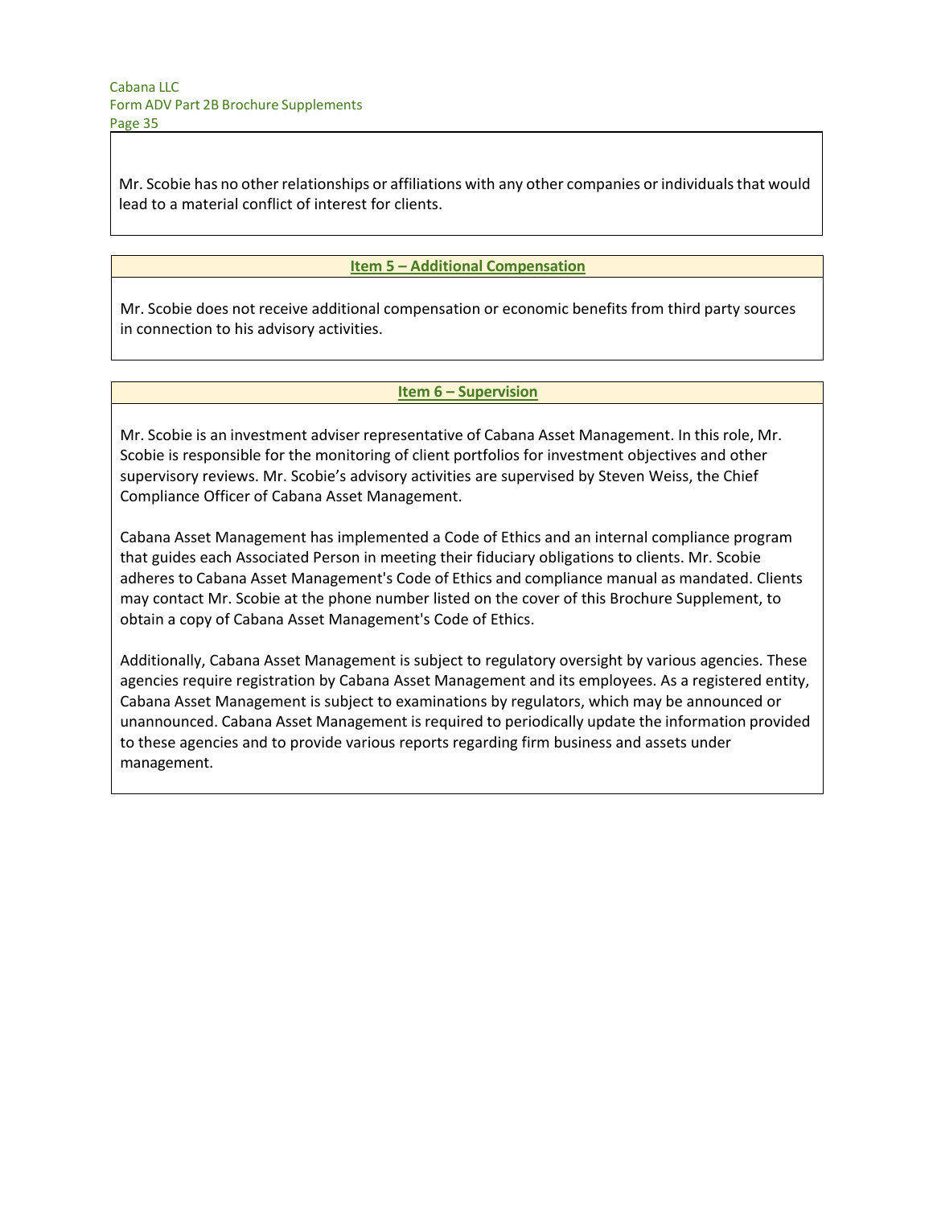Mr. Scobie has no other relationships or affiliations with any other companies or individuals that would lead to a material conflict of interest for clients.

## Item 5 – Additional Compensation

Mr. Scobie does not receive additional compensation or economic benefits from third party sources in connection to his advisory activities.

## Item 6 – Supervision

Mr. Scobie is an investment adviser representative of Cabana Asset Management. In this role, Mr. Scobie is responsible for the monitoring of client portfolios for investment objectives and other supervisory reviews. Mr. Scobie's advisory activities are supervised by Steven Weiss, the Chief Compliance Officer of Cabana Asset Management.

Cabana Asset Management has implemented a Code of Ethics and an internal compliance program that guides each Associated Person in meeting their fiduciary obligations to clients. Mr. Scobie adheres to Cabana Asset Management's Code of Ethics and compliance manual as mandated. Clients may contact Mr. Scobie at the phone number listed on the cover of this Brochure Supplement, to obtain a copy of Cabana Asset Management's Code of Ethics.

Additionally, Cabana Asset Management is subject to regulatory oversight by various agencies. These agencies require registration by Cabana Asset Management and its employees. As a registered entity, Cabana Asset Management is subject to examinations by regulators, which may be announced or unannounced. Cabana Asset Management is required to periodically update the information provided to these agencies and to provide various reports regarding firm business and assets under management.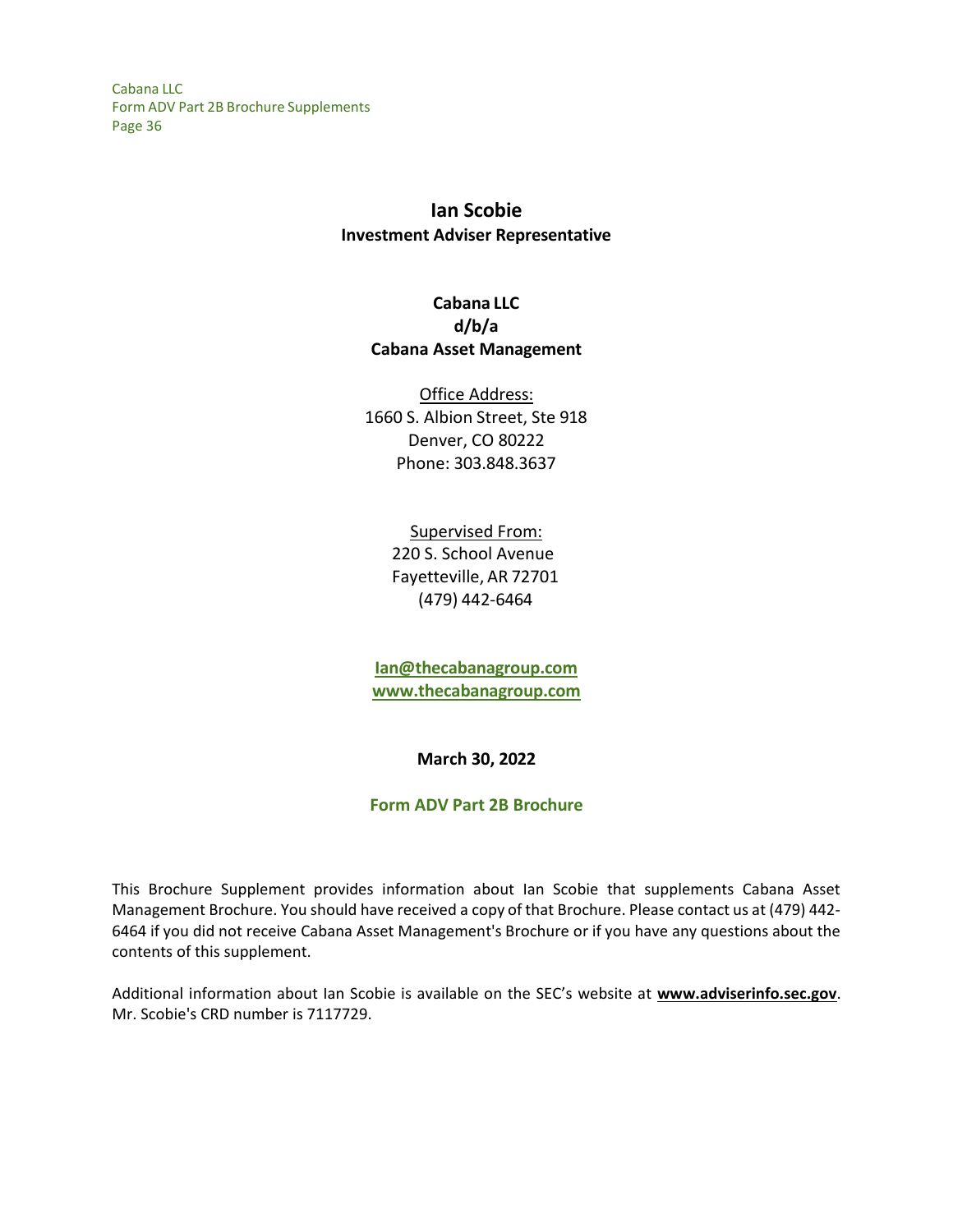# Ian Scobie

**Investment Adviser Representative**

**Cabana LLC**
**d/b/a**
**Cabana Asset Management**

Office Address:
1660 S. Albion Street, Ste 918
Denver, CO 80222
Phone: 303.848.3637

Supervised From:
220 S. School Avenue
Fayetteville, AR 72701
(479) 442-6464

**Ian@thecabanagroup.com**
**www.thecabanagroup.com**

**March 30, 2022**

**Form ADV Part 2B Brochure**

This Brochure Supplement provides information about Ian Scobie that supplements Cabana Asset Management Brochure. You should have received a copy of that Brochure. Please contact us at (479) 442-6464 if you did not receive Cabana Asset Management's Brochure or if you have any questions about the contents of this supplement.

Additional information about Ian Scobie is available on the SEC's website at **www.adviserinfo.sec.gov**. Mr. Scobie's CRD number is 7117729.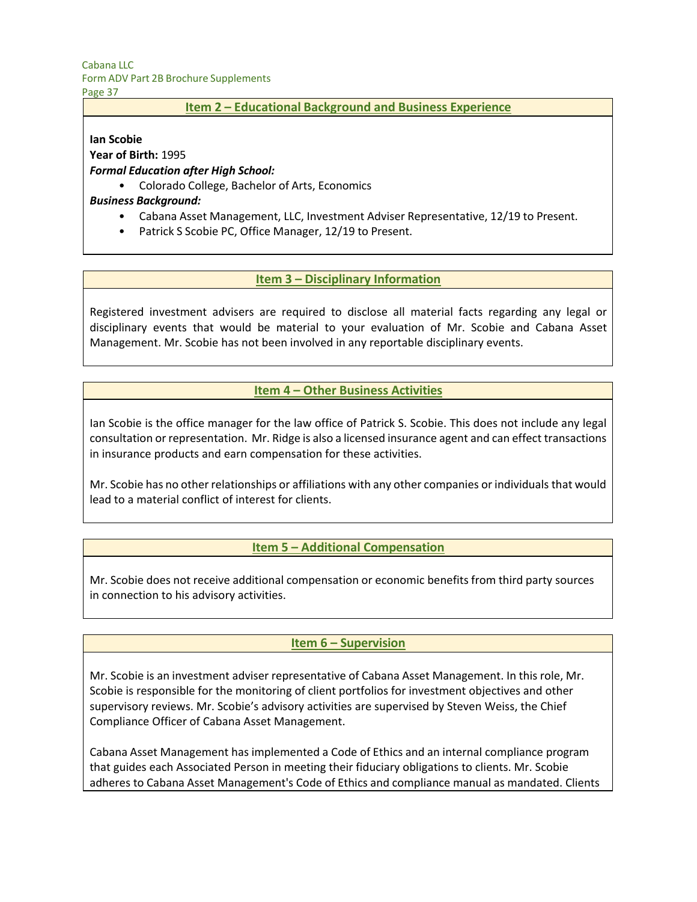## Item 2 – Educational Background and Business Experience

**Ian Scobie**
**Year of Birth:** 1995
***Formal Education after High School:***

- Colorado College, Bachelor of Arts, Economics

***Business Background:***

- Cabana Asset Management, LLC, Investment Adviser Representative, 12/19 to Present.
- Patrick S Scobie PC, Office Manager, 12/19 to Present.

## Item 3 – Disciplinary Information

Registered investment advisers are required to disclose all material facts regarding any legal or disciplinary events that would be material to your evaluation of Mr. Scobie and Cabana Asset Management. Mr. Scobie has not been involved in any reportable disciplinary events.

## Item 4 – Other Business Activities

Ian Scobie is the office manager for the law office of Patrick S. Scobie. This does not include any legal consultation or representation. Mr. Ridge is also a licensed insurance agent and can effect transactions in insurance products and earn compensation for these activities.

Mr. Scobie has no other relationships or affiliations with any other companies or individuals that would lead to a material conflict of interest for clients.

## Item 5 – Additional Compensation

Mr. Scobie does not receive additional compensation or economic benefits from third party sources in connection to his advisory activities.

## Item 6 – Supervision

Mr. Scobie is an investment adviser representative of Cabana Asset Management. In this role, Mr. Scobie is responsible for the monitoring of client portfolios for investment objectives and other supervisory reviews. Mr. Scobie's advisory activities are supervised by Steven Weiss, the Chief Compliance Officer of Cabana Asset Management.

Cabana Asset Management has implemented a Code of Ethics and an internal compliance program that guides each Associated Person in meeting their fiduciary obligations to clients. Mr. Scobie adheres to Cabana Asset Management's Code of Ethics and compliance manual as mandated. Clients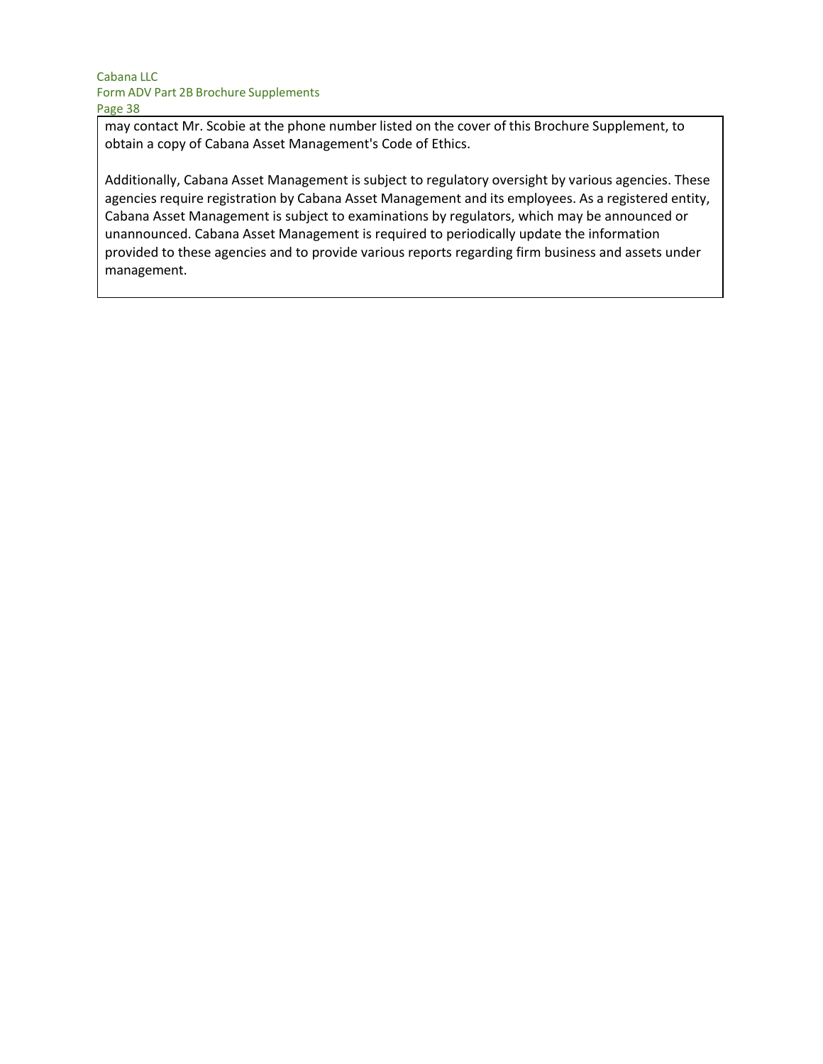may contact Mr. Scobie at the phone number listed on the cover of this Brochure Supplement, to obtain a copy of Cabana Asset Management's Code of Ethics.

Additionally, Cabana Asset Management is subject to regulatory oversight by various agencies. These agencies require registration by Cabana Asset Management and its employees. As a registered entity, Cabana Asset Management is subject to examinations by regulators, which may be announced or unannounced. Cabana Asset Management is required to periodically update the information provided to these agencies and to provide various reports regarding firm business and assets under management.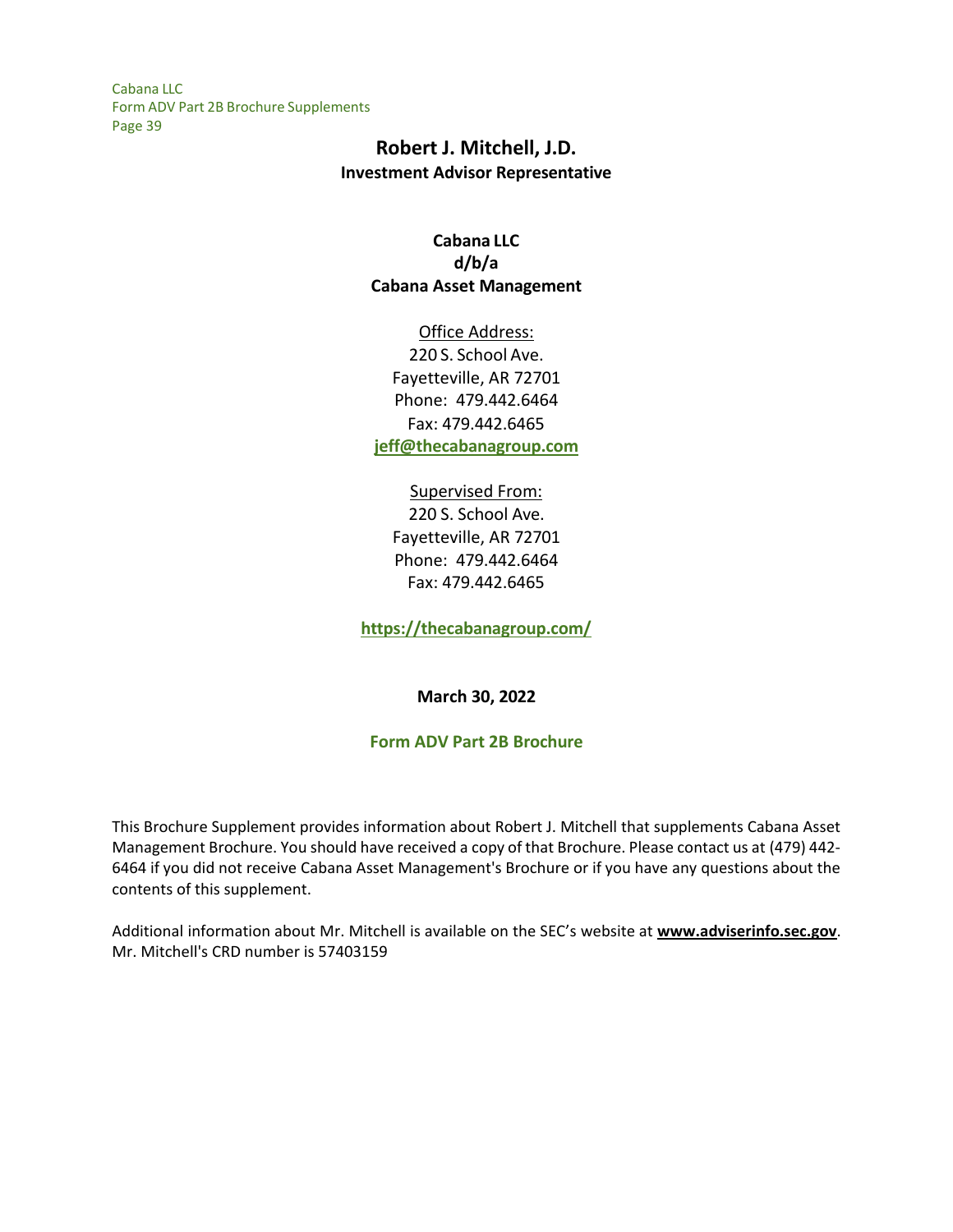# Robert J. Mitchell, J.D.

**Investment Advisor Representative**

**Cabana LLC**
**d/b/a**
**Cabana Asset Management**

Office Address:
220 S. School Ave.
Fayetteville, AR 72701
Phone: 479.442.6464
Fax: 479.442.6465
**jeff@thecabanagroup.com**

Supervised From:
220 S. School Ave.
Fayetteville, AR 72701
Phone: 479.442.6464
Fax: 479.442.6465

**https://thecabanagroup.com/**

**March 30, 2022**

**Form ADV Part 2B Brochure**

This Brochure Supplement provides information about Robert J. Mitchell that supplements Cabana Asset Management Brochure. You should have received a copy of that Brochure. Please contact us at (479) 442-6464 if you did not receive Cabana Asset Management's Brochure or if you have any questions about the contents of this supplement.

Additional information about Mr. Mitchell is available on the SEC's website at **www.adviserinfo.sec.gov**. Mr. Mitchell's CRD number is 57403159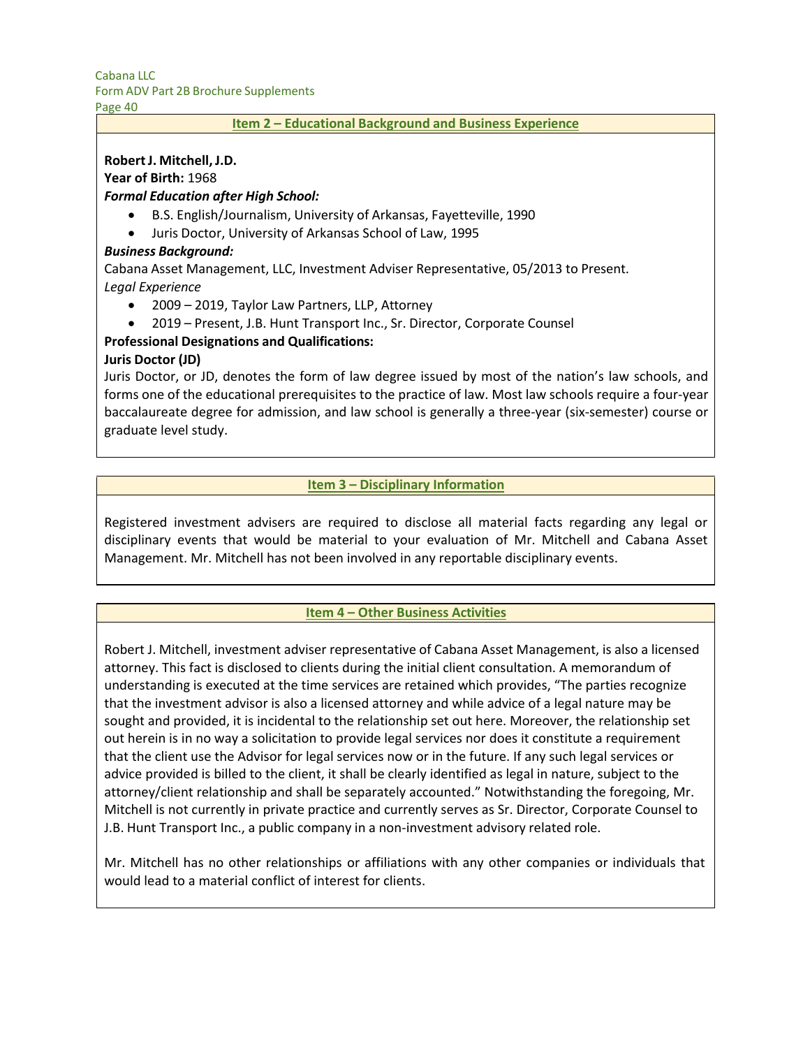## Item 2 – Educational Background and Business Experience

**Robert J. Mitchell, J.D.**
**Year of Birth:** 1968
***Formal Education after High School:***

- B.S. English/Journalism, University of Arkansas, Fayetteville, 1990
- Juris Doctor, University of Arkansas School of Law, 1995

***Business Background:***
Cabana Asset Management, LLC, Investment Adviser Representative, 05/2013 to Present.
*Legal Experience*

- 2009 – 2019, Taylor Law Partners, LLP, Attorney
- 2019 – Present, J.B. Hunt Transport Inc., Sr. Director, Corporate Counsel

**Professional Designations and Qualifications:**
**Juris Doctor (JD)**
Juris Doctor, or JD, denotes the form of law degree issued by most of the nation's law schools, and forms one of the educational prerequisites to the practice of law. Most law schools require a four-year baccalaureate degree for admission, and law school is generally a three-year (six-semester) course or graduate level study.

## Item 3 – Disciplinary Information

Registered investment advisers are required to disclose all material facts regarding any legal or disciplinary events that would be material to your evaluation of Mr. Mitchell and Cabana Asset Management. Mr. Mitchell has not been involved in any reportable disciplinary events.

## Item 4 – Other Business Activities

Robert J. Mitchell, investment adviser representative of Cabana Asset Management, is also a licensed attorney. This fact is disclosed to clients during the initial client consultation. A memorandum of understanding is executed at the time services are retained which provides, "The parties recognize that the investment advisor is also a licensed attorney and while advice of a legal nature may be sought and provided, it is incidental to the relationship set out here. Moreover, the relationship set out herein is in no way a solicitation to provide legal services nor does it constitute a requirement that the client use the Advisor for legal services now or in the future. If any such legal services or advice provided is billed to the client, it shall be clearly identified as legal in nature, subject to the attorney/client relationship and shall be separately accounted." Notwithstanding the foregoing, Mr. Mitchell is not currently in private practice and currently serves as Sr. Director, Corporate Counsel to J.B. Hunt Transport Inc., a public company in a non-investment advisory related role.

Mr. Mitchell has no other relationships or affiliations with any other companies or individuals that would lead to a material conflict of interest for clients.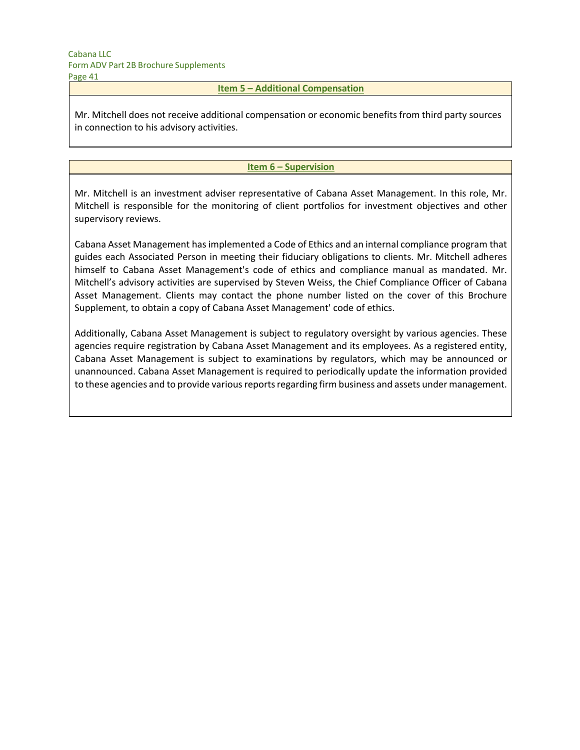## Item 5 – Additional Compensation

Mr. Mitchell does not receive additional compensation or economic benefits from third party sources in connection to his advisory activities.

## Item 6 – Supervision

Mr. Mitchell is an investment adviser representative of Cabana Asset Management. In this role, Mr. Mitchell is responsible for the monitoring of client portfolios for investment objectives and other supervisory reviews.

Cabana Asset Management has implemented a Code of Ethics and an internal compliance program that guides each Associated Person in meeting their fiduciary obligations to clients. Mr. Mitchell adheres himself to Cabana Asset Management's code of ethics and compliance manual as mandated. Mr. Mitchell's advisory activities are supervised by Steven Weiss, the Chief Compliance Officer of Cabana Asset Management. Clients may contact the phone number listed on the cover of this Brochure Supplement, to obtain a copy of Cabana Asset Management' code of ethics.

Additionally, Cabana Asset Management is subject to regulatory oversight by various agencies. These agencies require registration by Cabana Asset Management and its employees. As a registered entity, Cabana Asset Management is subject to examinations by regulators, which may be announced or unannounced. Cabana Asset Management is required to periodically update the information provided to these agencies and to provide various reports regarding firm business and assets under management.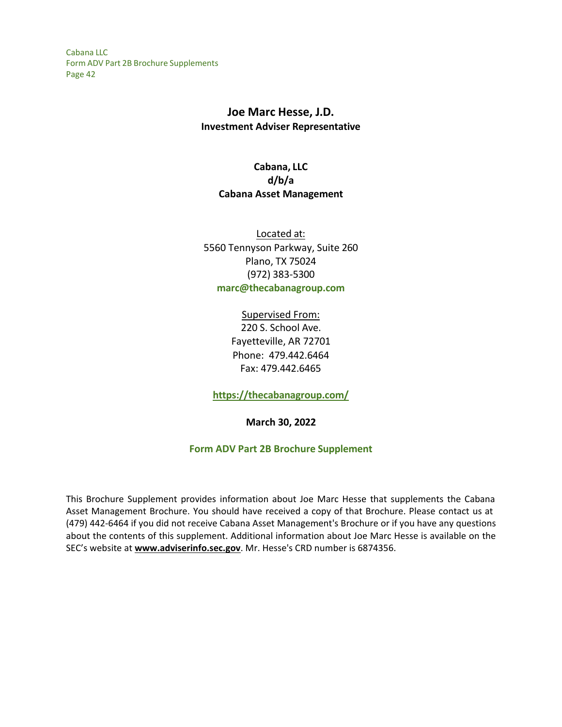# Joe Marc Hesse, J.D.

**Investment Adviser Representative**

**Cabana, LLC**
**d/b/a**
**Cabana Asset Management**

Located at:
5560 Tennyson Parkway, Suite 260
Plano, TX 75024
(972) 383-5300
**marc@thecabanagroup.com**

Supervised From:
220 S. School Ave.
Fayetteville, AR 72701
Phone: 479.442.6464
Fax: 479.442.6465

**https://thecabanagroup.com/**

**March 30, 2022**

**Form ADV Part 2B Brochure Supplement**

This Brochure Supplement provides information about Joe Marc Hesse that supplements the Cabana Asset Management Brochure. You should have received a copy of that Brochure. Please contact us at (479) 442-6464 if you did not receive Cabana Asset Management's Brochure or if you have any questions about the contents of this supplement. Additional information about Joe Marc Hesse is available on the SEC's website at **www.adviserinfo.sec.gov**. Mr. Hesse's CRD number is 6874356.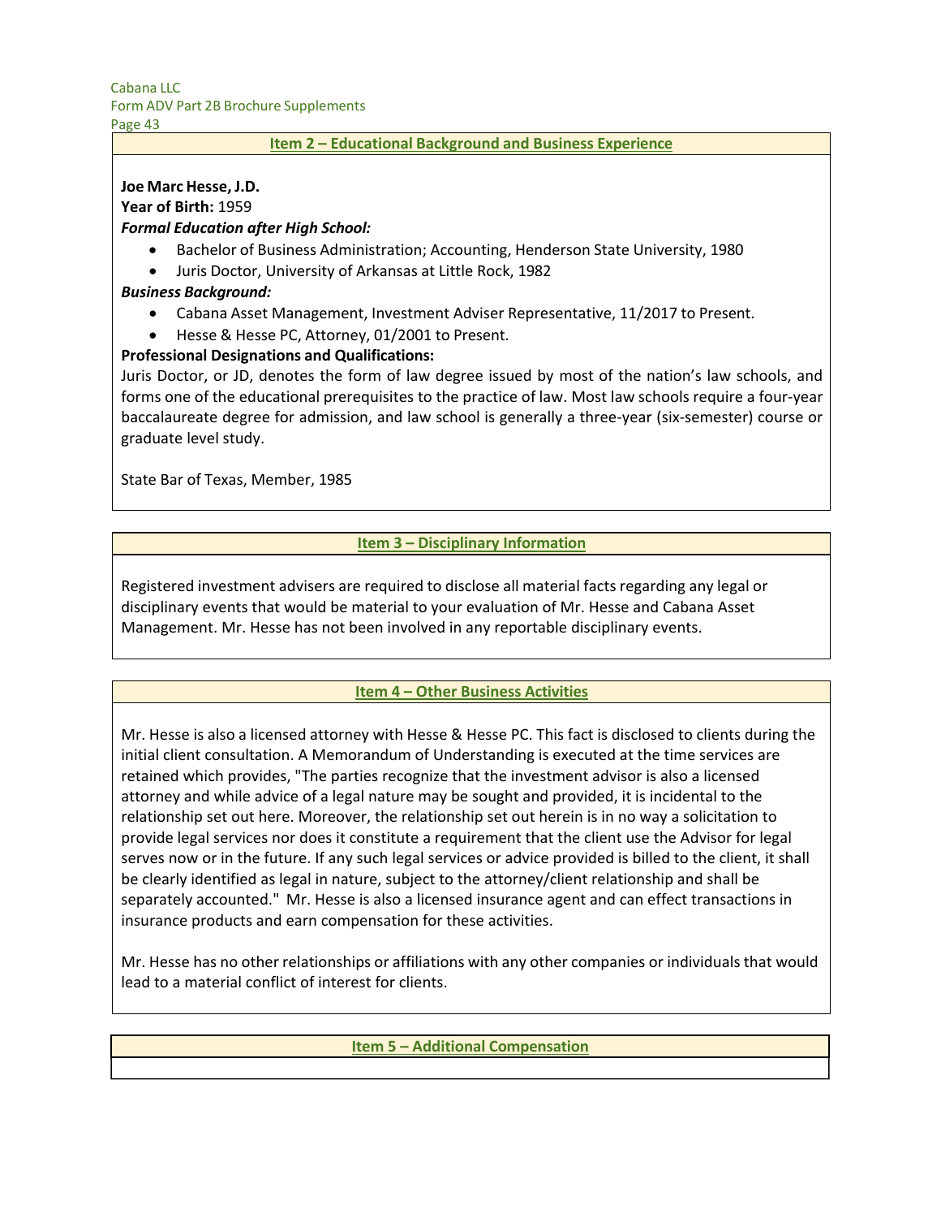## Item 2 – Educational Background and Business Experience

**Joe Marc Hesse, J.D.**

**Year of Birth:** 1959

***Formal Education after High School:***

- Bachelor of Business Administration; Accounting, Henderson State University, 1980
- Juris Doctor, University of Arkansas at Little Rock, 1982

***Business Background:***

- Cabana Asset Management, Investment Adviser Representative, 11/2017 to Present.
- Hesse & Hesse PC, Attorney, 01/2001 to Present.

**Professional Designations and Qualifications:**

Juris Doctor, or JD, denotes the form of law degree issued by most of the nation's law schools, and forms one of the educational prerequisites to the practice of law. Most law schools require a four-year baccalaureate degree for admission, and law school is generally a three-year (six-semester) course or graduate level study.

State Bar of Texas, Member, 1985

## Item 3 – Disciplinary Information

Registered investment advisers are required to disclose all material facts regarding any legal or disciplinary events that would be material to your evaluation of Mr. Hesse and Cabana Asset Management. Mr. Hesse has not been involved in any reportable disciplinary events.

## Item 4 – Other Business Activities

Mr. Hesse is also a licensed attorney with Hesse & Hesse PC. This fact is disclosed to clients during the initial client consultation. A Memorandum of Understanding is executed at the time services are retained which provides, "The parties recognize that the investment advisor is also a licensed attorney and while advice of a legal nature may be sought and provided, it is incidental to the relationship set out here. Moreover, the relationship set out herein is in no way a solicitation to provide legal services nor does it constitute a requirement that the client use the Advisor for legal serves now or in the future. If any such legal services or advice provided is billed to the client, it shall be clearly identified as legal in nature, subject to the attorney/client relationship and shall be separately accounted." Mr. Hesse is also a licensed insurance agent and can effect transactions in insurance products and earn compensation for these activities.

Mr. Hesse has no other relationships or affiliations with any other companies or individuals that would lead to a material conflict of interest for clients.

## Item 5 – Additional Compensation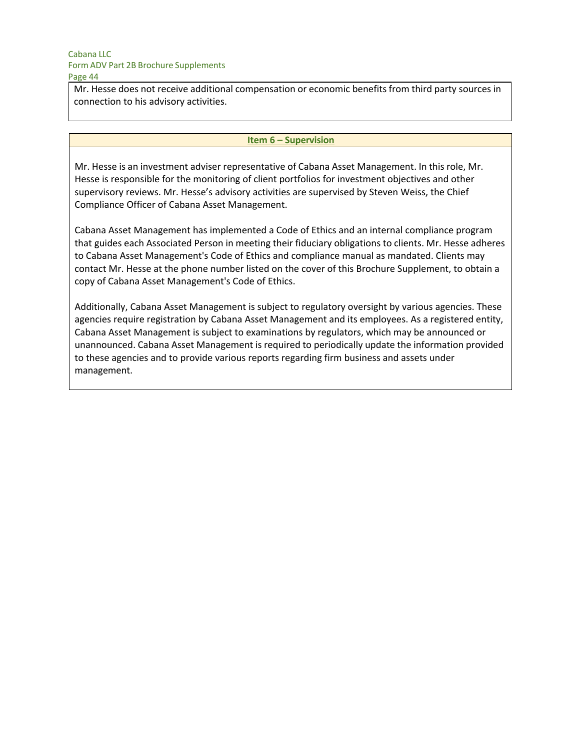Mr. Hesse does not receive additional compensation or economic benefits from third party sources in connection to his advisory activities.

## Item 6 – Supervision

Mr. Hesse is an investment adviser representative of Cabana Asset Management. In this role, Mr. Hesse is responsible for the monitoring of client portfolios for investment objectives and other supervisory reviews. Mr. Hesse's advisory activities are supervised by Steven Weiss, the Chief Compliance Officer of Cabana Asset Management.

Cabana Asset Management has implemented a Code of Ethics and an internal compliance program that guides each Associated Person in meeting their fiduciary obligations to clients. Mr. Hesse adheres to Cabana Asset Management's Code of Ethics and compliance manual as mandated. Clients may contact Mr. Hesse at the phone number listed on the cover of this Brochure Supplement, to obtain a copy of Cabana Asset Management's Code of Ethics.

Additionally, Cabana Asset Management is subject to regulatory oversight by various agencies. These agencies require registration by Cabana Asset Management and its employees. As a registered entity, Cabana Asset Management is subject to examinations by regulators, which may be announced or unannounced. Cabana Asset Management is required to periodically update the information provided to these agencies and to provide various reports regarding firm business and assets under management.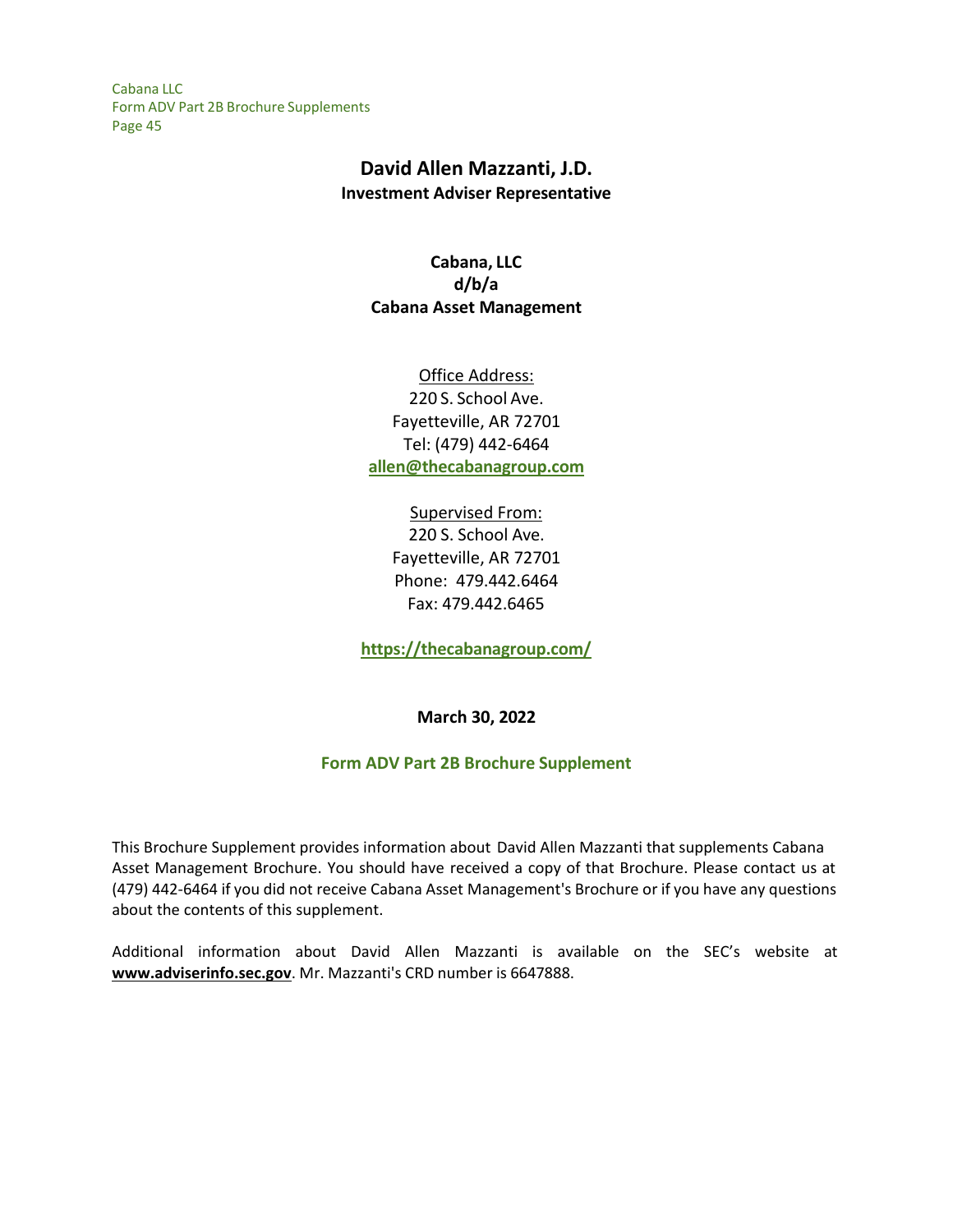# David Allen Mazzanti, J.D.

**Investment Adviser Representative**

**Cabana, LLC**
**d/b/a**
**Cabana Asset Management**

Office Address:
220 S. School Ave.
Fayetteville, AR 72701
Tel: (479) 442-6464
**allen@thecabanagroup.com**

Supervised From:
220 S. School Ave.
Fayetteville, AR 72701
Phone: 479.442.6464
Fax: 479.442.6465

**https://thecabanagroup.com/**

**March 30, 2022**

## Form ADV Part 2B Brochure Supplement

This Brochure Supplement provides information about David Allen Mazzanti that supplements Cabana Asset Management Brochure. You should have received a copy of that Brochure. Please contact us at (479) 442-6464 if you did not receive Cabana Asset Management's Brochure or if you have any questions about the contents of this supplement.

Additional information about David Allen Mazzanti is available on the SEC's website at **www.adviserinfo.sec.gov**. Mr. Mazzanti's CRD number is 6647888.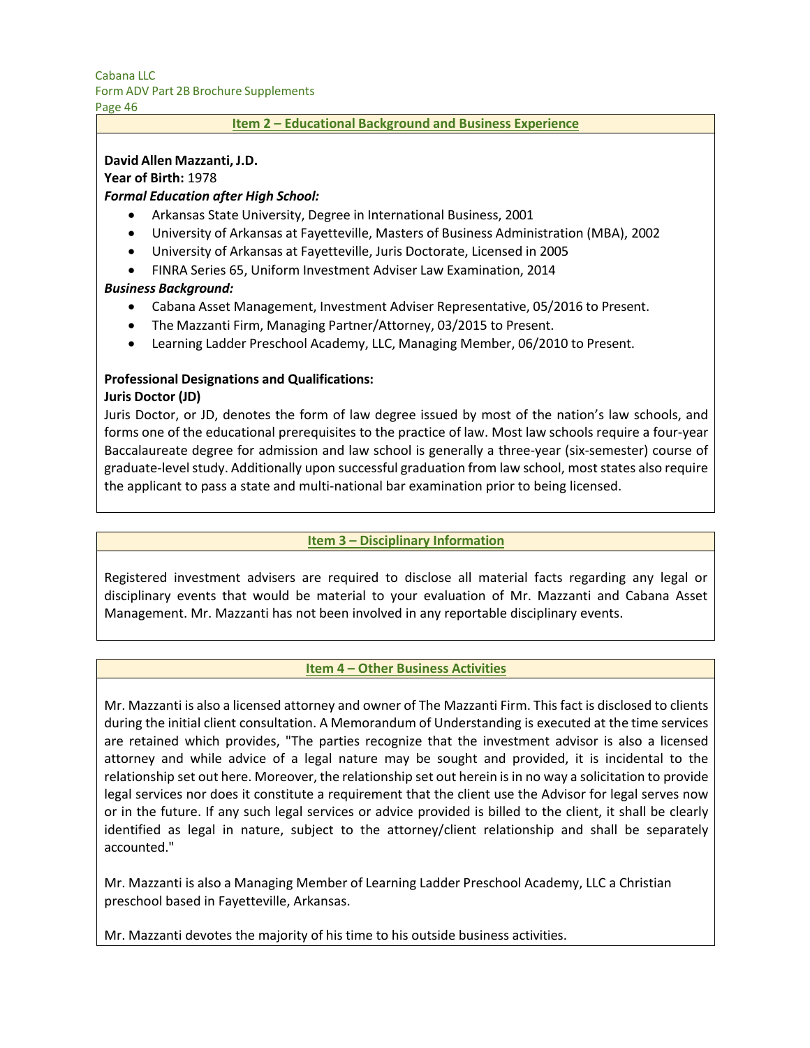## Item 2 – Educational Background and Business Experience

**David Allen Mazzanti, J.D.**
**Year of Birth:** 1978
***Formal Education after High School:***

- Arkansas State University, Degree in International Business, 2001
- University of Arkansas at Fayetteville, Masters of Business Administration (MBA), 2002
- University of Arkansas at Fayetteville, Juris Doctorate, Licensed in 2005
- FINRA Series 65, Uniform Investment Adviser Law Examination, 2014

***Business Background:***

- Cabana Asset Management, Investment Adviser Representative, 05/2016 to Present.
- The Mazzanti Firm, Managing Partner/Attorney, 03/2015 to Present.
- Learning Ladder Preschool Academy, LLC, Managing Member, 06/2010 to Present.

**Professional Designations and Qualifications:**
**Juris Doctor (JD)**
Juris Doctor, or JD, denotes the form of law degree issued by most of the nation's law schools, and forms one of the educational prerequisites to the practice of law. Most law schools require a four-year Baccalaureate degree for admission and law school is generally a three-year (six-semester) course of graduate-level study. Additionally upon successful graduation from law school, most states also require the applicant to pass a state and multi-national bar examination prior to being licensed.

## Item 3 – Disciplinary Information

Registered investment advisers are required to disclose all material facts regarding any legal or disciplinary events that would be material to your evaluation of Mr. Mazzanti and Cabana Asset Management. Mr. Mazzanti has not been involved in any reportable disciplinary events.

## Item 4 – Other Business Activities

Mr. Mazzanti is also a licensed attorney and owner of The Mazzanti Firm. This fact is disclosed to clients during the initial client consultation. A Memorandum of Understanding is executed at the time services are retained which provides, "The parties recognize that the investment advisor is also a licensed attorney and while advice of a legal nature may be sought and provided, it is incidental to the relationship set out here. Moreover, the relationship set out herein is in no way a solicitation to provide legal services nor does it constitute a requirement that the client use the Advisor for legal serves now or in the future. If any such legal services or advice provided is billed to the client, it shall be clearly identified as legal in nature, subject to the attorney/client relationship and shall be separately accounted."

Mr. Mazzanti is also a Managing Member of Learning Ladder Preschool Academy, LLC a Christian preschool based in Fayetteville, Arkansas.

Mr. Mazzanti devotes the majority of his time to his outside business activities.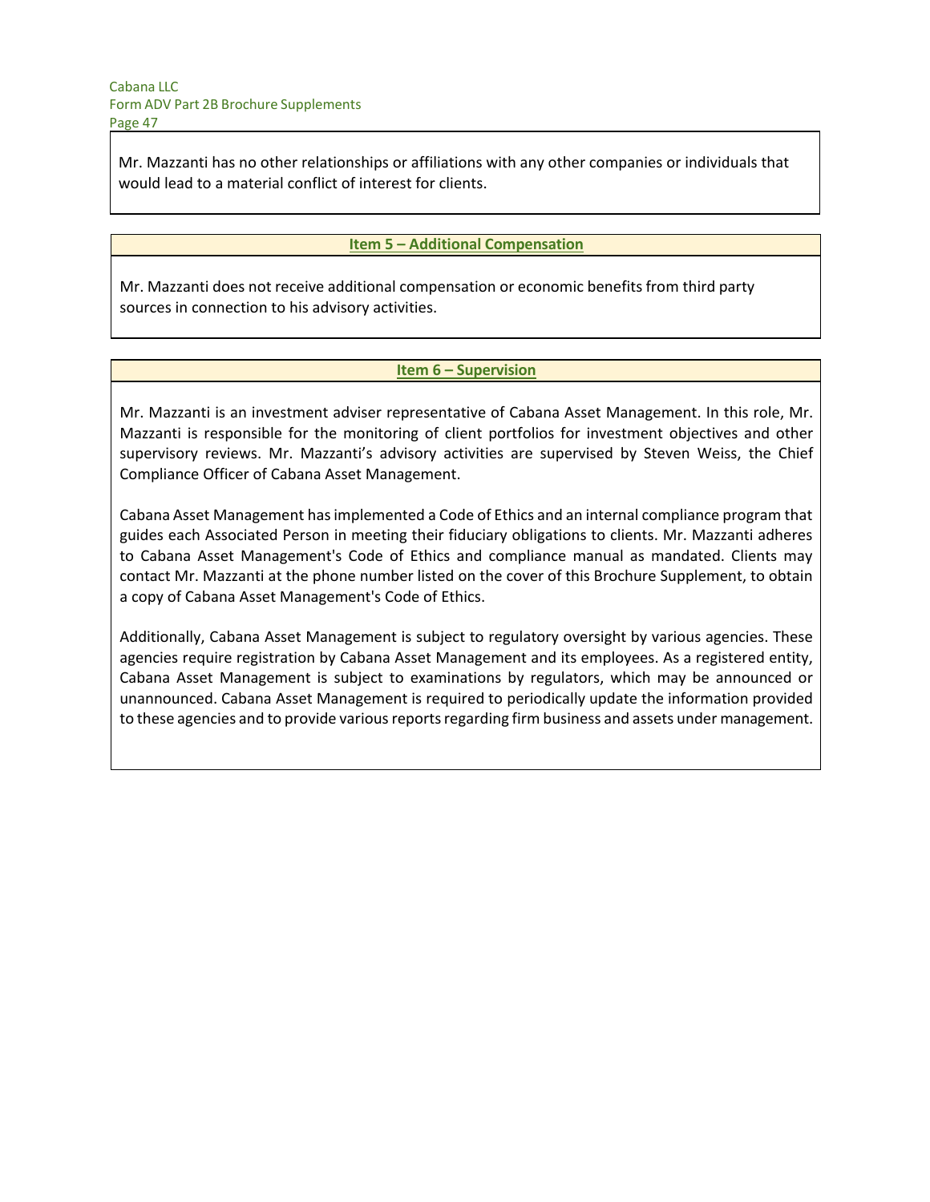Mr. Mazzanti has no other relationships or affiliations with any other companies or individuals that would lead to a material conflict of interest for clients.

## Item 5 – Additional Compensation

Mr. Mazzanti does not receive additional compensation or economic benefits from third party sources in connection to his advisory activities.

## Item 6 – Supervision

Mr. Mazzanti is an investment adviser representative of Cabana Asset Management. In this role, Mr. Mazzanti is responsible for the monitoring of client portfolios for investment objectives and other supervisory reviews. Mr. Mazzanti's advisory activities are supervised by Steven Weiss, the Chief Compliance Officer of Cabana Asset Management.

Cabana Asset Management has implemented a Code of Ethics and an internal compliance program that guides each Associated Person in meeting their fiduciary obligations to clients. Mr. Mazzanti adheres to Cabana Asset Management's Code of Ethics and compliance manual as mandated. Clients may contact Mr. Mazzanti at the phone number listed on the cover of this Brochure Supplement, to obtain a copy of Cabana Asset Management's Code of Ethics.

Additionally, Cabana Asset Management is subject to regulatory oversight by various agencies. These agencies require registration by Cabana Asset Management and its employees. As a registered entity, Cabana Asset Management is subject to examinations by regulators, which may be announced or unannounced. Cabana Asset Management is required to periodically update the information provided to these agencies and to provide various reports regarding firm business and assets under management.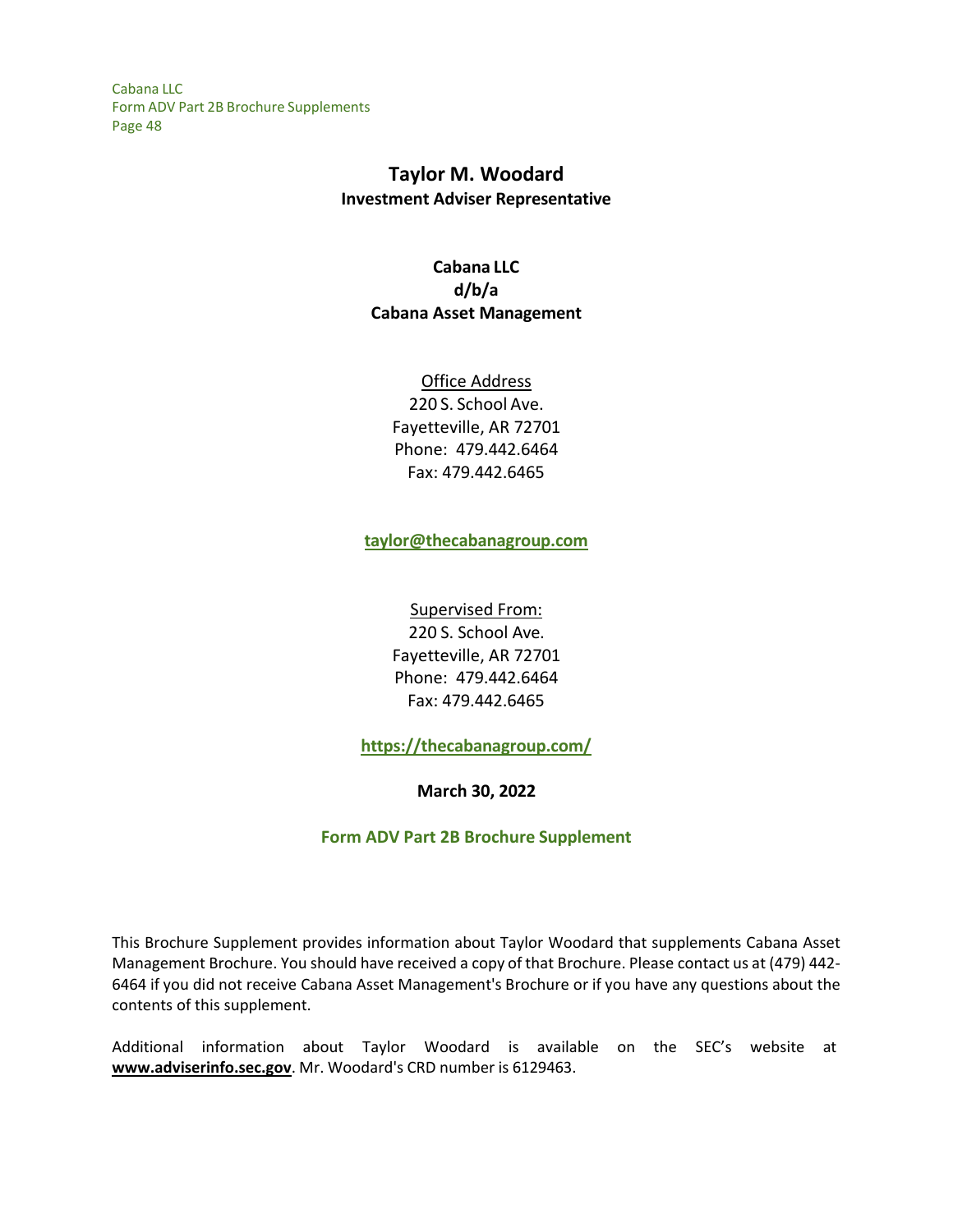# Taylor M. Woodard

**Investment Adviser Representative**

**Cabana LLC**
**d/b/a**
**Cabana Asset Management**

Office Address
220 S. School Ave.
Fayetteville, AR 72701
Phone: 479.442.6464
Fax: 479.442.6465

**taylor@thecabanagroup.com**

Supervised From:
220 S. School Ave.
Fayetteville, AR 72701
Phone: 479.442.6464
Fax: 479.442.6465

**https://thecabanagroup.com/**

**March 30, 2022**

**Form ADV Part 2B Brochure Supplement**

This Brochure Supplement provides information about Taylor Woodard that supplements Cabana Asset Management Brochure. You should have received a copy of that Brochure. Please contact us at (479) 442-6464 if you did not receive Cabana Asset Management's Brochure or if you have any questions about the contents of this supplement.

Additional information about Taylor Woodard is available on the SEC's website at **www.adviserinfo.sec.gov**. Mr. Woodard's CRD number is 6129463.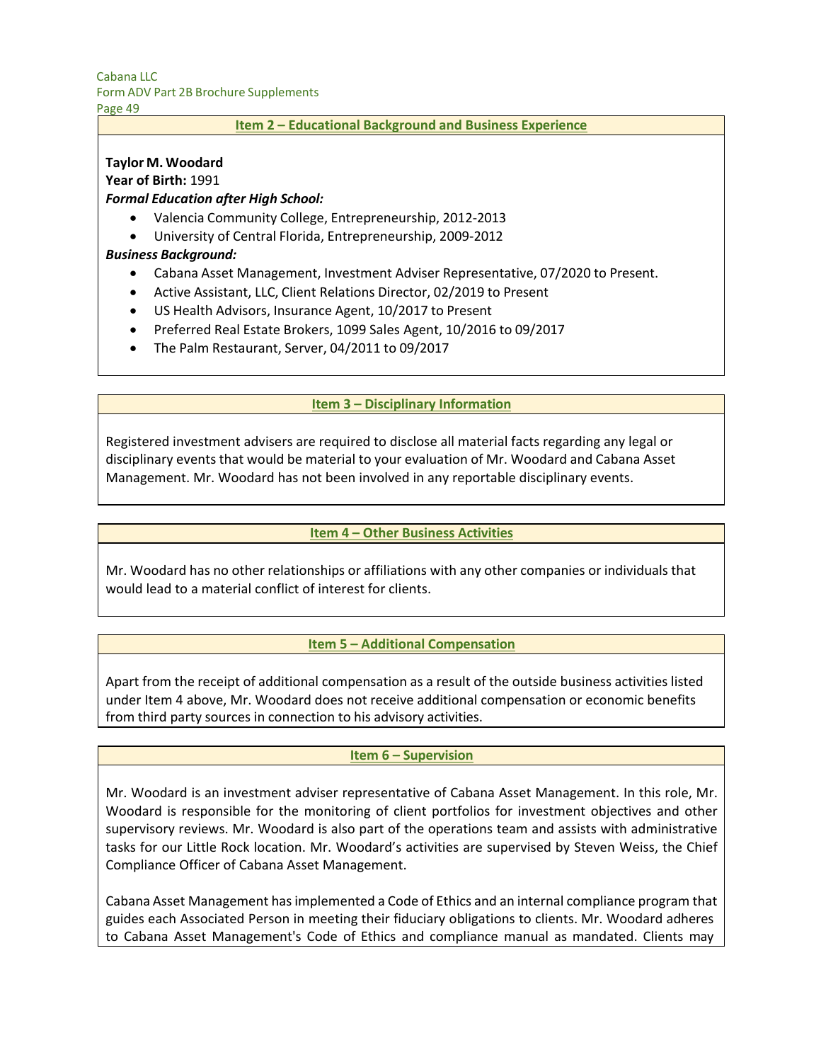## Item 2 – Educational Background and Business Experience

**Taylor M. Woodard**
**Year of Birth:** 1991
***Formal Education after High School:***

- Valencia Community College, Entrepreneurship, 2012-2013
- University of Central Florida, Entrepreneurship, 2009-2012

***Business Background:***

- Cabana Asset Management, Investment Adviser Representative, 07/2020 to Present.
- Active Assistant, LLC, Client Relations Director, 02/2019 to Present
- US Health Advisors, Insurance Agent, 10/2017 to Present
- Preferred Real Estate Brokers, 1099 Sales Agent, 10/2016 to 09/2017
- The Palm Restaurant, Server, 04/2011 to 09/2017

## Item 3 – Disciplinary Information

Registered investment advisers are required to disclose all material facts regarding any legal or disciplinary events that would be material to your evaluation of Mr. Woodard and Cabana Asset Management. Mr. Woodard has not been involved in any reportable disciplinary events.

## Item 4 – Other Business Activities

Mr. Woodard has no other relationships or affiliations with any other companies or individuals that would lead to a material conflict of interest for clients.

## Item 5 – Additional Compensation

Apart from the receipt of additional compensation as a result of the outside business activities listed under Item 4 above, Mr. Woodard does not receive additional compensation or economic benefits from third party sources in connection to his advisory activities.

## Item 6 – Supervision

Mr. Woodard is an investment adviser representative of Cabana Asset Management. In this role, Mr. Woodard is responsible for the monitoring of client portfolios for investment objectives and other supervisory reviews. Mr. Woodard is also part of the operations team and assists with administrative tasks for our Little Rock location. Mr. Woodard's activities are supervised by Steven Weiss, the Chief Compliance Officer of Cabana Asset Management.

Cabana Asset Management has implemented a Code of Ethics and an internal compliance program that guides each Associated Person in meeting their fiduciary obligations to clients. Mr. Woodard adheres to Cabana Asset Management's Code of Ethics and compliance manual as mandated. Clients may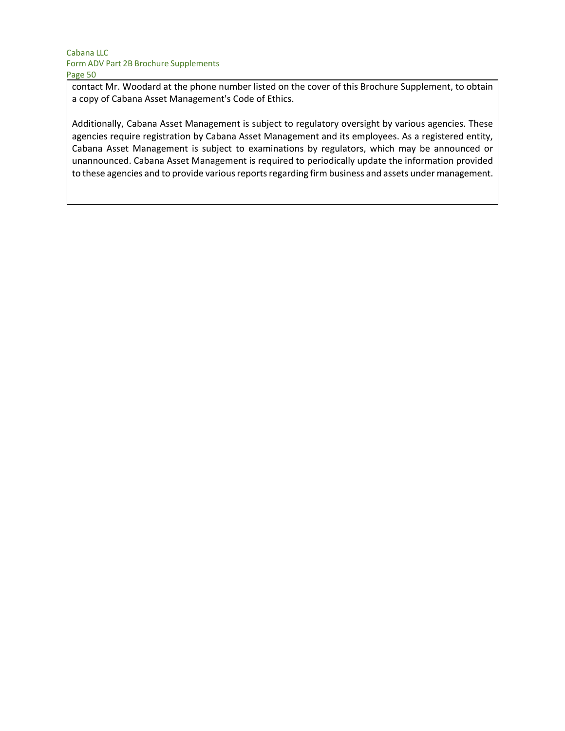contact Mr. Woodard at the phone number listed on the cover of this Brochure Supplement, to obtain a copy of Cabana Asset Management's Code of Ethics.

Additionally, Cabana Asset Management is subject to regulatory oversight by various agencies. These agencies require registration by Cabana Asset Management and its employees. As a registered entity, Cabana Asset Management is subject to examinations by regulators, which may be announced or unannounced. Cabana Asset Management is required to periodically update the information provided to these agencies and to provide various reports regarding firm business and assets under management.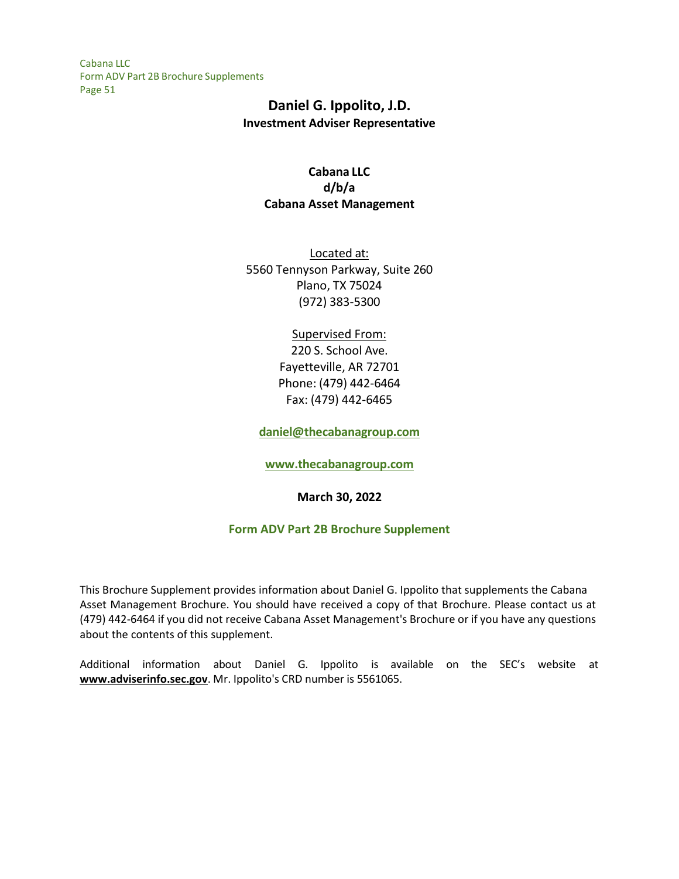# Daniel G. Ippolito, J.D.

**Investment Adviser Representative**

**Cabana LLC**
**d/b/a**
**Cabana Asset Management**

Located at:
5560 Tennyson Parkway, Suite 260
Plano, TX 75024
(972) 383-5300

Supervised From:
220 S. School Ave.
Fayetteville, AR 72701
Phone: (479) 442-6464
Fax: (479) 442-6465

**daniel@thecabanagroup.com**

**www.thecabanagroup.com**

**March 30, 2022**

## Form ADV Part 2B Brochure Supplement

This Brochure Supplement provides information about Daniel G. Ippolito that supplements the Cabana Asset Management Brochure. You should have received a copy of that Brochure. Please contact us at (479) 442-6464 if you did not receive Cabana Asset Management's Brochure or if you have any questions about the contents of this supplement.

Additional information about Daniel G. Ippolito is available on the SEC's website at **www.adviserinfo.sec.gov**. Mr. Ippolito's CRD number is 5561065.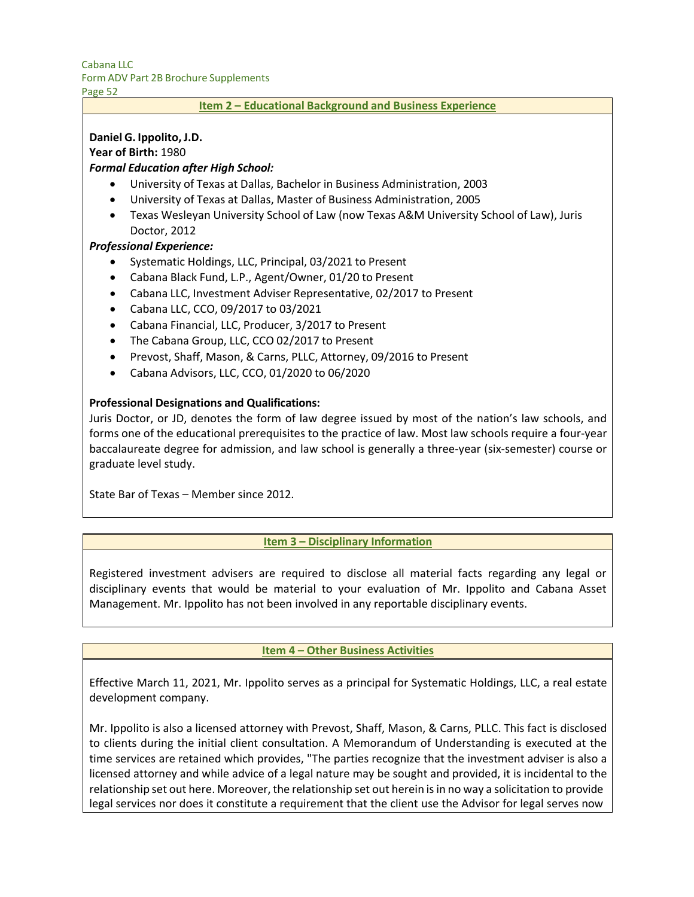## Item 2 – Educational Background and Business Experience

**Daniel G. Ippolito, J.D.**
**Year of Birth:** 1980

***Formal Education after High School:***

- University of Texas at Dallas, Bachelor in Business Administration, 2003
- University of Texas at Dallas, Master of Business Administration, 2005
- Texas Wesleyan University School of Law (now Texas A&M University School of Law), Juris Doctor, 2012

***Professional Experience:***

- Systematic Holdings, LLC, Principal, 03/2021 to Present
- Cabana Black Fund, L.P., Agent/Owner, 01/20 to Present
- Cabana LLC, Investment Adviser Representative, 02/2017 to Present
- Cabana LLC, CCO, 09/2017 to 03/2021
- Cabana Financial, LLC, Producer, 3/2017 to Present
- The Cabana Group, LLC, CCO 02/2017 to Present
- Prevost, Shaff, Mason, & Carns, PLLC, Attorney, 09/2016 to Present
- Cabana Advisors, LLC, CCO, 01/2020 to 06/2020

**Professional Designations and Qualifications:**

Juris Doctor, or JD, denotes the form of law degree issued by most of the nation's law schools, and forms one of the educational prerequisites to the practice of law. Most law schools require a four-year baccalaureate degree for admission, and law school is generally a three-year (six-semester) course or graduate level study.

State Bar of Texas – Member since 2012.

## Item 3 – Disciplinary Information

Registered investment advisers are required to disclose all material facts regarding any legal or disciplinary events that would be material to your evaluation of Mr. Ippolito and Cabana Asset Management. Mr. Ippolito has not been involved in any reportable disciplinary events.

## Item 4 – Other Business Activities

Effective March 11, 2021, Mr. Ippolito serves as a principal for Systematic Holdings, LLC, a real estate development company.

Mr. Ippolito is also a licensed attorney with Prevost, Shaff, Mason, & Carns, PLLC. This fact is disclosed to clients during the initial client consultation. A Memorandum of Understanding is executed at the time services are retained which provides, "The parties recognize that the investment adviser is also a licensed attorney and while advice of a legal nature may be sought and provided, it is incidental to the relationship set out here. Moreover, the relationship set out herein is in no way a solicitation to provide legal services nor does it constitute a requirement that the client use the Advisor for legal serves now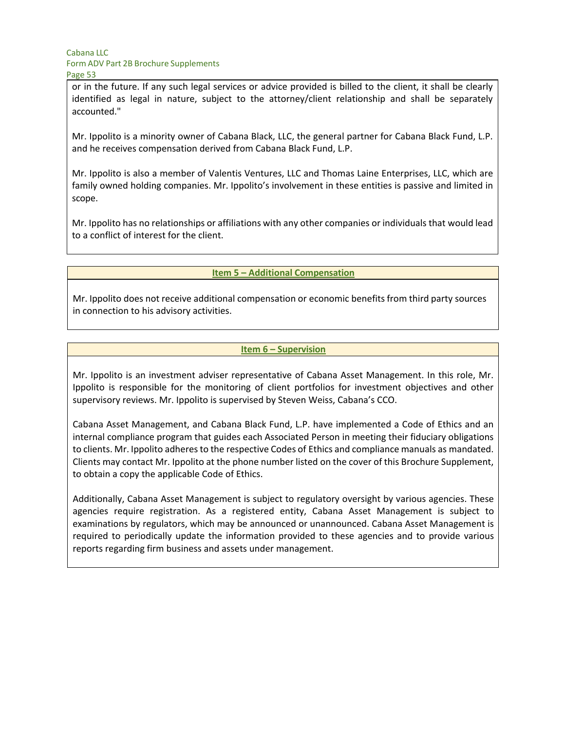or in the future. If any such legal services or advice provided is billed to the client, it shall be clearly identified as legal in nature, subject to the attorney/client relationship and shall be separately accounted."

Mr. Ippolito is a minority owner of Cabana Black, LLC, the general partner for Cabana Black Fund, L.P. and he receives compensation derived from Cabana Black Fund, L.P.

Mr. Ippolito is also a member of Valentis Ventures, LLC and Thomas Laine Enterprises, LLC, which are family owned holding companies. Mr. Ippolito's involvement in these entities is passive and limited in scope.

Mr. Ippolito has no relationships or affiliations with any other companies or individuals that would lead to a conflict of interest for the client.

## Item 5 – Additional Compensation

Mr. Ippolito does not receive additional compensation or economic benefits from third party sources in connection to his advisory activities.

## Item 6 – Supervision

Mr. Ippolito is an investment adviser representative of Cabana Asset Management. In this role, Mr. Ippolito is responsible for the monitoring of client portfolios for investment objectives and other supervisory reviews. Mr. Ippolito is supervised by Steven Weiss, Cabana's CCO.

Cabana Asset Management, and Cabana Black Fund, L.P. have implemented a Code of Ethics and an internal compliance program that guides each Associated Person in meeting their fiduciary obligations to clients. Mr. Ippolito adheres to the respective Codes of Ethics and compliance manuals as mandated. Clients may contact Mr. Ippolito at the phone number listed on the cover of this Brochure Supplement, to obtain a copy the applicable Code of Ethics.

Additionally, Cabana Asset Management is subject to regulatory oversight by various agencies. These agencies require registration. As a registered entity, Cabana Asset Management is subject to examinations by regulators, which may be announced or unannounced. Cabana Asset Management is required to periodically update the information provided to these agencies and to provide various reports regarding firm business and assets under management.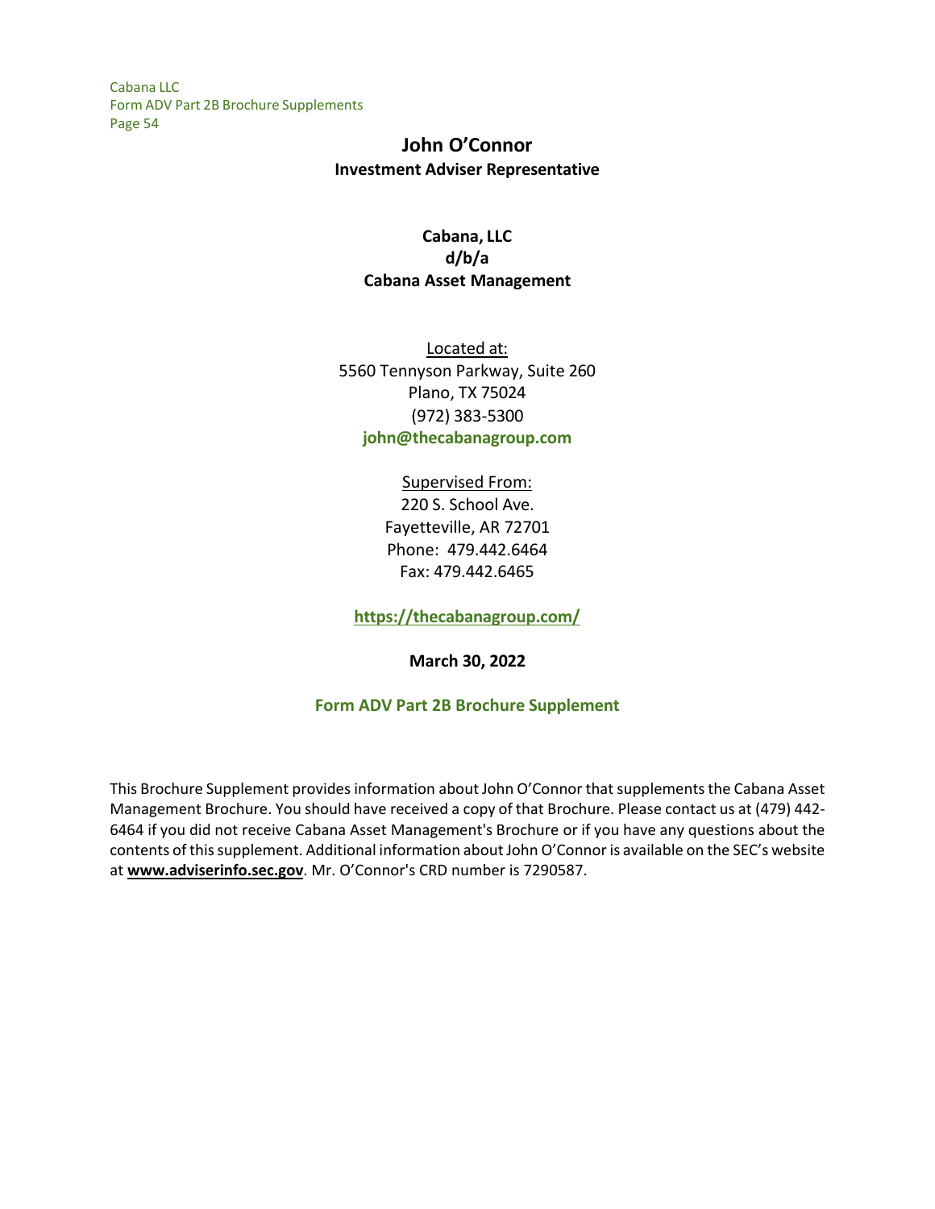# John O'Connor

**Investment Adviser Representative**

**Cabana, LLC**
**d/b/a**
**Cabana Asset Management**

Located at:
5560 Tennyson Parkway, Suite 260
Plano, TX 75024
(972) 383-5300
**john@thecabanagroup.com**

Supervised From:
220 S. School Ave.
Fayetteville, AR 72701
Phone: 479.442.6464
Fax: 479.442.6465

**https://thecabanagroup.com/**

**March 30, 2022**

## Form ADV Part 2B Brochure Supplement

This Brochure Supplement provides information about John O'Connor that supplements the Cabana Asset Management Brochure. You should have received a copy of that Brochure. Please contact us at (479) 442-6464 if you did not receive Cabana Asset Management's Brochure or if you have any questions about the contents of this supplement. Additional information about John O'Connor is available on the SEC's website at **www.adviserinfo.sec.gov**. Mr. O'Connor's CRD number is 7290587.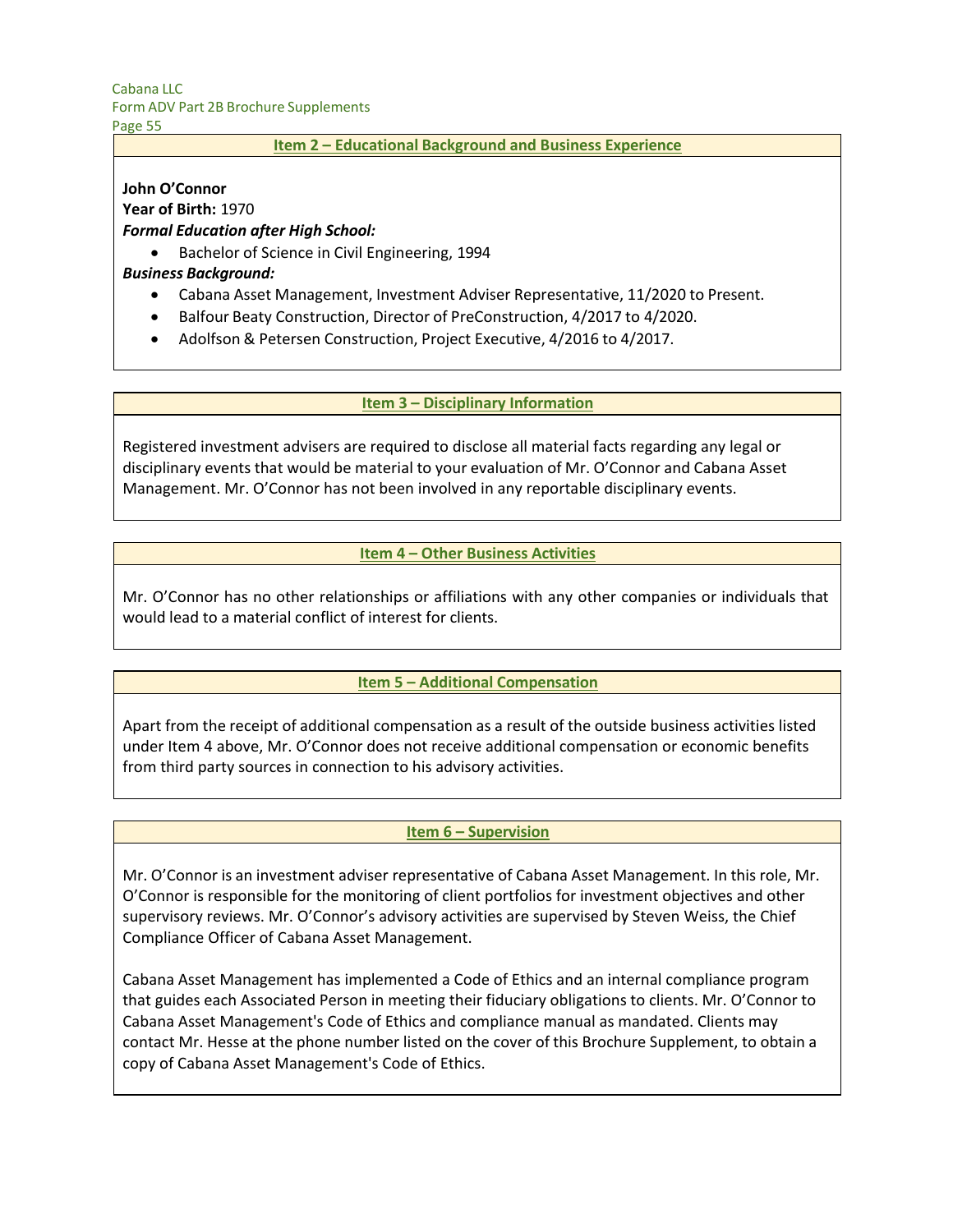## Item 2 – Educational Background and Business Experience

**John O'Connor**
**Year of Birth:** 1970
***Formal Education after High School:***

- Bachelor of Science in Civil Engineering, 1994

***Business Background:***

- Cabana Asset Management, Investment Adviser Representative, 11/2020 to Present.
- Balfour Beaty Construction, Director of PreConstruction, 4/2017 to 4/2020.
- Adolfson & Petersen Construction, Project Executive, 4/2016 to 4/2017.

## Item 3 – Disciplinary Information

Registered investment advisers are required to disclose all material facts regarding any legal or disciplinary events that would be material to your evaluation of Mr. O'Connor and Cabana Asset Management. Mr. O'Connor has not been involved in any reportable disciplinary events.

## Item 4 – Other Business Activities

Mr. O'Connor has no other relationships or affiliations with any other companies or individuals that would lead to a material conflict of interest for clients.

## Item 5 – Additional Compensation

Apart from the receipt of additional compensation as a result of the outside business activities listed under Item 4 above, Mr. O'Connor does not receive additional compensation or economic benefits from third party sources in connection to his advisory activities.

## Item 6 – Supervision

Mr. O'Connor is an investment adviser representative of Cabana Asset Management. In this role, Mr. O'Connor is responsible for the monitoring of client portfolios for investment objectives and other supervisory reviews. Mr. O'Connor's advisory activities are supervised by Steven Weiss, the Chief Compliance Officer of Cabana Asset Management.

Cabana Asset Management has implemented a Code of Ethics and an internal compliance program that guides each Associated Person in meeting their fiduciary obligations to clients. Mr. O'Connor to Cabana Asset Management's Code of Ethics and compliance manual as mandated. Clients may contact Mr. Hesse at the phone number listed on the cover of this Brochure Supplement, to obtain a copy of Cabana Asset Management's Code of Ethics.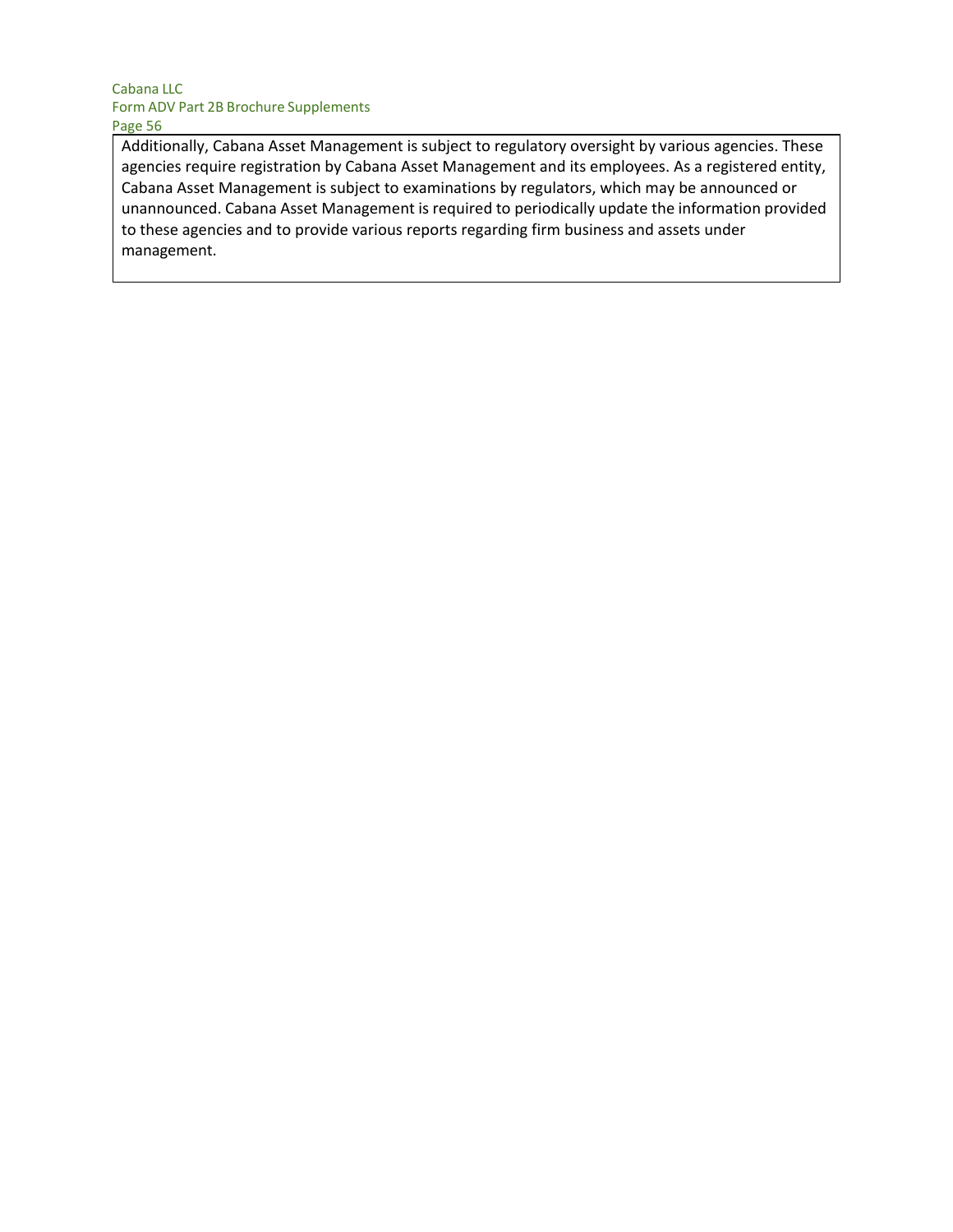Additionally, Cabana Asset Management is subject to regulatory oversight by various agencies. These agencies require registration by Cabana Asset Management and its employees. As a registered entity, Cabana Asset Management is subject to examinations by regulators, which may be announced or unannounced. Cabana Asset Management is required to periodically update the information provided to these agencies and to provide various reports regarding firm business and assets under management.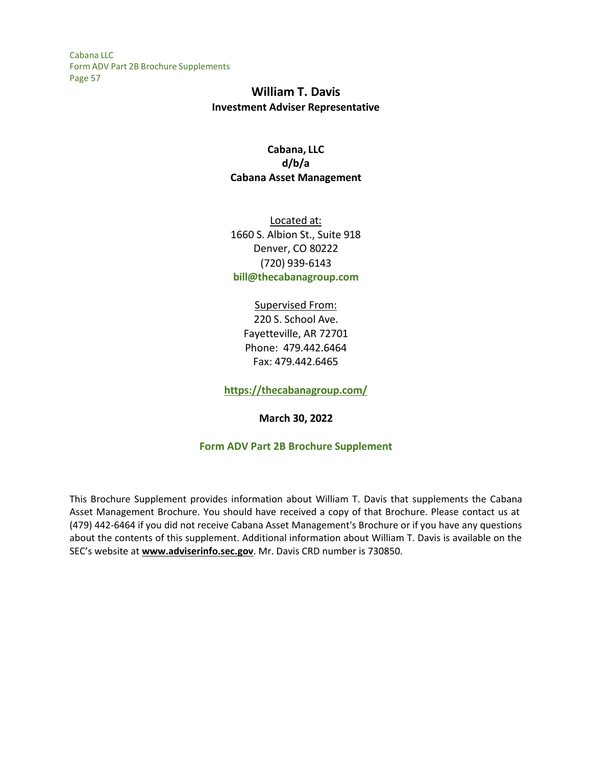# William T. Davis

**Investment Adviser Representative**

**Cabana, LLC**
**d/b/a**
**Cabana Asset Management**

Located at:
1660 S. Albion St., Suite 918
Denver, CO 80222
(720) 939-6143
**bill@thecabanagroup.com**

Supervised From:
220 S. School Ave.
Fayetteville, AR 72701
Phone: 479.442.6464
Fax: 479.442.6465

**https://thecabanagroup.com/**

**March 30, 2022**

## Form ADV Part 2B Brochure Supplement

This Brochure Supplement provides information about William T. Davis that supplements the Cabana Asset Management Brochure. You should have received a copy of that Brochure. Please contact us at (479) 442-6464 if you did not receive Cabana Asset Management's Brochure or if you have any questions about the contents of this supplement. Additional information about William T. Davis is available on the SEC's website at **www.adviserinfo.sec.gov**. Mr. Davis CRD number is 730850.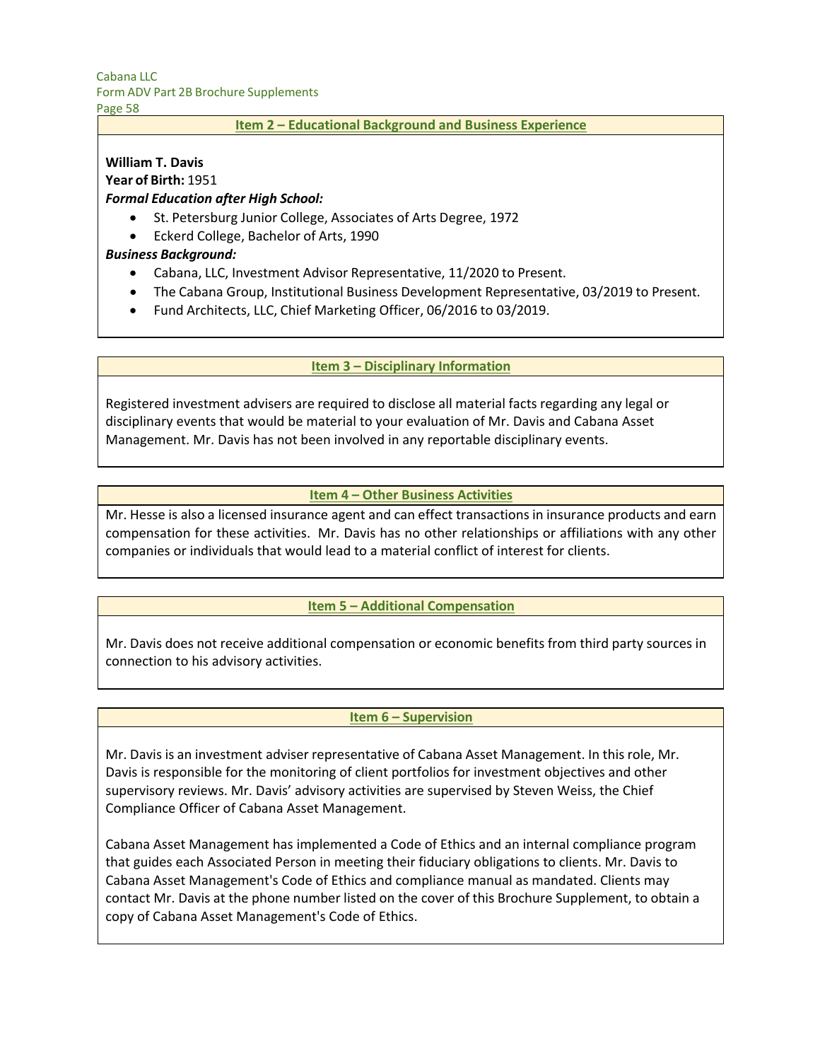## Item 2 – Educational Background and Business Experience

**William T. Davis**
**Year of Birth:** 1951
***Formal Education after High School:***

- St. Petersburg Junior College, Associates of Arts Degree, 1972
- Eckerd College, Bachelor of Arts, 1990

***Business Background:***

- Cabana, LLC, Investment Advisor Representative, 11/2020 to Present.
- The Cabana Group, Institutional Business Development Representative, 03/2019 to Present.
- Fund Architects, LLC, Chief Marketing Officer, 06/2016 to 03/2019.

## Item 3 – Disciplinary Information

Registered investment advisers are required to disclose all material facts regarding any legal or disciplinary events that would be material to your evaluation of Mr. Davis and Cabana Asset Management. Mr. Davis has not been involved in any reportable disciplinary events.

## Item 4 – Other Business Activities

Mr. Hesse is also a licensed insurance agent and can effect transactions in insurance products and earn compensation for these activities. Mr. Davis has no other relationships or affiliations with any other companies or individuals that would lead to a material conflict of interest for clients.

## Item 5 – Additional Compensation

Mr. Davis does not receive additional compensation or economic benefits from third party sources in connection to his advisory activities.

## Item 6 – Supervision

Mr. Davis is an investment adviser representative of Cabana Asset Management. In this role, Mr. Davis is responsible for the monitoring of client portfolios for investment objectives and other supervisory reviews. Mr. Davis' advisory activities are supervised by Steven Weiss, the Chief Compliance Officer of Cabana Asset Management.

Cabana Asset Management has implemented a Code of Ethics and an internal compliance program that guides each Associated Person in meeting their fiduciary obligations to clients. Mr. Davis to Cabana Asset Management's Code of Ethics and compliance manual as mandated. Clients may contact Mr. Davis at the phone number listed on the cover of this Brochure Supplement, to obtain a copy of Cabana Asset Management's Code of Ethics.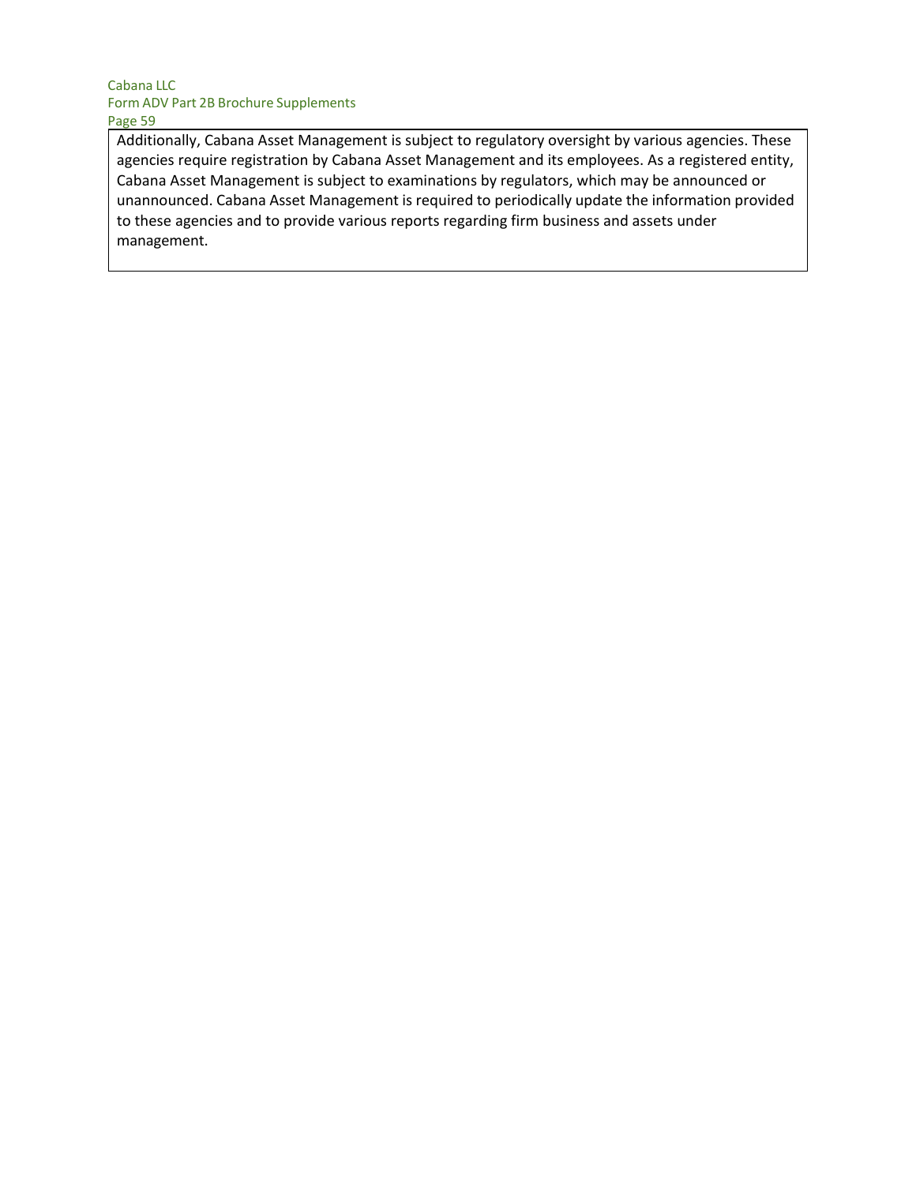Additionally, Cabana Asset Management is subject to regulatory oversight by various agencies. These agencies require registration by Cabana Asset Management and its employees. As a registered entity, Cabana Asset Management is subject to examinations by regulators, which may be announced or unannounced. Cabana Asset Management is required to periodically update the information provided to these agencies and to provide various reports regarding firm business and assets under management.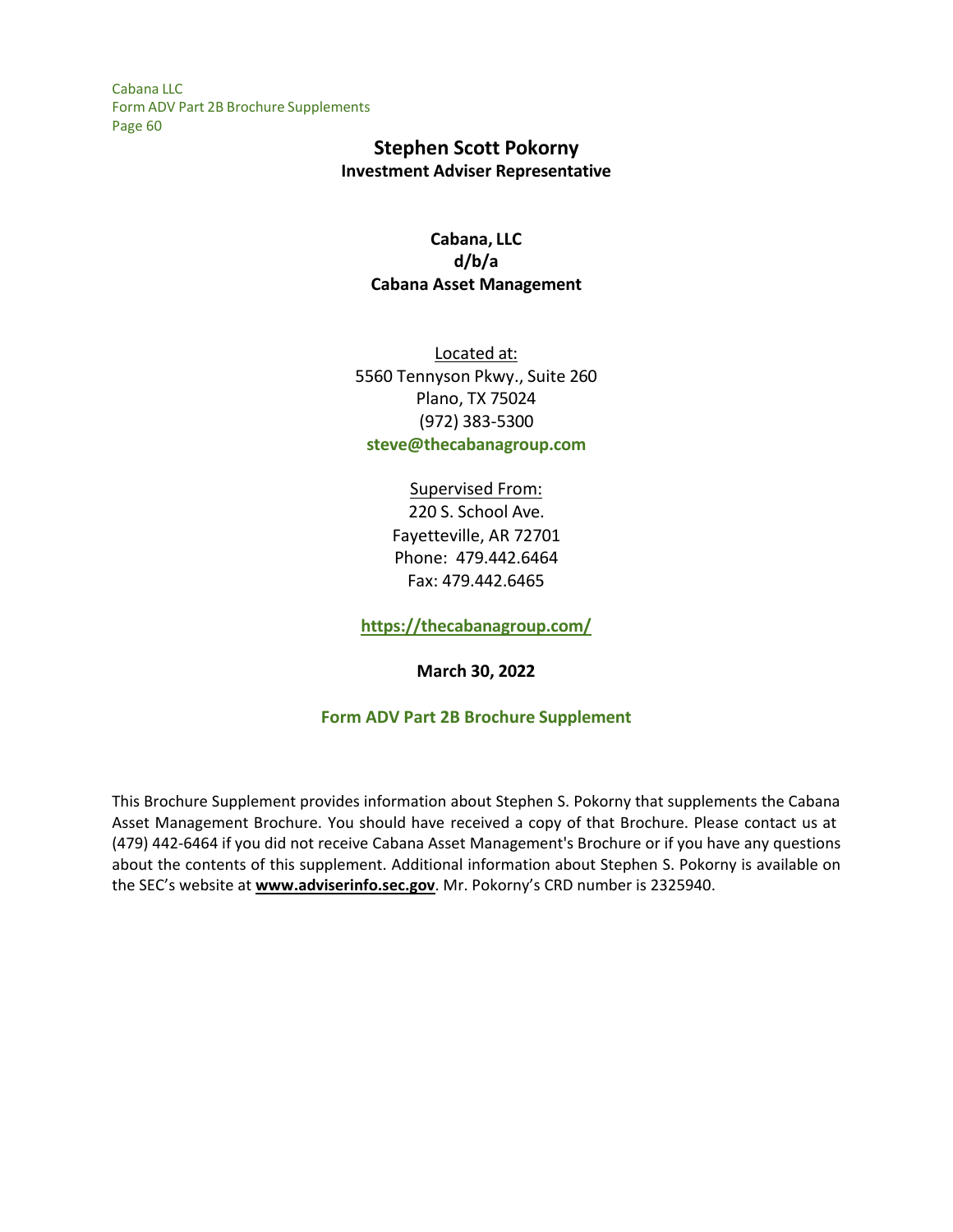# Stephen Scott Pokorny

**Investment Adviser Representative**

**Cabana, LLC**
**d/b/a**
**Cabana Asset Management**

Located at:
5560 Tennyson Pkwy., Suite 260
Plano, TX 75024
(972) 383-5300
**steve@thecabanagroup.com**

Supervised From:
220 S. School Ave.
Fayetteville, AR 72701
Phone: 479.442.6464
Fax: 479.442.6465

**https://thecabanagroup.com/**

**March 30, 2022**

**Form ADV Part 2B Brochure Supplement**

This Brochure Supplement provides information about Stephen S. Pokorny that supplements the Cabana Asset Management Brochure. You should have received a copy of that Brochure. Please contact us at (479) 442-6464 if you did not receive Cabana Asset Management's Brochure or if you have any questions about the contents of this supplement. Additional information about Stephen S. Pokorny is available on the SEC's website at **www.adviserinfo.sec.gov**. Mr. Pokorny's CRD number is 2325940.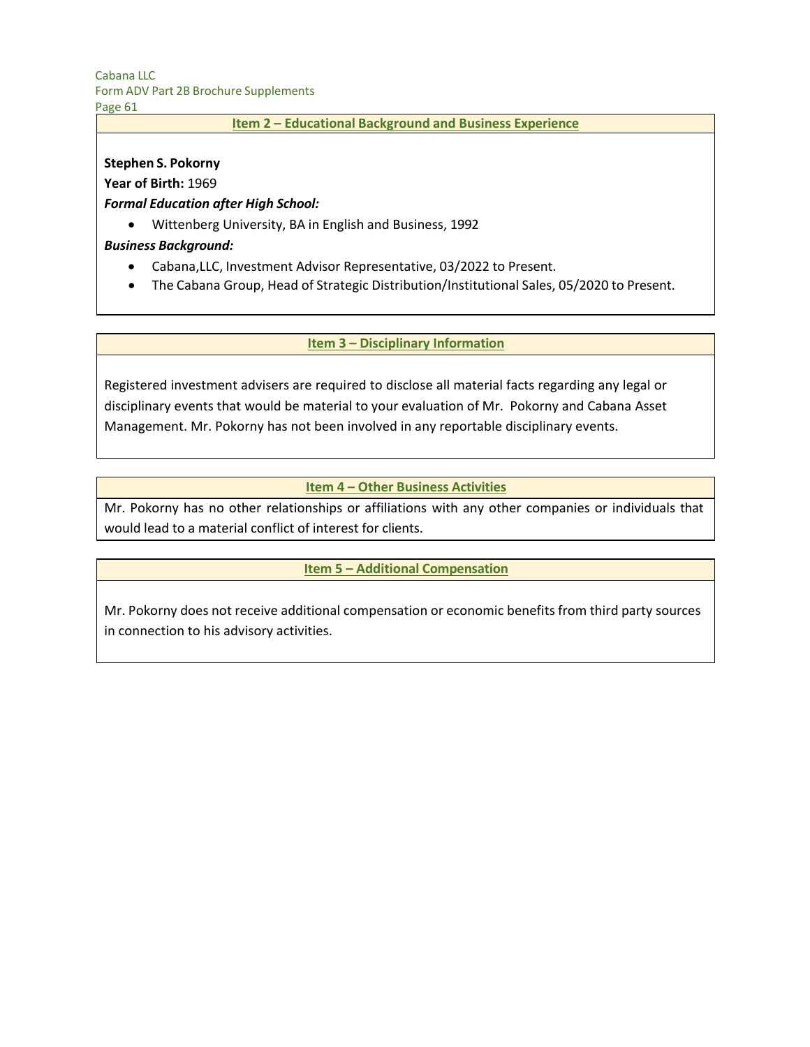## Item 2 – Educational Background and Business Experience

**Stephen S. Pokorny**

**Year of Birth:** 1969

***Formal Education after High School:***

- Wittenberg University, BA in English and Business, 1992

***Business Background:***

- Cabana,LLC, Investment Advisor Representative, 03/2022 to Present.
- The Cabana Group, Head of Strategic Distribution/Institutional Sales, 05/2020 to Present.

## Item 3 – Disciplinary Information

Registered investment advisers are required to disclose all material facts regarding any legal or disciplinary events that would be material to your evaluation of Mr. Pokorny and Cabana Asset Management. Mr. Pokorny has not been involved in any reportable disciplinary events.

## Item 4 – Other Business Activities

Mr. Pokorny has no other relationships or affiliations with any other companies or individuals that would lead to a material conflict of interest for clients.

## Item 5 – Additional Compensation

Mr. Pokorny does not receive additional compensation or economic benefits from third party sources in connection to his advisory activities.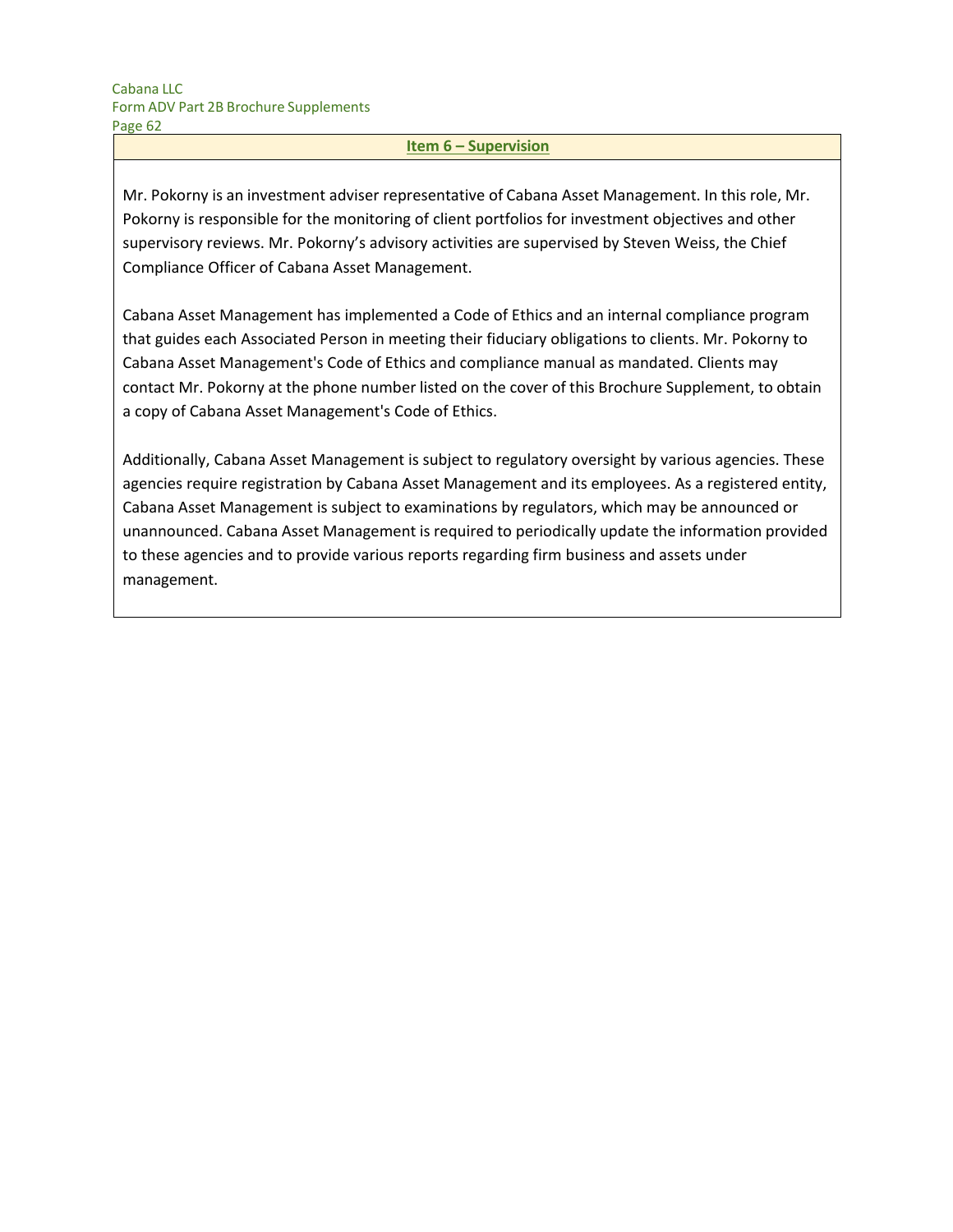## Item 6 – Supervision

Mr. Pokorny is an investment adviser representative of Cabana Asset Management. In this role, Mr. Pokorny is responsible for the monitoring of client portfolios for investment objectives and other supervisory reviews. Mr. Pokorny's advisory activities are supervised by Steven Weiss, the Chief Compliance Officer of Cabana Asset Management.

Cabana Asset Management has implemented a Code of Ethics and an internal compliance program that guides each Associated Person in meeting their fiduciary obligations to clients. Mr. Pokorny to Cabana Asset Management's Code of Ethics and compliance manual as mandated. Clients may contact Mr. Pokorny at the phone number listed on the cover of this Brochure Supplement, to obtain a copy of Cabana Asset Management's Code of Ethics.

Additionally, Cabana Asset Management is subject to regulatory oversight by various agencies. These agencies require registration by Cabana Asset Management and its employees. As a registered entity, Cabana Asset Management is subject to examinations by regulators, which may be announced or unannounced. Cabana Asset Management is required to periodically update the information provided to these agencies and to provide various reports regarding firm business and assets under management.